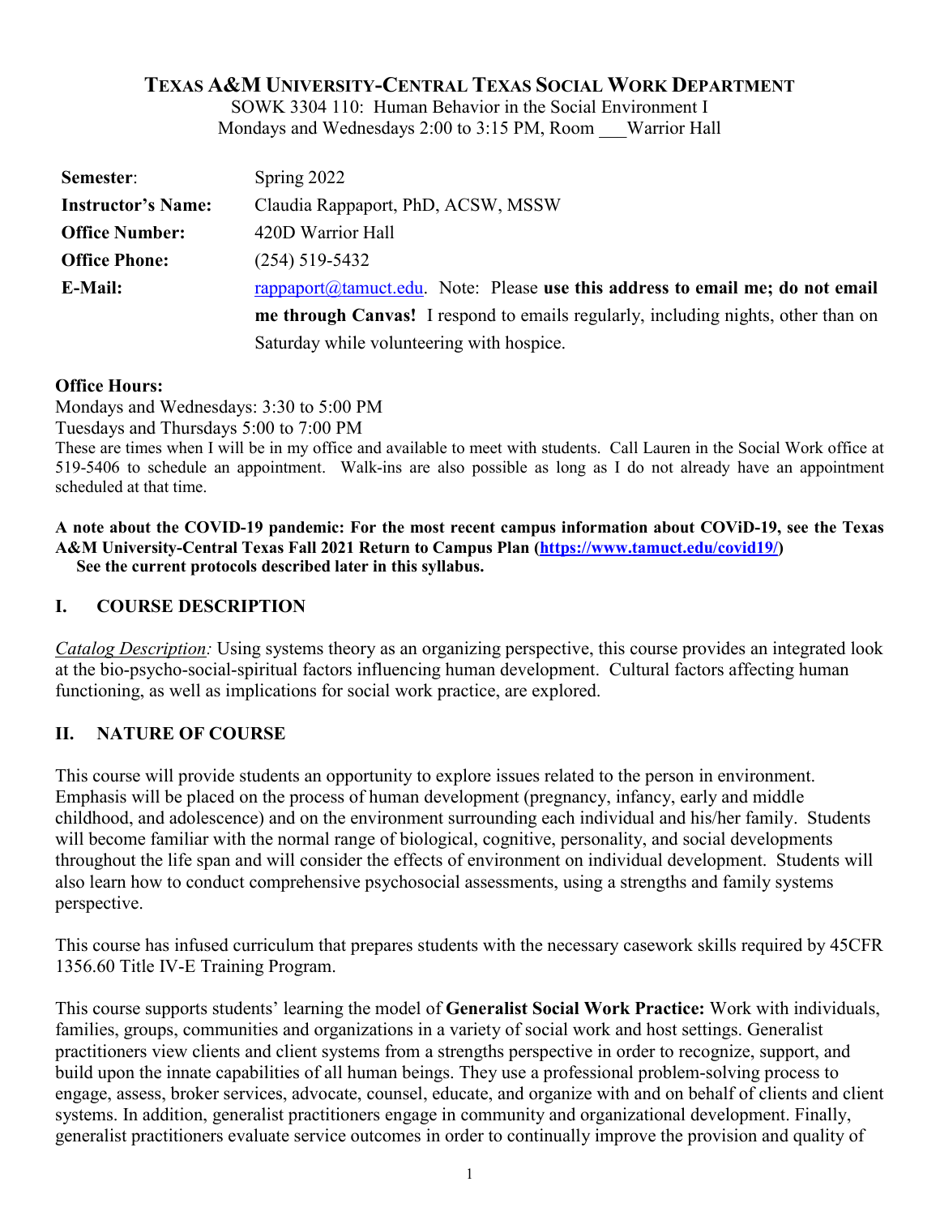# Texas A&M University-Central Texas Social Work Department

SOWK 3304 110: Human Behavior in the Social Environment I
Mondays and Wednesdays 2:00 to 3:15 PM, Room ___Warrior Hall

| | |
|---|---|
| **Semester**: | Spring 2022 |
| **Instructor's Name:** | Claudia Rappaport, PhD, ACSW, MSSW |
| **Office Number:** | 420D Warrior Hall |
| **Office Phone:** | (254) 519-5432 |
| **E-Mail:** | rappaport@tamuct.edu. Note: Please **use this address to email me; do not email me through Canvas!** I respond to emails regularly, including nights, other than on Saturday while volunteering with hospice. |

**Office Hours:**
Mondays and Wednesdays: 3:30 to 5:00 PM
Tuesdays and Thursdays 5:00 to 7:00 PM
These are times when I will be in my office and available to meet with students. Call Lauren in the Social Work office at 519-5406 to schedule an appointment. Walk-ins are also possible as long as I do not already have an appointment scheduled at that time.

**A note about the COVID-19 pandemic: For the most recent campus information about COViD-19, see the Texas A&M University-Central Texas Fall 2021 Return to Campus Plan (https://www.tamuct.edu/covid19/)
See the current protocols described later in this syllabus.**

## I. COURSE DESCRIPTION

*Catalog Description:* Using systems theory as an organizing perspective, this course provides an integrated look at the bio-psycho-social-spiritual factors influencing human development. Cultural factors affecting human functioning, as well as implications for social work practice, are explored.

## II. NATURE OF COURSE

This course will provide students an opportunity to explore issues related to the person in environment. Emphasis will be placed on the process of human development (pregnancy, infancy, early and middle childhood, and adolescence) and on the environment surrounding each individual and his/her family. Students will become familiar with the normal range of biological, cognitive, personality, and social developments throughout the life span and will consider the effects of environment on individual development. Students will also learn how to conduct comprehensive psychosocial assessments, using a strengths and family systems perspective.

This course has infused curriculum that prepares students with the necessary casework skills required by 45CFR 1356.60 Title IV-E Training Program.

This course supports students' learning the model of **Generalist Social Work Practice:** Work with individuals, families, groups, communities and organizations in a variety of social work and host settings. Generalist practitioners view clients and client systems from a strengths perspective in order to recognize, support, and build upon the innate capabilities of all human beings. They use a professional problem-solving process to engage, assess, broker services, advocate, counsel, educate, and organize with and on behalf of clients and client systems. In addition, generalist practitioners engage in community and organizational development. Finally, generalist practitioners evaluate service outcomes in order to continually improve the provision and quality of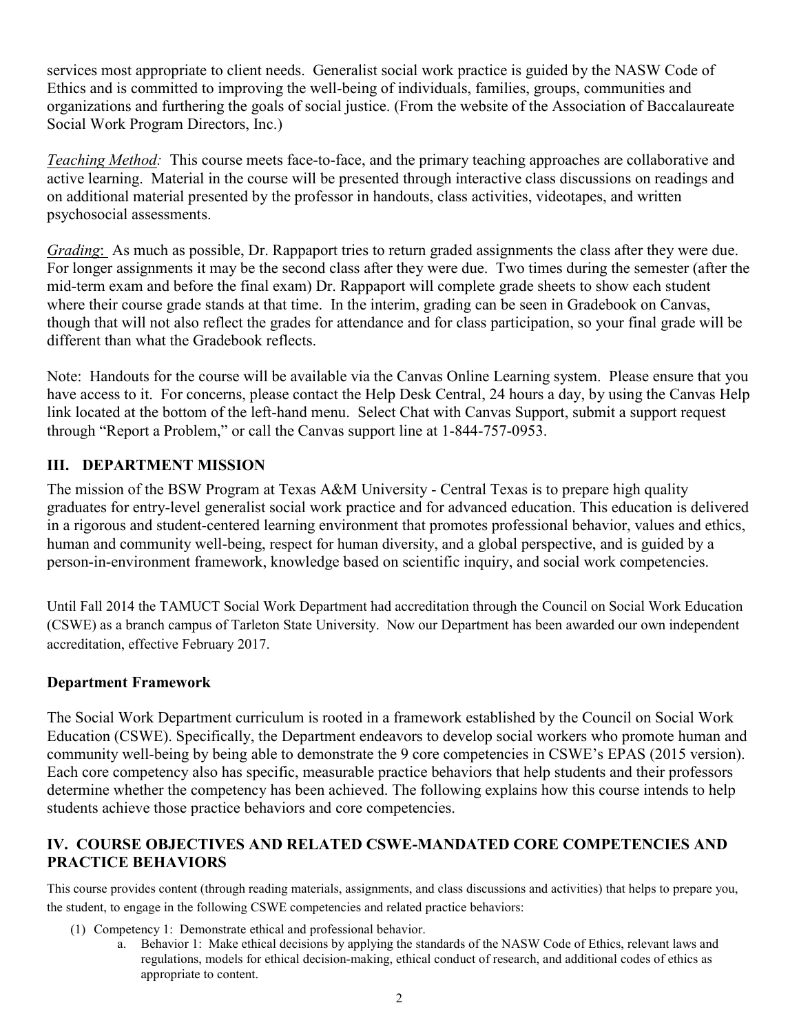services most appropriate to client needs. Generalist social work practice is guided by the NASW Code of Ethics and is committed to improving the well-being of individuals, families, groups, communities and organizations and furthering the goals of social justice. (From the website of the Association of Baccalaureate Social Work Program Directors, Inc.)

*Teaching Method:* This course meets face-to-face, and the primary teaching approaches are collaborative and active learning. Material in the course will be presented through interactive class discussions on readings and on additional material presented by the professor in handouts, class activities, videotapes, and written psychosocial assessments.

*Grading*: As much as possible, Dr. Rappaport tries to return graded assignments the class after they were due. For longer assignments it may be the second class after they were due. Two times during the semester (after the mid-term exam and before the final exam) Dr. Rappaport will complete grade sheets to show each student where their course grade stands at that time. In the interim, grading can be seen in Gradebook on Canvas, though that will not also reflect the grades for attendance and for class participation, so your final grade will be different than what the Gradebook reflects.

Note: Handouts for the course will be available via the Canvas Online Learning system. Please ensure that you have access to it. For concerns, please contact the Help Desk Central, 24 hours a day, by using the Canvas Help link located at the bottom of the left-hand menu. Select Chat with Canvas Support, submit a support request through "Report a Problem," or call the Canvas support line at 1-844-757-0953.

## III. DEPARTMENT MISSION

The mission of the BSW Program at Texas A&M University - Central Texas is to prepare high quality graduates for entry-level generalist social work practice and for advanced education. This education is delivered in a rigorous and student-centered learning environment that promotes professional behavior, values and ethics, human and community well-being, respect for human diversity, and a global perspective, and is guided by a person-in-environment framework, knowledge based on scientific inquiry, and social work competencies.

Until Fall 2014 the TAMUCT Social Work Department had accreditation through the Council on Social Work Education (CSWE) as a branch campus of Tarleton State University. Now our Department has been awarded our own independent accreditation, effective February 2017.

### Department Framework

The Social Work Department curriculum is rooted in a framework established by the Council on Social Work Education (CSWE). Specifically, the Department endeavors to develop social workers who promote human and community well-being by being able to demonstrate the 9 core competencies in CSWE's EPAS (2015 version). Each core competency also has specific, measurable practice behaviors that help students and their professors determine whether the competency has been achieved. The following explains how this course intends to help students achieve those practice behaviors and core competencies.

## IV. COURSE OBJECTIVES AND RELATED CSWE-MANDATED CORE COMPETENCIES AND PRACTICE BEHAVIORS

This course provides content (through reading materials, assignments, and class discussions and activities) that helps to prepare you, the student, to engage in the following CSWE competencies and related practice behaviors:

(1) Competency 1: Demonstrate ethical and professional behavior.
   a. Behavior 1: Make ethical decisions by applying the standards of the NASW Code of Ethics, relevant laws and regulations, models for ethical decision-making, ethical conduct of research, and additional codes of ethics as appropriate to content.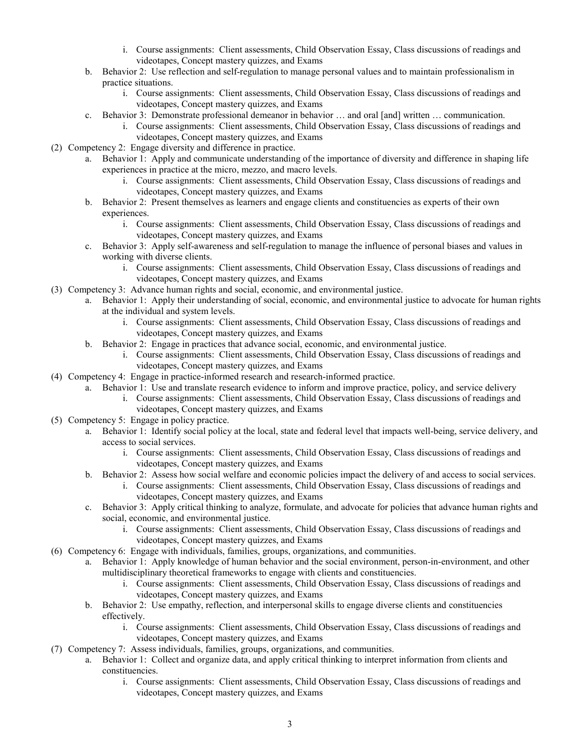i. Course assignments: Client assessments, Child Observation Essay, Class discussions of readings and videotapes, Concept mastery quizzes, and Exams

   b. Behavior 2: Use reflection and self-regulation to manage personal values and to maintain professionalism in practice situations.
      i. Course assignments: Client assessments, Child Observation Essay, Class discussions of readings and videotapes, Concept mastery quizzes, and Exams
   c. Behavior 3: Demonstrate professional demeanor in behavior … and oral [and] written … communication.
      i. Course assignments: Client assessments, Child Observation Essay, Class discussions of readings and videotapes, Concept mastery quizzes, and Exams

(2) Competency 2: Engage diversity and difference in practice.
   a. Behavior 1: Apply and communicate understanding of the importance of diversity and difference in shaping life experiences in practice at the micro, mezzo, and macro levels.
      i. Course assignments: Client assessments, Child Observation Essay, Class discussions of readings and videotapes, Concept mastery quizzes, and Exams
   b. Behavior 2: Present themselves as learners and engage clients and constituencies as experts of their own experiences.
      i. Course assignments: Client assessments, Child Observation Essay, Class discussions of readings and videotapes, Concept mastery quizzes, and Exams
   c. Behavior 3: Apply self-awareness and self-regulation to manage the influence of personal biases and values in working with diverse clients.
      i. Course assignments: Client assessments, Child Observation Essay, Class discussions of readings and videotapes, Concept mastery quizzes, and Exams

(3) Competency 3: Advance human rights and social, economic, and environmental justice.
   a. Behavior 1: Apply their understanding of social, economic, and environmental justice to advocate for human rights at the individual and system levels.
      i. Course assignments: Client assessments, Child Observation Essay, Class discussions of readings and videotapes, Concept mastery quizzes, and Exams
   b. Behavior 2: Engage in practices that advance social, economic, and environmental justice.
      i. Course assignments: Client assessments, Child Observation Essay, Class discussions of readings and videotapes, Concept mastery quizzes, and Exams

(4) Competency 4: Engage in practice-informed research and research-informed practice.
   a. Behavior 1: Use and translate research evidence to inform and improve practice, policy, and service delivery
      i. Course assignments: Client assessments, Child Observation Essay, Class discussions of readings and videotapes, Concept mastery quizzes, and Exams

(5) Competency 5: Engage in policy practice.
   a. Behavior 1: Identify social policy at the local, state and federal level that impacts well-being, service delivery, and access to social services.
      i. Course assignments: Client assessments, Child Observation Essay, Class discussions of readings and videotapes, Concept mastery quizzes, and Exams
   b. Behavior 2: Assess how social welfare and economic policies impact the delivery of and access to social services.
      i. Course assignments: Client assessments, Child Observation Essay, Class discussions of readings and videotapes, Concept mastery quizzes, and Exams
   c. Behavior 3: Apply critical thinking to analyze, formulate, and advocate for policies that advance human rights and social, economic, and environmental justice.
      i. Course assignments: Client assessments, Child Observation Essay, Class discussions of readings and videotapes, Concept mastery quizzes, and Exams

(6) Competency 6: Engage with individuals, families, groups, organizations, and communities.
   a. Behavior 1: Apply knowledge of human behavior and the social environment, person-in-environment, and other multidisciplinary theoretical frameworks to engage with clients and constituencies.
      i. Course assignments: Client assessments, Child Observation Essay, Class discussions of readings and videotapes, Concept mastery quizzes, and Exams
   b. Behavior 2: Use empathy, reflection, and interpersonal skills to engage diverse clients and constituencies effectively.
      i. Course assignments: Client assessments, Child Observation Essay, Class discussions of readings and videotapes, Concept mastery quizzes, and Exams

(7) Competency 7: Assess individuals, families, groups, organizations, and communities.
   a. Behavior 1: Collect and organize data, and apply critical thinking to interpret information from clients and constituencies.
      i. Course assignments: Client assessments, Child Observation Essay, Class discussions of readings and videotapes, Concept mastery quizzes, and Exams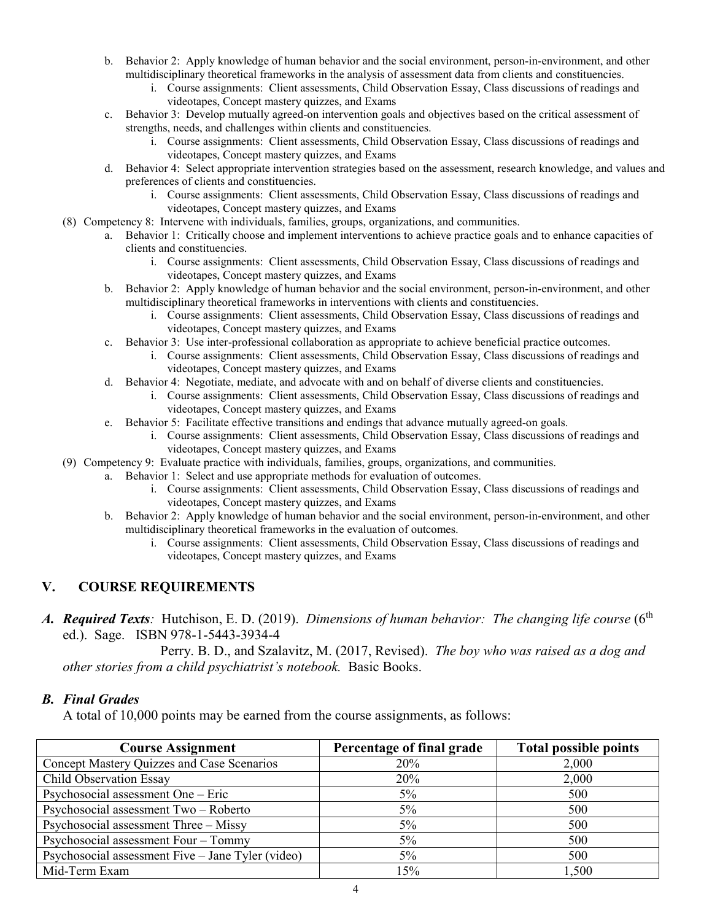b. Behavior 2: Apply knowledge of human behavior and the social environment, person-in-environment, and other multidisciplinary theoretical frameworks in the analysis of assessment data from clients and constituencies.
    i. Course assignments: Client assessments, Child Observation Essay, Class discussions of readings and videotapes, Concept mastery quizzes, and Exams

c. Behavior 3: Develop mutually agreed-on intervention goals and objectives based on the critical assessment of strengths, needs, and challenges within clients and constituencies.
    i. Course assignments: Client assessments, Child Observation Essay, Class discussions of readings and videotapes, Concept mastery quizzes, and Exams

d. Behavior 4: Select appropriate intervention strategies based on the assessment, research knowledge, and values and preferences of clients and constituencies.
    i. Course assignments: Client assessments, Child Observation Essay, Class discussions of readings and videotapes, Concept mastery quizzes, and Exams

(8) Competency 8: Intervene with individuals, families, groups, organizations, and communities.

a. Behavior 1: Critically choose and implement interventions to achieve practice goals and to enhance capacities of clients and constituencies.
    i. Course assignments: Client assessments, Child Observation Essay, Class discussions of readings and videotapes, Concept mastery quizzes, and Exams

b. Behavior 2: Apply knowledge of human behavior and the social environment, person-in-environment, and other multidisciplinary theoretical frameworks in interventions with clients and constituencies.
    i. Course assignments: Client assessments, Child Observation Essay, Class discussions of readings and videotapes, Concept mastery quizzes, and Exams

c. Behavior 3: Use inter-professional collaboration as appropriate to achieve beneficial practice outcomes.
    i. Course assignments: Client assessments, Child Observation Essay, Class discussions of readings and videotapes, Concept mastery quizzes, and Exams

d. Behavior 4: Negotiate, mediate, and advocate with and on behalf of diverse clients and constituencies.
    i. Course assignments: Client assessments, Child Observation Essay, Class discussions of readings and videotapes, Concept mastery quizzes, and Exams

e. Behavior 5: Facilitate effective transitions and endings that advance mutually agreed-on goals.
    i. Course assignments: Client assessments, Child Observation Essay, Class discussions of readings and videotapes, Concept mastery quizzes, and Exams

(9) Competency 9: Evaluate practice with individuals, families, groups, organizations, and communities.

a. Behavior 1: Select and use appropriate methods for evaluation of outcomes.
    i. Course assignments: Client assessments, Child Observation Essay, Class discussions of readings and videotapes, Concept mastery quizzes, and Exams

b. Behavior 2: Apply knowledge of human behavior and the social environment, person-in-environment, and other multidisciplinary theoretical frameworks in the evaluation of outcomes.
    i. Course assignments: Client assessments, Child Observation Essay, Class discussions of readings and videotapes, Concept mastery quizzes, and Exams

## V. COURSE REQUIREMENTS

***A. Required Texts**:* Hutchison, E. D. (2019). *Dimensions of human behavior: The changing life course* (6th ed.). Sage. ISBN 978-1-5443-3934-4

Perry. B. D., and Szalavitz, M. (2017, Revised). *The boy who was raised as a dog and other stories from a child psychiatrist's notebook.* Basic Books.

### *B. Final Grades*

A total of 10,000 points may be earned from the course assignments, as follows:

| Course Assignment | Percentage of final grade | Total possible points |
|---|---|---|
| Concept Mastery Quizzes and Case Scenarios | 20% | 2,000 |
| Child Observation Essay | 20% | 2,000 |
| Psychosocial assessment One – Eric | 5% | 500 |
| Psychosocial assessment Two – Roberto | 5% | 500 |
| Psychosocial assessment Three – Missy | 5% | 500 |
| Psychosocial assessment Four – Tommy | 5% | 500 |
| Psychosocial assessment Five – Jane Tyler (video) | 5% | 500 |
| Mid-Term Exam | 15% | 1,500 |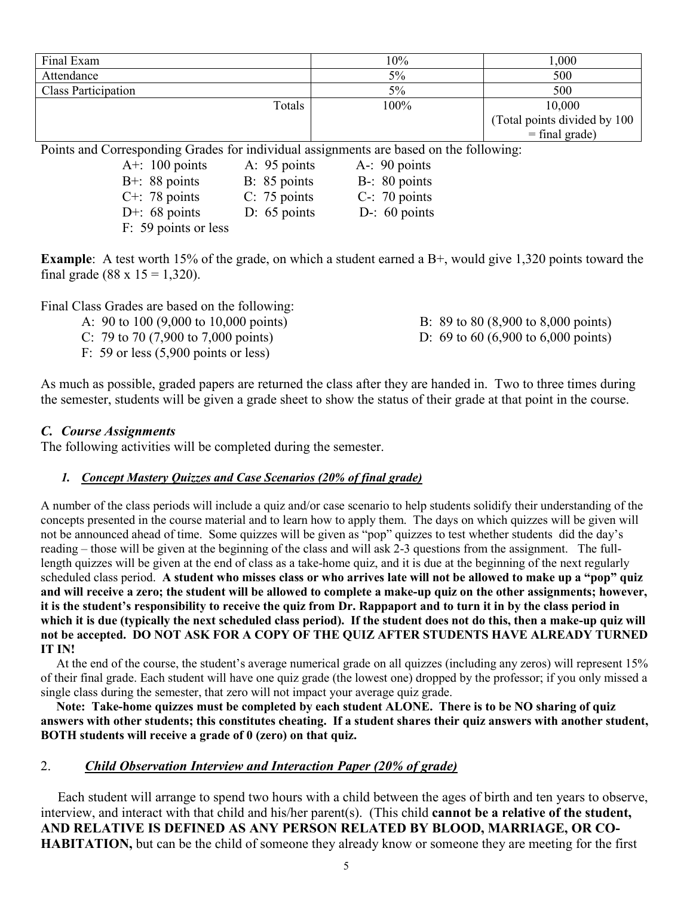| Final Exam | 10% | 1,000 |
|---|---|---|
| Attendance | 5% | 500 |
| Class Participation | 5% | 500 |
| Totals | 100% | 10,000 (Total points divided by 100 = final grade) |

Points and Corresponding Grades for individual assignments are based on the following:

| | | |
|---|---|---|
| A+: 100 points | A: 95 points | A-: 90 points |
| B+: 88 points | B: 85 points | B-: 80 points |
| C+: 78 points | C: 75 points | C-: 70 points |
| D+: 68 points | D: 65 points | D-: 60 points |
| F: 59 points or less | | |

**Example**: A test worth 15% of the grade, on which a student earned a B+, would give 1,320 points toward the final grade (88 x 15 = 1,320).

Final Class Grades are based on the following:

- A: 90 to 100 (9,000 to 10,000 points)
- B: 89 to 80 (8,900 to 8,000 points)
- C: 79 to 70 (7,900 to 7,000 points)
- D: 69 to 60 (6,900 to 6,000 points)
- F: 59 or less (5,900 points or less)

As much as possible, graded papers are returned the class after they are handed in. Two to three times during the semester, students will be given a grade sheet to show the status of their grade at that point in the course.

### *C. Course Assignments*

The following activities will be completed during the semester.

#### *1. Concept Mastery Quizzes and Case Scenarios (20% of final grade)*

A number of the class periods will include a quiz and/or case scenario to help students solidify their understanding of the concepts presented in the course material and to learn how to apply them. The days on which quizzes will be given will not be announced ahead of time. Some quizzes will be given as "pop" quizzes to test whether students did the day's reading – those will be given at the beginning of the class and will ask 2-3 questions from the assignment. The full-length quizzes will be given at the end of class as a take-home quiz, and it is due at the beginning of the next regularly scheduled class period. **A student who misses class or who arrives late will not be allowed to make up a "pop" quiz and will receive a zero; the student will be allowed to complete a make-up quiz on the other assignments; however, it is the student's responsibility to receive the quiz from Dr. Rappaport and to turn it in by the class period in which it is due (typically the next scheduled class period). If the student does not do this, then a make-up quiz will not be accepted. DO NOT ASK FOR A COPY OF THE QUIZ AFTER STUDENTS HAVE ALREADY TURNED IT IN!**

At the end of the course, the student's average numerical grade on all quizzes (including any zeros) will represent 15% of their final grade. Each student will have one quiz grade (the lowest one) dropped by the professor; if you only missed a single class during the semester, that zero will not impact your average quiz grade.

**Note: Take-home quizzes must be completed by each student ALONE. There is to be NO sharing of quiz answers with other students; this constitutes cheating. If a student shares their quiz answers with another student, BOTH students will receive a grade of 0 (zero) on that quiz.**

#### 2. *Child Observation Interview and Interaction Paper (20% of grade)*

Each student will arrange to spend two hours with a child between the ages of birth and ten years to observe, interview, and interact with that child and his/her parent(s). (This child **cannot be a relative of the student, AND RELATIVE IS DEFINED AS ANY PERSON RELATED BY BLOOD, MARRIAGE, OR CO-HABITATION,** but can be the child of someone they already know or someone they are meeting for the first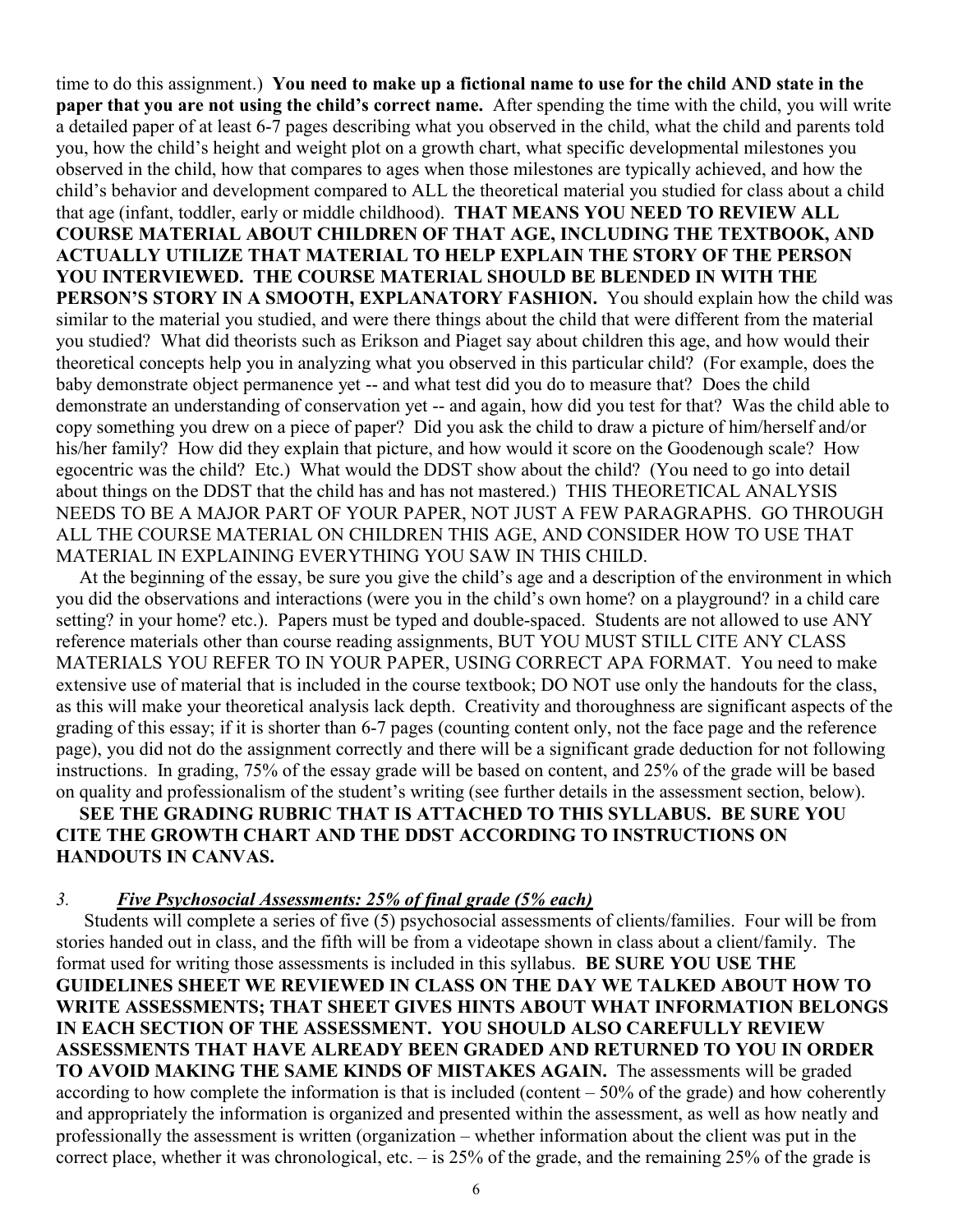time to do this assignment.) **You need to make up a fictional name to use for the child AND state in the paper that you are not using the child's correct name.** After spending the time with the child, you will write a detailed paper of at least 6-7 pages describing what you observed in the child, what the child and parents told you, how the child's height and weight plot on a growth chart, what specific developmental milestones you observed in the child, how that compares to ages when those milestones are typically achieved, and how the child's behavior and development compared to ALL the theoretical material you studied for class about a child that age (infant, toddler, early or middle childhood). **THAT MEANS YOU NEED TO REVIEW ALL COURSE MATERIAL ABOUT CHILDREN OF THAT AGE, INCLUDING THE TEXTBOOK, AND ACTUALLY UTILIZE THAT MATERIAL TO HELP EXPLAIN THE STORY OF THE PERSON YOU INTERVIEWED. THE COURSE MATERIAL SHOULD BE BLENDED IN WITH THE PERSON'S STORY IN A SMOOTH, EXPLANATORY FASHION.** You should explain how the child was similar to the material you studied, and were there things about the child that were different from the material you studied? What did theorists such as Erikson and Piaget say about children this age, and how would their theoretical concepts help you in analyzing what you observed in this particular child? (For example, does the baby demonstrate object permanence yet -- and what test did you do to measure that? Does the child demonstrate an understanding of conservation yet -- and again, how did you test for that? Was the child able to copy something you drew on a piece of paper? Did you ask the child to draw a picture of him/herself and/or his/her family? How did they explain that picture, and how would it score on the Goodenough scale? How egocentric was the child? Etc.) What would the DDST show about the child? (You need to go into detail about things on the DDST that the child has and has not mastered.) THIS THEORETICAL ANALYSIS NEEDS TO BE A MAJOR PART OF YOUR PAPER, NOT JUST A FEW PARAGRAPHS. GO THROUGH ALL THE COURSE MATERIAL ON CHILDREN THIS AGE, AND CONSIDER HOW TO USE THAT MATERIAL IN EXPLAINING EVERYTHING YOU SAW IN THIS CHILD.

At the beginning of the essay, be sure you give the child's age and a description of the environment in which you did the observations and interactions (were you in the child's own home? on a playground? in a child care setting? in your home? etc.). Papers must be typed and double-spaced. Students are not allowed to use ANY reference materials other than course reading assignments, BUT YOU MUST STILL CITE ANY CLASS MATERIALS YOU REFER TO IN YOUR PAPER, USING CORRECT APA FORMAT. You need to make extensive use of material that is included in the course textbook; DO NOT use only the handouts for the class, as this will make your theoretical analysis lack depth. Creativity and thoroughness are significant aspects of the grading of this essay; if it is shorter than 6-7 pages (counting content only, not the face page and the reference page), you did not do the assignment correctly and there will be a significant grade deduction for not following instructions. In grading, 75% of the essay grade will be based on content, and 25% of the grade will be based on quality and professionalism of the student's writing (see further details in the assessment section, below).

**SEE THE GRADING RUBRIC THAT IS ATTACHED TO THIS SYLLABUS. BE SURE YOU CITE THE GROWTH CHART AND THE DDST ACCORDING TO INSTRUCTIONS ON HANDOUTS IN CANVAS.**

*3. __Five Psychosocial Assessments: 25% of final grade (5% each)__*

Students will complete a series of five (5) psychosocial assessments of clients/families. Four will be from stories handed out in class, and the fifth will be from a videotape shown in class about a client/family. The format used for writing those assessments is included in this syllabus. **BE SURE YOU USE THE GUIDELINES SHEET WE REVIEWED IN CLASS ON THE DAY WE TALKED ABOUT HOW TO WRITE ASSESSMENTS; THAT SHEET GIVES HINTS ABOUT WHAT INFORMATION BELONGS IN EACH SECTION OF THE ASSESSMENT. YOU SHOULD ALSO CAREFULLY REVIEW ASSESSMENTS THAT HAVE ALREADY BEEN GRADED AND RETURNED TO YOU IN ORDER TO AVOID MAKING THE SAME KINDS OF MISTAKES AGAIN.** The assessments will be graded according to how complete the information is that is included (content – 50% of the grade) and how coherently and appropriately the information is organized and presented within the assessment, as well as how neatly and professionally the assessment is written (organization – whether information about the client was put in the correct place, whether it was chronological, etc. – is 25% of the grade, and the remaining 25% of the grade is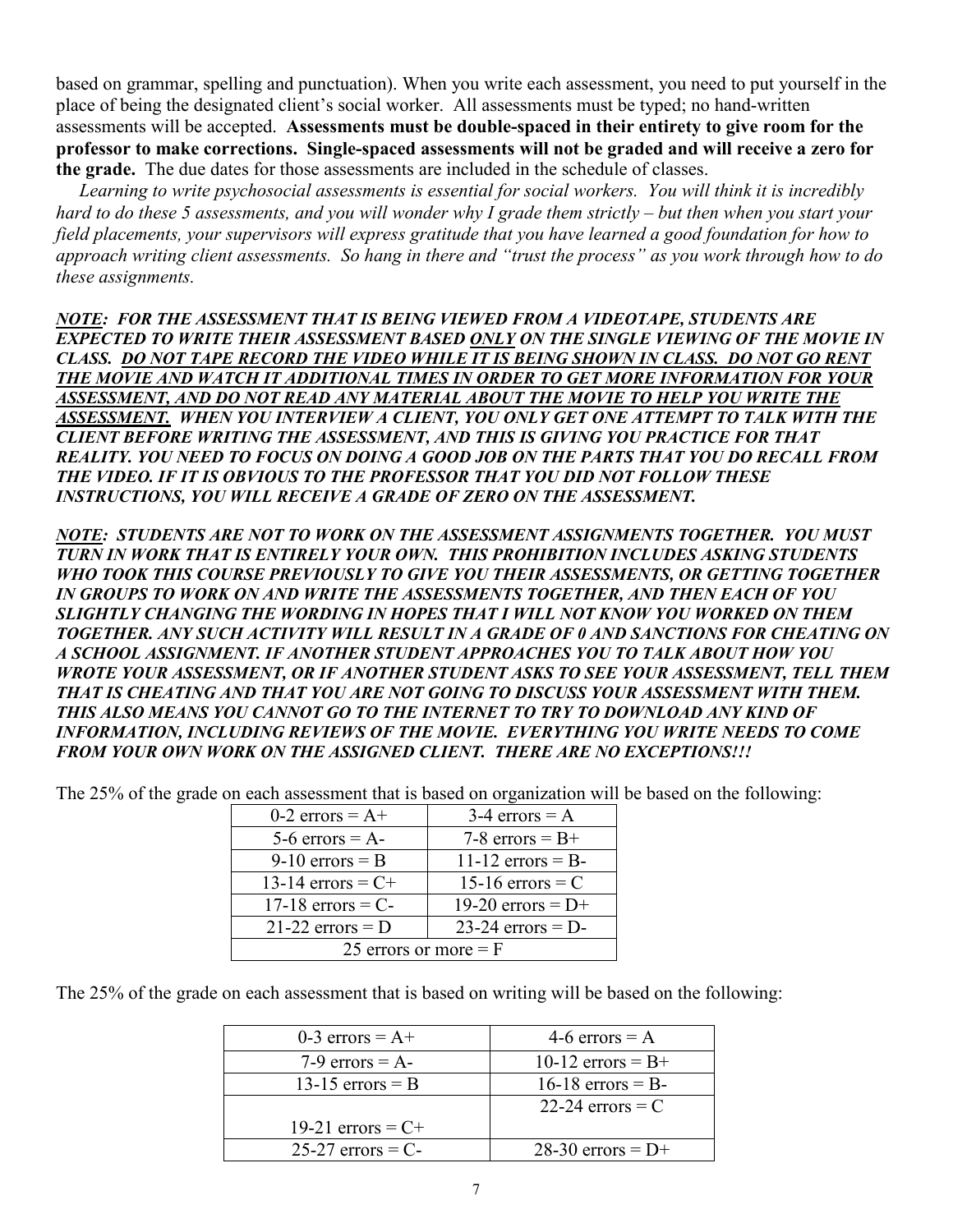based on grammar, spelling and punctuation). When you write each assessment, you need to put yourself in the place of being the designated client's social worker. All assessments must be typed; no hand-written assessments will be accepted. **Assessments must be double-spaced in their entirety to give room for the professor to make corrections. Single-spaced assessments will not be graded and will receive a zero for the grade.** The due dates for those assessments are included in the schedule of classes.

*Learning to write psychosocial assessments is essential for social workers. You will think it is incredibly hard to do these 5 assessments, and you will wonder why I grade them strictly – but then when you start your field placements, your supervisors will express gratitude that you have learned a good foundation for how to approach writing client assessments. So hang in there and "trust the process" as you work through how to do these assignments.*

***NOTE*: *FOR THE ASSESSMENT THAT IS BEING VIEWED FROM A VIDEOTAPE, STUDENTS ARE EXPECTED TO WRITE THEIR ASSESSMENT BASED ONLY ON THE SINGLE VIEWING OF THE MOVIE IN CLASS. DO NOT TAPE RECORD THE VIDEO WHILE IT IS BEING SHOWN IN CLASS. DO NOT GO RENT THE MOVIE AND WATCH IT ADDITIONAL TIMES IN ORDER TO GET MORE INFORMATION FOR YOUR ASSESSMENT, AND DO NOT READ ANY MATERIAL ABOUT THE MOVIE TO HELP YOU WRITE THE ASSESSMENT. WHEN YOU INTERVIEW A CLIENT, YOU ONLY GET ONE ATTEMPT TO TALK WITH THE CLIENT BEFORE WRITING THE ASSESSMENT, AND THIS IS GIVING YOU PRACTICE FOR THAT REALITY. YOU NEED TO FOCUS ON DOING A GOOD JOB ON THE PARTS THAT YOU DO RECALL FROM THE VIDEO. IF IT IS OBVIOUS TO THE PROFESSOR THAT YOU DID NOT FOLLOW THESE INSTRUCTIONS, YOU WILL RECEIVE A GRADE OF ZERO ON THE ASSESSMENT.***

***NOTE*: *STUDENTS ARE NOT TO WORK ON THE ASSESSMENT ASSIGNMENTS TOGETHER. YOU MUST TURN IN WORK THAT IS ENTIRELY YOUR OWN. THIS PROHIBITION INCLUDES ASKING STUDENTS WHO TOOK THIS COURSE PREVIOUSLY TO GIVE YOU THEIR ASSESSMENTS, OR GETTING TOGETHER IN GROUPS TO WORK ON AND WRITE THE ASSESSMENTS TOGETHER, AND THEN EACH OF YOU SLIGHTLY CHANGING THE WORDING IN HOPES THAT I WILL NOT KNOW YOU WORKED ON THEM TOGETHER. ANY SUCH ACTIVITY WILL RESULT IN A GRADE OF 0 AND SANCTIONS FOR CHEATING ON A SCHOOL ASSIGNMENT. IF ANOTHER STUDENT APPROACHES YOU TO TALK ABOUT HOW YOU WROTE YOUR ASSESSMENT, OR IF ANOTHER STUDENT ASKS TO SEE YOUR ASSESSMENT, TELL THEM THAT IS CHEATING AND THAT YOU ARE NOT GOING TO DISCUSS YOUR ASSESSMENT WITH THEM. THIS ALSO MEANS YOU CANNOT GO TO THE INTERNET TO TRY TO DOWNLOAD ANY KIND OF INFORMATION, INCLUDING REVIEWS OF THE MOVIE. EVERYTHING YOU WRITE NEEDS TO COME FROM YOUR OWN WORK ON THE ASSIGNED CLIENT. THERE ARE NO EXCEPTIONS!!!***

The 25% of the grade on each assessment that is based on organization will be based on the following:

| | |
|---|---|
| 0-2 errors = A+ | 3-4 errors = A |
| 5-6 errors = A- | 7-8 errors = B+ |
| 9-10 errors = B | 11-12 errors = B- |
| 13-14 errors = C+ | 15-16 errors = C |
| 17-18 errors = C- | 19-20 errors = D+ |
| 21-22 errors = D | 23-24 errors = D- |
| 25 errors or more = F | |

The 25% of the grade on each assessment that is based on writing will be based on the following:

| | |
|---|---|
| 0-3 errors = A+ | 4-6 errors = A |
| 7-9 errors = A- | 10-12 errors = B+ |
| 13-15 errors = B | 16-18 errors = B- |
| 19-21 errors = C+ | 22-24 errors = C |
| 25-27 errors = C- | 28-30 errors = D+ |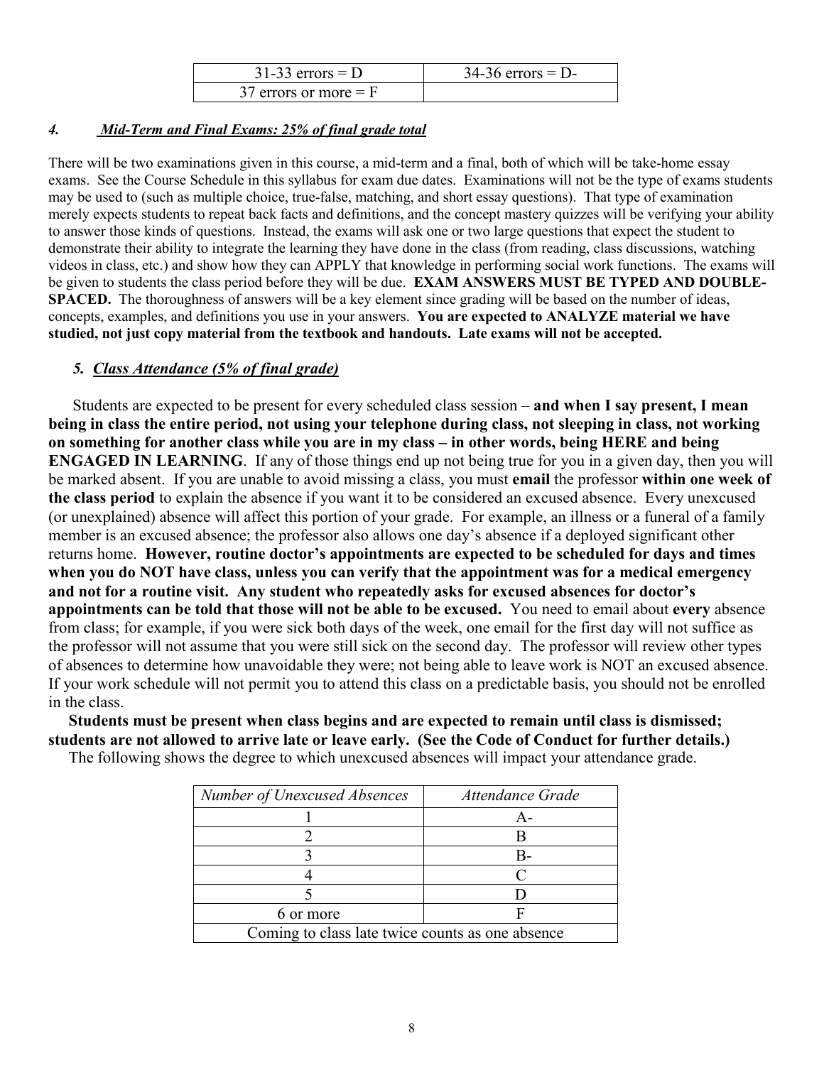| 31-33 errors = D | 34-36 errors = D- |
|---|---|
| 37 errors or more = F | |

### *4. Mid-Term and Final Exams: 25% of final grade total*

There will be two examinations given in this course, a mid-term and a final, both of which will be take-home essay exams. See the Course Schedule in this syllabus for exam due dates. Examinations will not be the type of exams students may be used to (such as multiple choice, true-false, matching, and short essay questions). That type of examination merely expects students to repeat back facts and definitions, and the concept mastery quizzes will be verifying your ability to answer those kinds of questions. Instead, the exams will ask one or two large questions that expect the student to demonstrate their ability to integrate the learning they have done in the class (from reading, class discussions, watching videos in class, etc.) and show how they can APPLY that knowledge in performing social work functions. The exams will be given to students the class period before they will be due. **EXAM ANSWERS MUST BE TYPED AND DOUBLE-SPACED.** The thoroughness of answers will be a key element since grading will be based on the number of ideas, concepts, examples, and definitions you use in your answers. **You are expected to ANALYZE material we have studied, not just copy material from the textbook and handouts. Late exams will not be accepted.**

### *5. Class Attendance (5% of final grade)*

Students are expected to be present for every scheduled class session – **and when I say present, I mean being in class the entire period, not using your telephone during class, not sleeping in class, not working on something for another class while you are in my class – in other words, being HERE and being ENGAGED IN LEARNING**. If any of those things end up not being true for you in a given day, then you will be marked absent. If you are unable to avoid missing a class, you must **email** the professor **within one week of the class period** to explain the absence if you want it to be considered an excused absence. Every unexcused (or unexplained) absence will affect this portion of your grade. For example, an illness or a funeral of a family member is an excused absence; the professor also allows one day's absence if a deployed significant other returns home. **However, routine doctor's appointments are expected to be scheduled for days and times when you do NOT have class, unless you can verify that the appointment was for a medical emergency and not for a routine visit. Any student who repeatedly asks for excused absences for doctor's appointments can be told that those will not be able to be excused.** You need to email about **every** absence from class; for example, if you were sick both days of the week, one email for the first day will not suffice as the professor will not assume that you were still sick on the second day. The professor will review other types of absences to determine how unavoidable they were; not being able to leave work is NOT an excused absence. If your work schedule will not permit you to attend this class on a predictable basis, you should not be enrolled in the class.

**Students must be present when class begins and are expected to remain until class is dismissed; students are not allowed to arrive late or leave early. (See the Code of Conduct for further details.)**

The following shows the degree to which unexcused absences will impact your attendance grade.

| *Number of Unexcused Absences* | *Attendance Grade* |
|---|---|
| 1 | A- |
| 2 | B |
| 3 | B- |
| 4 | C |
| 5 | D |
| 6 or more | F |
| Coming to class late twice counts as one absence | |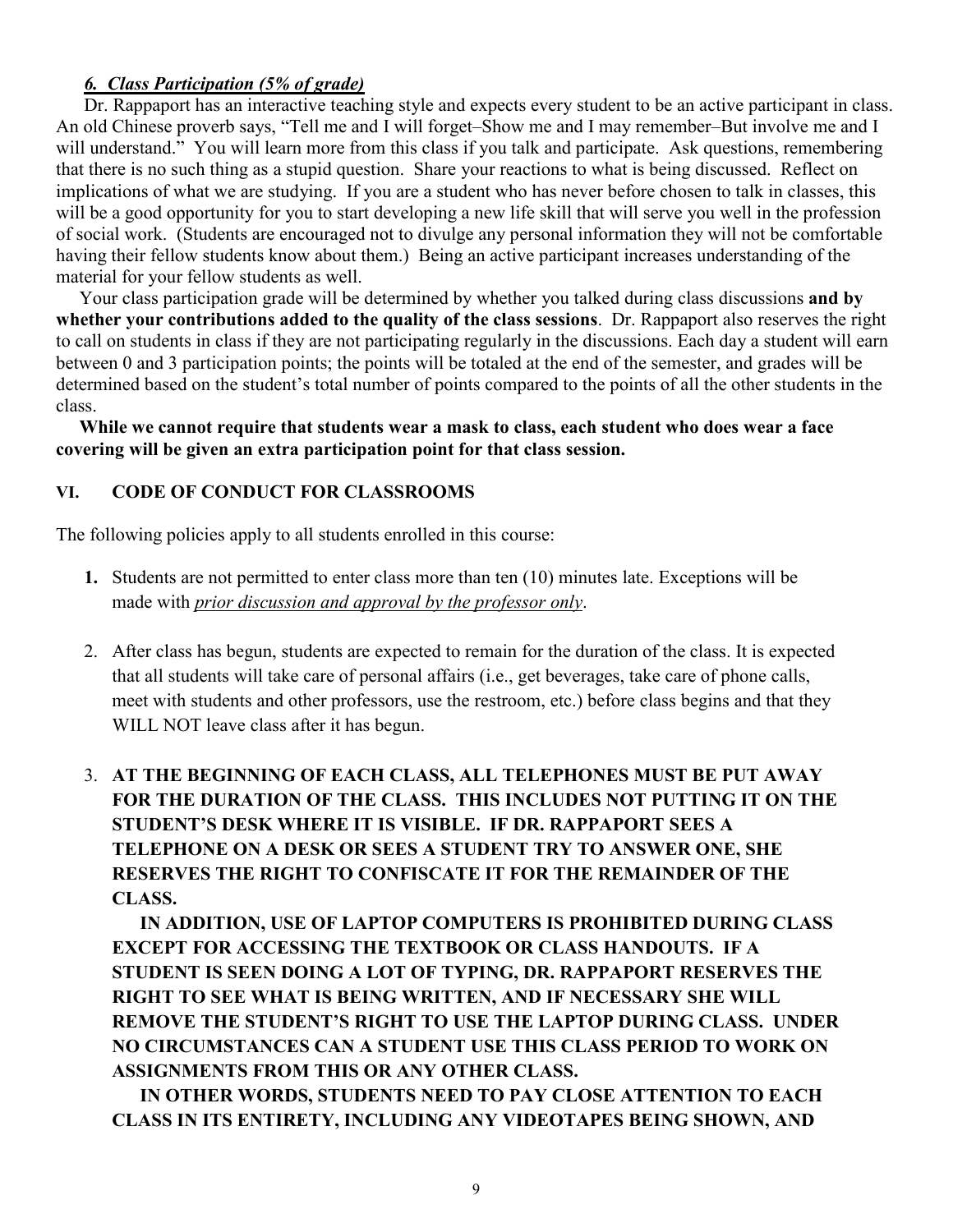### *6. Class Participation (5% of grade)*

Dr. Rappaport has an interactive teaching style and expects every student to be an active participant in class. An old Chinese proverb says, "Tell me and I will forget–Show me and I may remember–But involve me and I will understand." You will learn more from this class if you talk and participate. Ask questions, remembering that there is no such thing as a stupid question. Share your reactions to what is being discussed. Reflect on implications of what we are studying. If you are a student who has never before chosen to talk in classes, this will be a good opportunity for you to start developing a new life skill that will serve you well in the profession of social work. (Students are encouraged not to divulge any personal information they will not be comfortable having their fellow students know about them.) Being an active participant increases understanding of the material for your fellow students as well.

Your class participation grade will be determined by whether you talked during class discussions **and by whether your contributions added to the quality of the class sessions**. Dr. Rappaport also reserves the right to call on students in class if they are not participating regularly in the discussions. Each day a student will earn between 0 and 3 participation points; the points will be totaled at the end of the semester, and grades will be determined based on the student's total number of points compared to the points of all the other students in the class.

**While we cannot require that students wear a mask to class, each student who does wear a face covering will be given an extra participation point for that class session.**

## VI. CODE OF CONDUCT FOR CLASSROOMS

The following policies apply to all students enrolled in this course:

1. Students are not permitted to enter class more than ten (10) minutes late. Exceptions will be made with *prior discussion and approval by the professor only*.

2. After class has begun, students are expected to remain for the duration of the class. It is expected that all students will take care of personal affairs (i.e., get beverages, take care of phone calls, meet with students and other professors, use the restroom, etc.) before class begins and that they WILL NOT leave class after it has begun.

3. **AT THE BEGINNING OF EACH CLASS, ALL TELEPHONES MUST BE PUT AWAY FOR THE DURATION OF THE CLASS. THIS INCLUDES NOT PUTTING IT ON THE STUDENT'S DESK WHERE IT IS VISIBLE. IF DR. RAPPAPORT SEES A TELEPHONE ON A DESK OR SEES A STUDENT TRY TO ANSWER ONE, SHE RESERVES THE RIGHT TO CONFISCATE IT FOR THE REMAINDER OF THE CLASS.**

   **IN ADDITION, USE OF LAPTOP COMPUTERS IS PROHIBITED DURING CLASS EXCEPT FOR ACCESSING THE TEXTBOOK OR CLASS HANDOUTS. IF A STUDENT IS SEEN DOING A LOT OF TYPING, DR. RAPPAPORT RESERVES THE RIGHT TO SEE WHAT IS BEING WRITTEN, AND IF NECESSARY SHE WILL REMOVE THE STUDENT'S RIGHT TO USE THE LAPTOP DURING CLASS. UNDER NO CIRCUMSTANCES CAN A STUDENT USE THIS CLASS PERIOD TO WORK ON ASSIGNMENTS FROM THIS OR ANY OTHER CLASS.**

   **IN OTHER WORDS, STUDENTS NEED TO PAY CLOSE ATTENTION TO EACH CLASS IN ITS ENTIRETY, INCLUDING ANY VIDEOTAPES BEING SHOWN, AND**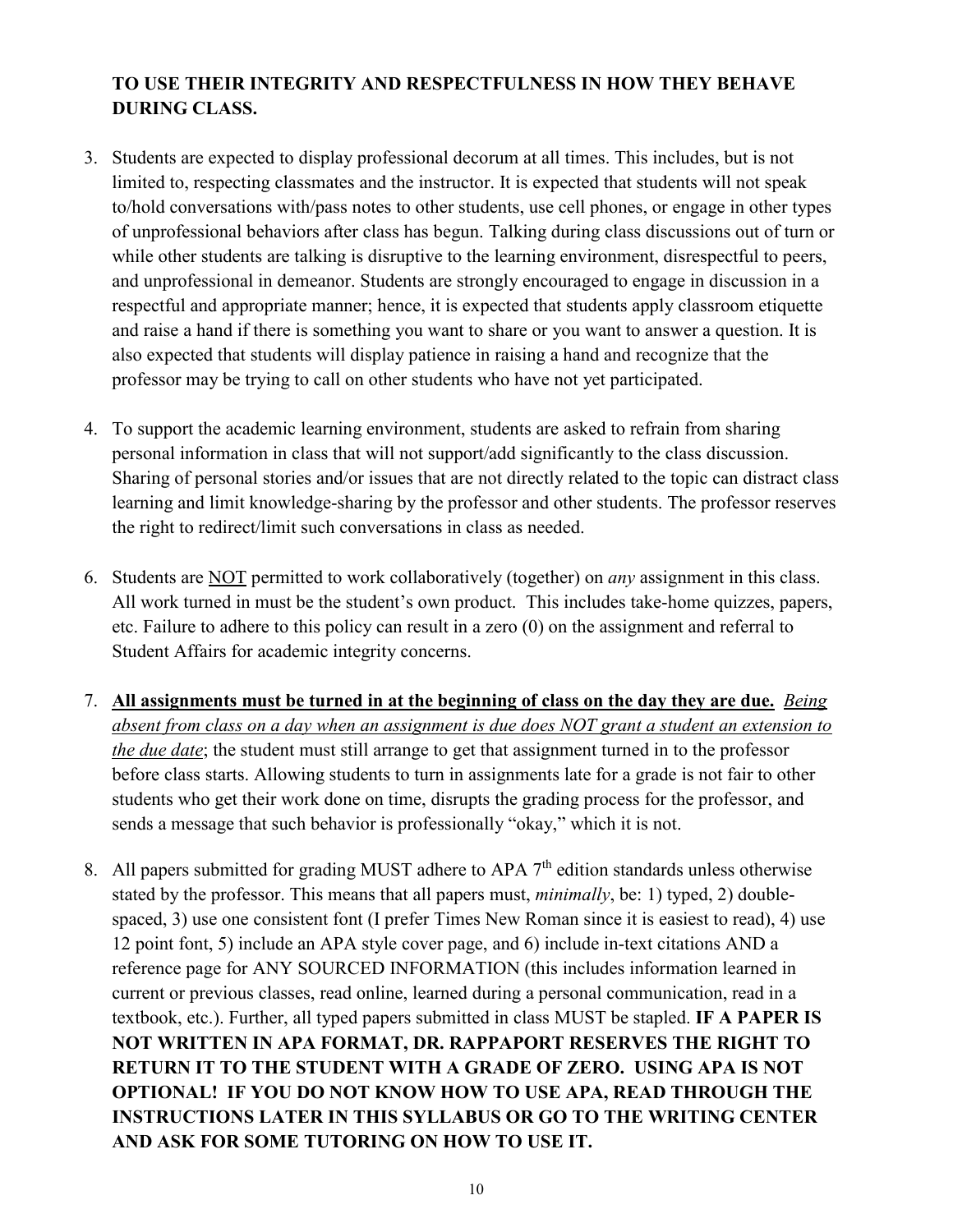**TO USE THEIR INTEGRITY AND RESPECTFULNESS IN HOW THEY BEHAVE DURING CLASS.**

3. Students are expected to display professional decorum at all times. This includes, but is not limited to, respecting classmates and the instructor. It is expected that students will not speak to/hold conversations with/pass notes to other students, use cell phones, or engage in other types of unprofessional behaviors after class has begun. Talking during class discussions out of turn or while other students are talking is disruptive to the learning environment, disrespectful to peers, and unprofessional in demeanor. Students are strongly encouraged to engage in discussion in a respectful and appropriate manner; hence, it is expected that students apply classroom etiquette and raise a hand if there is something you want to share or you want to answer a question. It is also expected that students will display patience in raising a hand and recognize that the professor may be trying to call on other students who have not yet participated.

4. To support the academic learning environment, students are asked to refrain from sharing personal information in class that will not support/add significantly to the class discussion. Sharing of personal stories and/or issues that are not directly related to the topic can distract class learning and limit knowledge-sharing by the professor and other students. The professor reserves the right to redirect/limit such conversations in class as needed.

6. Students are <u>NOT</u> permitted to work collaboratively (together) on *any* assignment in this class. All work turned in must be the student's own product. This includes take-home quizzes, papers, etc. Failure to adhere to this policy can result in a zero (0) on the assignment and referral to Student Affairs for academic integrity concerns.

7. **<u>All assignments must be turned in at the beginning of class on the day they are due.</u>** *<u>Being absent from class on a day when an assignment is due does NOT grant a student an extension to the due date</u>*; the student must still arrange to get that assignment turned in to the professor before class starts. Allowing students to turn in assignments late for a grade is not fair to other students who get their work done on time, disrupts the grading process for the professor, and sends a message that such behavior is professionally "okay," which it is not.

8. All papers submitted for grading MUST adhere to APA 7th edition standards unless otherwise stated by the professor. This means that all papers must, *minimally*, be: 1) typed, 2) double-spaced, 3) use one consistent font (I prefer Times New Roman since it is easiest to read), 4) use 12 point font, 5) include an APA style cover page, and 6) include in-text citations AND a reference page for ANY SOURCED INFORMATION (this includes information learned in current or previous classes, read online, learned during a personal communication, read in a textbook, etc.). Further, all typed papers submitted in class MUST be stapled. **IF A PAPER IS NOT WRITTEN IN APA FORMAT, DR. RAPPAPORT RESERVES THE RIGHT TO RETURN IT TO THE STUDENT WITH A GRADE OF ZERO. USING APA IS NOT OPTIONAL! IF YOU DO NOT KNOW HOW TO USE APA, READ THROUGH THE INSTRUCTIONS LATER IN THIS SYLLABUS OR GO TO THE WRITING CENTER AND ASK FOR SOME TUTORING ON HOW TO USE IT.**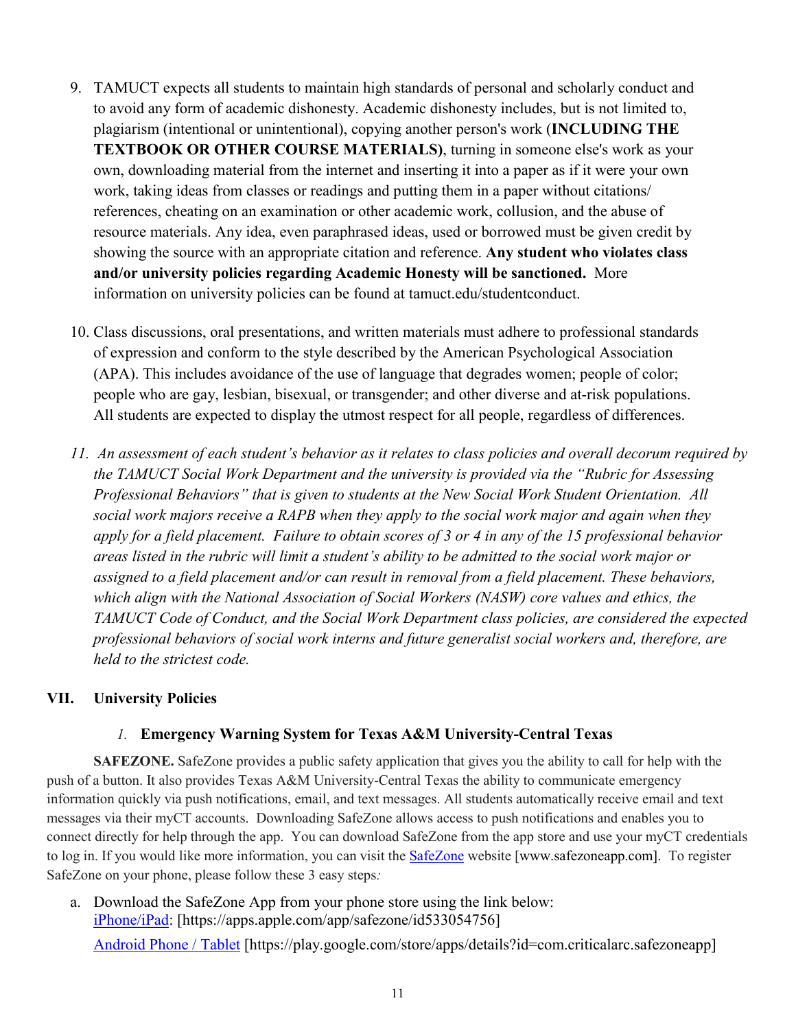9. TAMUCT expects all students to maintain high standards of personal and scholarly conduct and to avoid any form of academic dishonesty. Academic dishonesty includes, but is not limited to, plagiarism (intentional or unintentional), copying another person's work (**INCLUDING THE TEXTBOOK OR OTHER COURSE MATERIALS)**, turning in someone else's work as your own, downloading material from the internet and inserting it into a paper as if it were your own work, taking ideas from classes or readings and putting them in a paper without citations/ references, cheating on an examination or other academic work, collusion, and the abuse of resource materials. Any idea, even paraphrased ideas, used or borrowed must be given credit by showing the source with an appropriate citation and reference. **Any student who violates class and/or university policies regarding Academic Honesty will be sanctioned.** More information on university policies can be found at tamuct.edu/studentconduct.

10. Class discussions, oral presentations, and written materials must adhere to professional standards of expression and conform to the style described by the American Psychological Association (APA). This includes avoidance of the use of language that degrades women; people of color; people who are gay, lesbian, bisexual, or transgender; and other diverse and at-risk populations. All students are expected to display the utmost respect for all people, regardless of differences.

11. *An assessment of each student's behavior as it relates to class policies and overall decorum required by the TAMUCT Social Work Department and the university is provided via the "Rubric for Assessing Professional Behaviors" that is given to students at the New Social Work Student Orientation. All social work majors receive a RAPB when they apply to the social work major and again when they apply for a field placement. Failure to obtain scores of 3 or 4 in any of the 15 professional behavior areas listed in the rubric will limit a student's ability to be admitted to the social work major or assigned to a field placement and/or can result in removal from a field placement. These behaviors, which align with the National Association of Social Workers (NASW) core values and ethics, the TAMUCT Code of Conduct, and the Social Work Department class policies, are considered the expected professional behaviors of social work interns and future generalist social workers and, therefore, are held to the strictest code.*

## VII. University Policies

### *1.* Emergency Warning System for Texas A&M University-Central Texas

**SAFEZONE.** SafeZone provides a public safety application that gives you the ability to call for help with the push of a button. It also provides Texas A&M University-Central Texas the ability to communicate emergency information quickly via push notifications, email, and text messages. All students automatically receive email and text messages via their myCT accounts. Downloading SafeZone allows access to push notifications and enables you to connect directly for help through the app. You can download SafeZone from the app store and use your myCT credentials to log in. If you would like more information, you can visit the SafeZone website [www.safezoneapp.com]. To register SafeZone on your phone, please follow these 3 easy steps*:*

a. Download the SafeZone App from your phone store using the link below:
   iPhone/iPad: [https://apps.apple.com/app/safezone/id533054756]

   Android Phone / Tablet [https://play.google.com/store/apps/details?id=com.criticalarc.safezoneapp]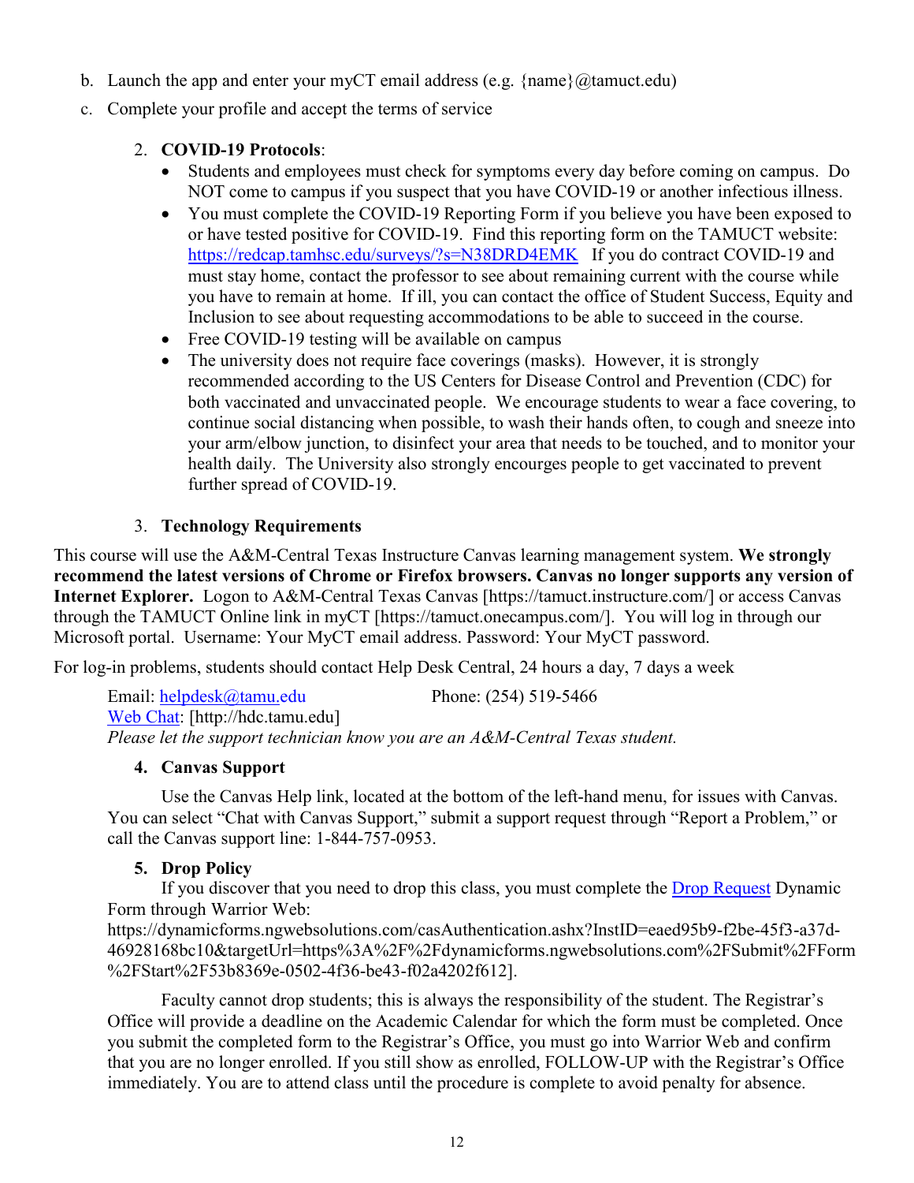b. Launch the app and enter your myCT email address (e.g. {name}@tamuct.edu)
c. Complete your profile and accept the terms of service

2. **COVID-19 Protocols**:
   - Students and employees must check for symptoms every day before coming on campus. Do NOT come to campus if you suspect that you have COVID-19 or another infectious illness.
   - You must complete the COVID-19 Reporting Form if you believe you have been exposed to or have tested positive for COVID-19. Find this reporting form on the TAMUCT website: https://redcap.tamhsc.edu/surveys/?s=N38DRD4EMK If you do contract COVID-19 and must stay home, contact the professor to see about remaining current with the course while you have to remain at home. If ill, you can contact the office of Student Success, Equity and Inclusion to see about requesting accommodations to be able to succeed in the course.
   - Free COVID-19 testing will be available on campus
   - The university does not require face coverings (masks). However, it is strongly recommended according to the US Centers for Disease Control and Prevention (CDC) for both vaccinated and unvaccinated people. We encourage students to wear a face covering, to continue social distancing when possible, to wash their hands often, to cough and sneeze into your arm/elbow junction, to disinfect your area that needs to be touched, and to monitor your health daily. The University also strongly encourages people to get vaccinated to prevent further spread of COVID-19.

3. **Technology Requirements**

This course will use the A&M-Central Texas Instructure Canvas learning management system. **We strongly recommend the latest versions of Chrome or Firefox browsers. Canvas no longer supports any version of Internet Explorer.** Logon to A&M-Central Texas Canvas [https://tamuct.instructure.com/] or access Canvas through the TAMUCT Online link in myCT [https://tamuct.onecampus.com/]. You will log in through our Microsoft portal. Username: Your MyCT email address. Password: Your MyCT password.

For log-in problems, students should contact Help Desk Central, 24 hours a day, 7 days a week

Email: helpdesk@tamu.edu Phone: (254) 519-5466
Web Chat: [http://hdc.tamu.edu]
*Please let the support technician know you are an A&M-Central Texas student.*

4. **Canvas Support**

Use the Canvas Help link, located at the bottom of the left-hand menu, for issues with Canvas. You can select "Chat with Canvas Support," submit a support request through "Report a Problem," or call the Canvas support line: 1-844-757-0953.

5. **Drop Policy**

If you discover that you need to drop this class, you must complete the Drop Request Dynamic Form through Warrior Web:
https://dynamicforms.ngwebsolutions.com/casAuthentication.ashx?InstID=eaed95b9-f2be-45f3-a37d-46928168bc10&targetUrl=https%3A%2F%2Fdynamicforms.ngwebsolutions.com%2FSubmit%2FForm%2FStart%2F53b8369e-0502-4f36-be43-f02a4202f612].

Faculty cannot drop students; this is always the responsibility of the student. The Registrar's Office will provide a deadline on the Academic Calendar for which the form must be completed. Once you submit the completed form to the Registrar's Office, you must go into Warrior Web and confirm that you are no longer enrolled. If you still show as enrolled, FOLLOW-UP with the Registrar's Office immediately. You are to attend class until the procedure is complete to avoid penalty for absence.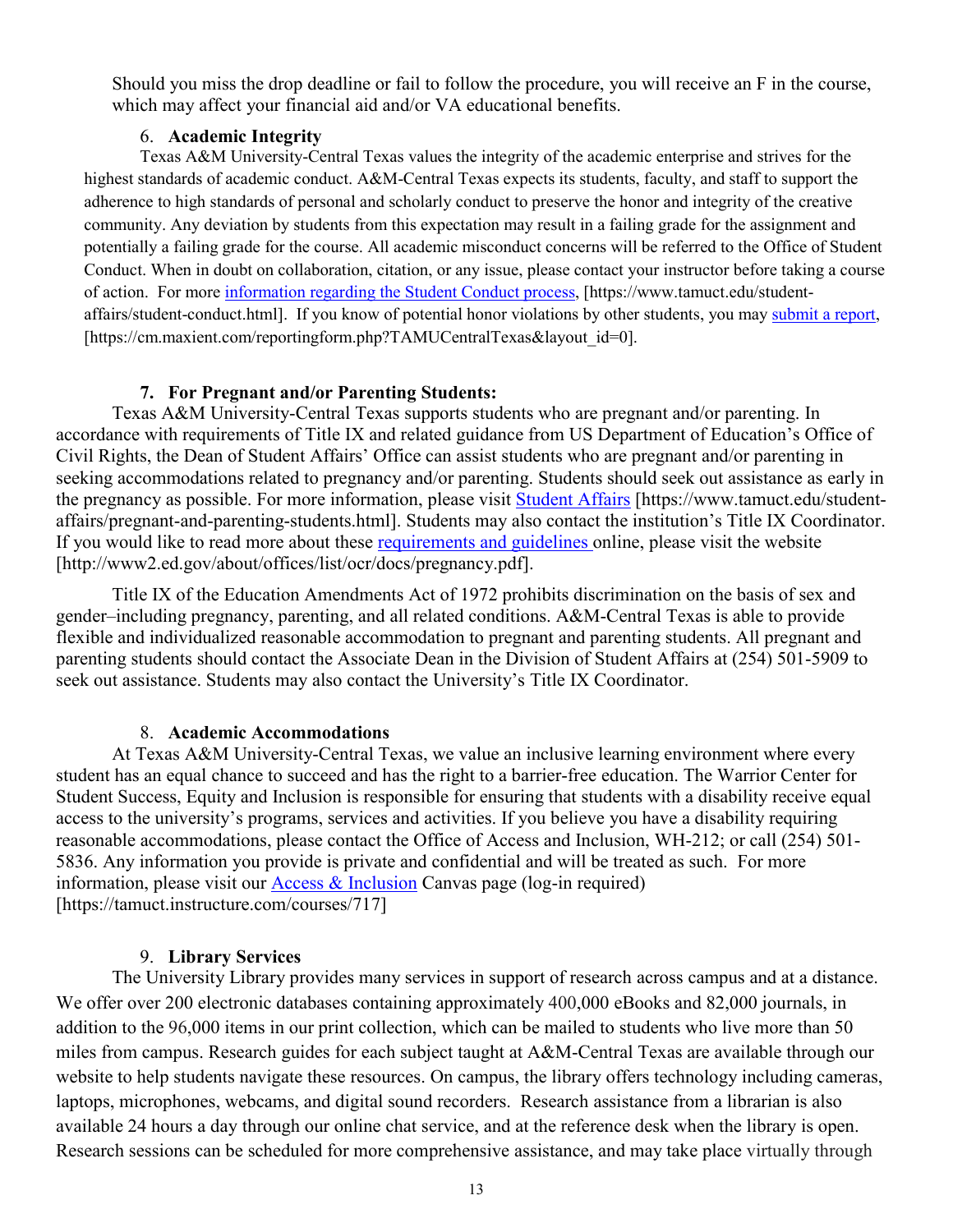Should you miss the drop deadline or fail to follow the procedure, you will receive an F in the course, which may affect your financial aid and/or VA educational benefits.

### 6. Academic Integrity

Texas A&M University-Central Texas values the integrity of the academic enterprise and strives for the highest standards of academic conduct. A&M-Central Texas expects its students, faculty, and staff to support the adherence to high standards of personal and scholarly conduct to preserve the honor and integrity of the creative community. Any deviation by students from this expectation may result in a failing grade for the assignment and potentially a failing grade for the course. All academic misconduct concerns will be referred to the Office of Student Conduct. When in doubt on collaboration, citation, or any issue, please contact your instructor before taking a course of action. For more information regarding the Student Conduct process, [https://www.tamuct.edu/student-affairs/student-conduct.html]. If you know of potential honor violations by other students, you may submit a report, [https://cm.maxient.com/reportingform.php?TAMUCentralTexas&layout_id=0].

### 7. For Pregnant and/or Parenting Students:

Texas A&M University-Central Texas supports students who are pregnant and/or parenting. In accordance with requirements of Title IX and related guidance from US Department of Education's Office of Civil Rights, the Dean of Student Affairs' Office can assist students who are pregnant and/or parenting in seeking accommodations related to pregnancy and/or parenting. Students should seek out assistance as early in the pregnancy as possible. For more information, please visit Student Affairs [https://www.tamuct.edu/student-affairs/pregnant-and-parenting-students.html]. Students may also contact the institution's Title IX Coordinator. If you would like to read more about these requirements and guidelines online, please visit the website [http://www2.ed.gov/about/offices/list/ocr/docs/pregnancy.pdf].

Title IX of the Education Amendments Act of 1972 prohibits discrimination on the basis of sex and gender–including pregnancy, parenting, and all related conditions. A&M-Central Texas is able to provide flexible and individualized reasonable accommodation to pregnant and parenting students. All pregnant and parenting students should contact the Associate Dean in the Division of Student Affairs at (254) 501-5909 to seek out assistance. Students may also contact the University's Title IX Coordinator.

### 8. Academic Accommodations

At Texas A&M University-Central Texas, we value an inclusive learning environment where every student has an equal chance to succeed and has the right to a barrier-free education. The Warrior Center for Student Success, Equity and Inclusion is responsible for ensuring that students with a disability receive equal access to the university's programs, services and activities. If you believe you have a disability requiring reasonable accommodations, please contact the Office of Access and Inclusion, WH-212; or call (254) 501-5836. Any information you provide is private and confidential and will be treated as such. For more information, please visit our Access & Inclusion Canvas page (log-in required) [https://tamuct.instructure.com/courses/717]

### 9. Library Services

The University Library provides many services in support of research across campus and at a distance. We offer over 200 electronic databases containing approximately 400,000 eBooks and 82,000 journals, in addition to the 96,000 items in our print collection, which can be mailed to students who live more than 50 miles from campus. Research guides for each subject taught at A&M-Central Texas are available through our website to help students navigate these resources. On campus, the library offers technology including cameras, laptops, microphones, webcams, and digital sound recorders. Research assistance from a librarian is also available 24 hours a day through our online chat service, and at the reference desk when the library is open. Research sessions can be scheduled for more comprehensive assistance, and may take place virtually through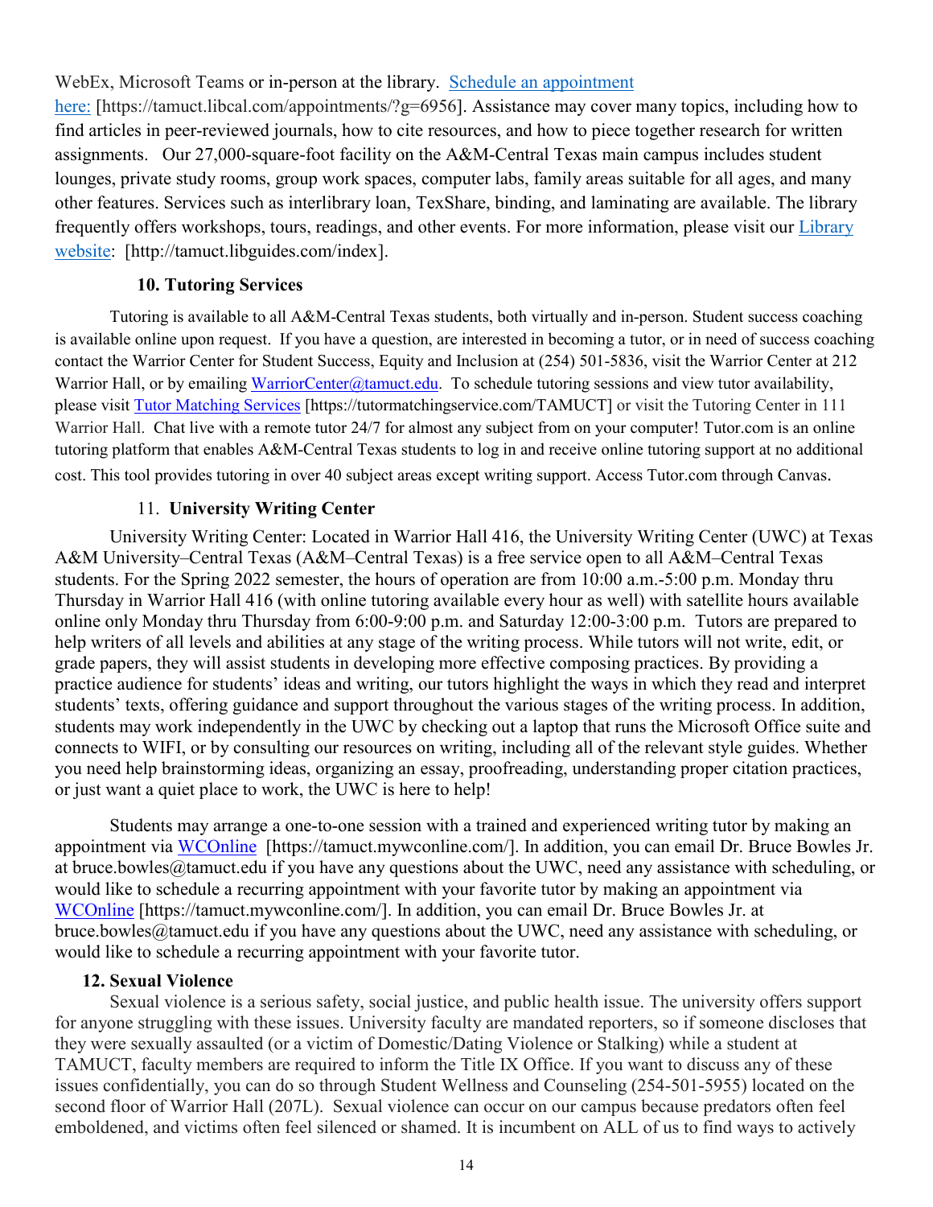WebEx, Microsoft Teams or in-person at the library. [Schedule an appointment here:](https://tamuct.libcal.com/appointments/?g=6956) [https://tamuct.libcal.com/appointments/?g=6956]. Assistance may cover many topics, including how to find articles in peer-reviewed journals, how to cite resources, and how to piece together research for written assignments. Our 27,000-square-foot facility on the A&M-Central Texas main campus includes student lounges, private study rooms, group work spaces, computer labs, family areas suitable for all ages, and many other features. Services such as interlibrary loan, TexShare, binding, and laminating are available. The library frequently offers workshops, tours, readings, and other events. For more information, please visit our [Library website](http://tamuct.libguides.com/index): [http://tamuct.libguides.com/index].

### 10. Tutoring Services

Tutoring is available to all A&M-Central Texas students, both virtually and in-person. Student success coaching is available online upon request. If you have a question, are interested in becoming a tutor, or in need of success coaching contact the Warrior Center for Student Success, Equity and Inclusion at (254) 501-5836, visit the Warrior Center at 212 Warrior Hall, or by emailing WarriorCenter@tamuct.edu. To schedule tutoring sessions and view tutor availability, please visit [Tutor Matching Services](https://tutormatchingservice.com/TAMUCT) [https://tutormatchingservice.com/TAMUCT] or visit the Tutoring Center in 111 Warrior Hall. Chat live with a remote tutor 24/7 for almost any subject from on your computer! Tutor.com is an online tutoring platform that enables A&M-Central Texas students to log in and receive online tutoring support at no additional cost. This tool provides tutoring in over 40 subject areas except writing support. Access Tutor.com through Canvas.

### 11. University Writing Center

University Writing Center: Located in Warrior Hall 416, the University Writing Center (UWC) at Texas A&M University–Central Texas (A&M–Central Texas) is a free service open to all A&M–Central Texas students. For the Spring 2022 semester, the hours of operation are from 10:00 a.m.-5:00 p.m. Monday thru Thursday in Warrior Hall 416 (with online tutoring available every hour as well) with satellite hours available online only Monday thru Thursday from 6:00-9:00 p.m. and Saturday 12:00-3:00 p.m. Tutors are prepared to help writers of all levels and abilities at any stage of the writing process. While tutors will not write, edit, or grade papers, they will assist students in developing more effective composing practices. By providing a practice audience for students' ideas and writing, our tutors highlight the ways in which they read and interpret students' texts, offering guidance and support throughout the various stages of the writing process. In addition, students may work independently in the UWC by checking out a laptop that runs the Microsoft Office suite and connects to WIFI, or by consulting our resources on writing, including all of the relevant style guides. Whether you need help brainstorming ideas, organizing an essay, proofreading, understanding proper citation practices, or just want a quiet place to work, the UWC is here to help!

Students may arrange a one-to-one session with a trained and experienced writing tutor by making an appointment via [WCOnline](https://tamuct.mywconline.com/) [https://tamuct.mywconline.com/]. In addition, you can email Dr. Bruce Bowles Jr. at bruce.bowles@tamuct.edu if you have any questions about the UWC, need any assistance with scheduling, or would like to schedule a recurring appointment with your favorite tutor by making an appointment via [WCOnline](https://tamuct.mywconline.com/) [https://tamuct.mywconline.com/]. In addition, you can email Dr. Bruce Bowles Jr. at bruce.bowles@tamuct.edu if you have any questions about the UWC, need any assistance with scheduling, or would like to schedule a recurring appointment with your favorite tutor.

### 12. Sexual Violence

Sexual violence is a serious safety, social justice, and public health issue. The university offers support for anyone struggling with these issues. University faculty are mandated reporters, so if someone discloses that they were sexually assaulted (or a victim of Domestic/Dating Violence or Stalking) while a student at TAMUCT, faculty members are required to inform the Title IX Office. If you want to discuss any of these issues confidentially, you can do so through Student Wellness and Counseling (254-501-5955) located on the second floor of Warrior Hall (207L). Sexual violence can occur on our campus because predators often feel emboldened, and victims often feel silenced or shamed. It is incumbent on ALL of us to find ways to actively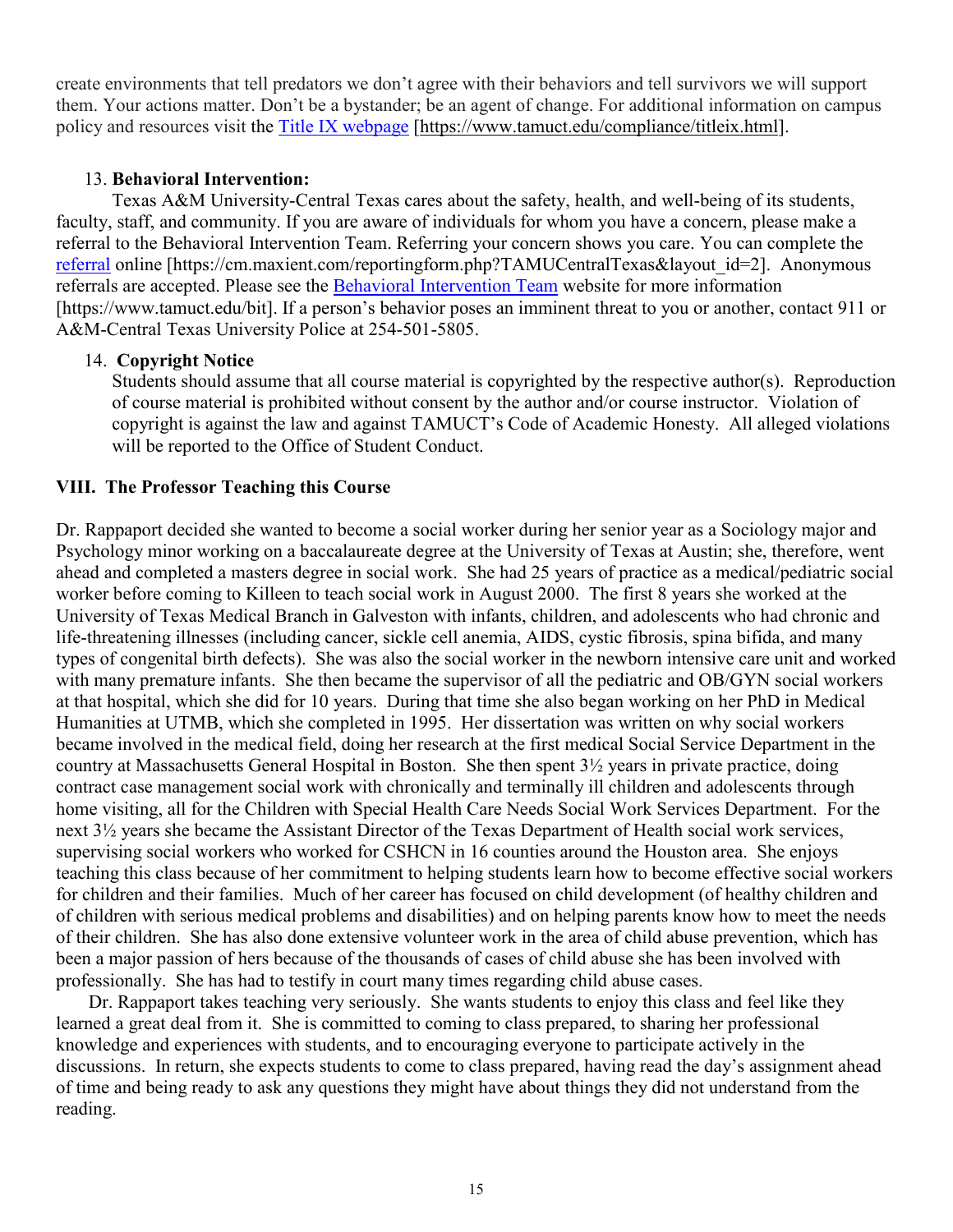create environments that tell predators we don't agree with their behaviors and tell survivors we will support them. Your actions matter. Don't be a bystander; be an agent of change. For additional information on campus policy and resources visit the Title IX webpage [https://www.tamuct.edu/compliance/titleix.html].

13. **Behavioral Intervention:**

Texas A&M University-Central Texas cares about the safety, health, and well-being of its students, faculty, staff, and community. If you are aware of individuals for whom you have a concern, please make a referral to the Behavioral Intervention Team. Referring your concern shows you care. You can complete the referral online [https://cm.maxient.com/reportingform.php?TAMUCentralTexas&layout_id=2]. Anonymous referrals are accepted. Please see the Behavioral Intervention Team website for more information [https://www.tamuct.edu/bit]. If a person's behavior poses an imminent threat to you or another, contact 911 or A&M-Central Texas University Police at 254-501-5805.

14. **Copyright Notice**

Students should assume that all course material is copyrighted by the respective author(s). Reproduction of course material is prohibited without consent by the author and/or course instructor. Violation of copyright is against the law and against TAMUCT's Code of Academic Honesty. All alleged violations will be reported to the Office of Student Conduct.

## VIII. The Professor Teaching this Course

Dr. Rappaport decided she wanted to become a social worker during her senior year as a Sociology major and Psychology minor working on a baccalaureate degree at the University of Texas at Austin; she, therefore, went ahead and completed a masters degree in social work. She had 25 years of practice as a medical/pediatric social worker before coming to Killeen to teach social work in August 2000. The first 8 years she worked at the University of Texas Medical Branch in Galveston with infants, children, and adolescents who had chronic and life-threatening illnesses (including cancer, sickle cell anemia, AIDS, cystic fibrosis, spina bifida, and many types of congenital birth defects). She was also the social worker in the newborn intensive care unit and worked with many premature infants. She then became the supervisor of all the pediatric and OB/GYN social workers at that hospital, which she did for 10 years. During that time she also began working on her PhD in Medical Humanities at UTMB, which she completed in 1995. Her dissertation was written on why social workers became involved in the medical field, doing her research at the first medical Social Service Department in the country at Massachusetts General Hospital in Boston. She then spent 3½ years in private practice, doing contract case management social work with chronically and terminally ill children and adolescents through home visiting, all for the Children with Special Health Care Needs Social Work Services Department. For the next 3½ years she became the Assistant Director of the Texas Department of Health social work services, supervising social workers who worked for CSHCN in 16 counties around the Houston area. She enjoys teaching this class because of her commitment to helping students learn how to become effective social workers for children and their families. Much of her career has focused on child development (of healthy children and of children with serious medical problems and disabilities) and on helping parents know how to meet the needs of their children. She has also done extensive volunteer work in the area of child abuse prevention, which has been a major passion of hers because of the thousands of cases of child abuse she has been involved with professionally. She has had to testify in court many times regarding child abuse cases.

Dr. Rappaport takes teaching very seriously. She wants students to enjoy this class and feel like they learned a great deal from it. She is committed to coming to class prepared, to sharing her professional knowledge and experiences with students, and to encouraging everyone to participate actively in the discussions. In return, she expects students to come to class prepared, having read the day's assignment ahead of time and being ready to ask any questions they might have about things they did not understand from the reading.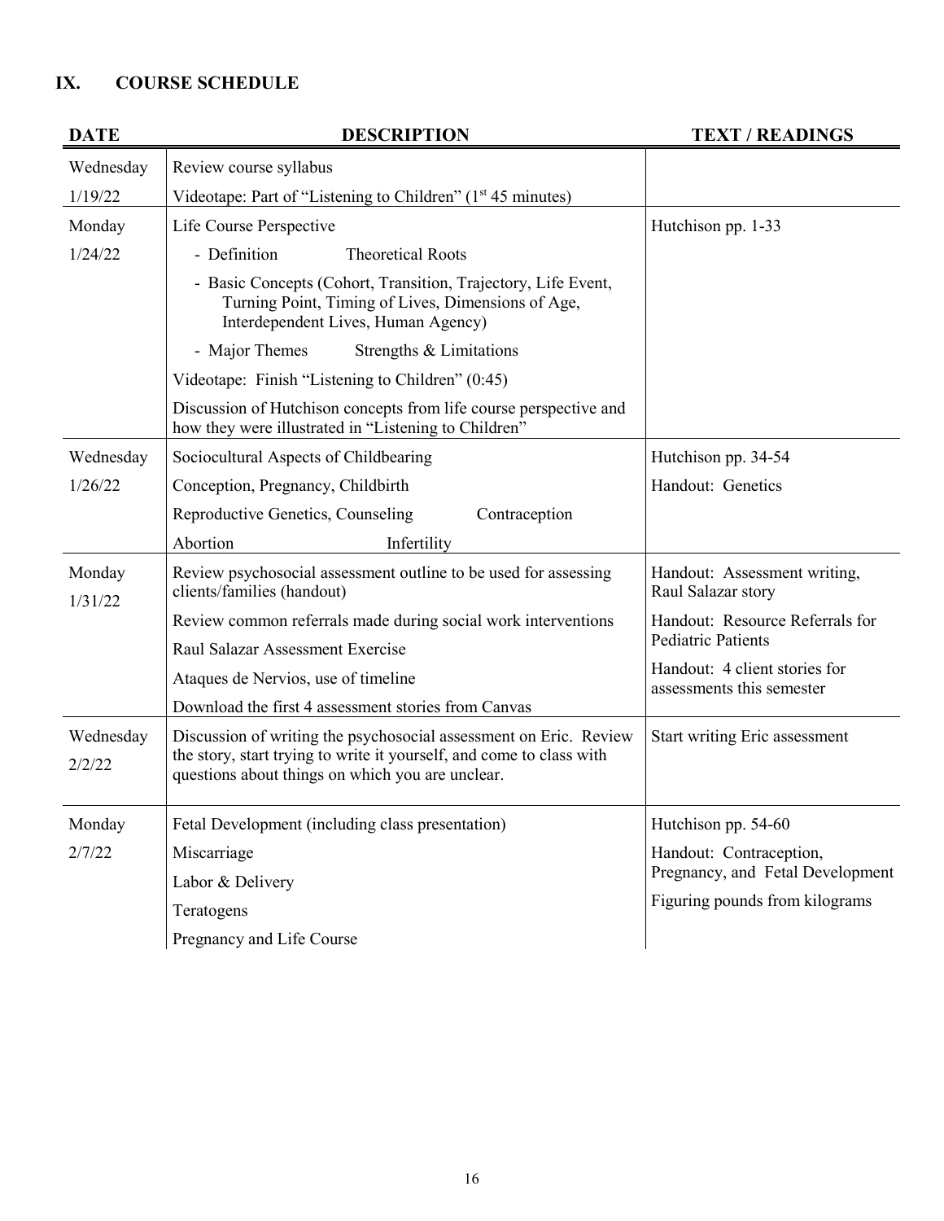## IX. COURSE SCHEDULE

| DATE | DESCRIPTION | TEXT / READINGS |
|---|---|---|
| Wednesday 1/19/22 | Review course syllabus<br>Videotape: Part of "Listening to Children" (1st 45 minutes) | |
| Monday 1/24/22 | Life Course Perspective<br>- Definition Theoretical Roots<br>- Basic Concepts (Cohort, Transition, Trajectory, Life Event, Turning Point, Timing of Lives, Dimensions of Age, Interdependent Lives, Human Agency)<br>- Major Themes Strengths & Limitations<br>Videotape: Finish "Listening to Children" (0:45)<br>Discussion of Hutchison concepts from life course perspective and how they were illustrated in "Listening to Children" | Hutchison pp. 1-33 |
| Wednesday 1/26/22 | Sociocultural Aspects of Childbearing<br>Conception, Pregnancy, Childbirth<br>Reproductive Genetics, Counseling Contraception<br>Abortion Infertility | Hutchison pp. 34-54<br>Handout: Genetics |
| Monday 1/31/22 | Review psychosocial assessment outline to be used for assessing clients/families (handout)<br>Review common referrals made during social work interventions<br>Raul Salazar Assessment Exercise<br>Ataques de Nervios, use of timeline<br>Download the first 4 assessment stories from Canvas | Handout: Assessment writing, Raul Salazar story<br>Handout: Resource Referrals for Pediatric Patients<br>Handout: 4 client stories for assessments this semester |
| Wednesday 2/2/22 | Discussion of writing the psychosocial assessment on Eric. Review the story, start trying to write it yourself, and come to class with questions about things on which you are unclear. | Start writing Eric assessment |
| Monday 2/7/22 | Fetal Development (including class presentation)<br>Miscarriage<br>Labor & Delivery<br>Teratogens<br>Pregnancy and Life Course | Hutchison pp. 54-60<br>Handout: Contraception, Pregnancy, and Fetal Development<br>Figuring pounds from kilograms |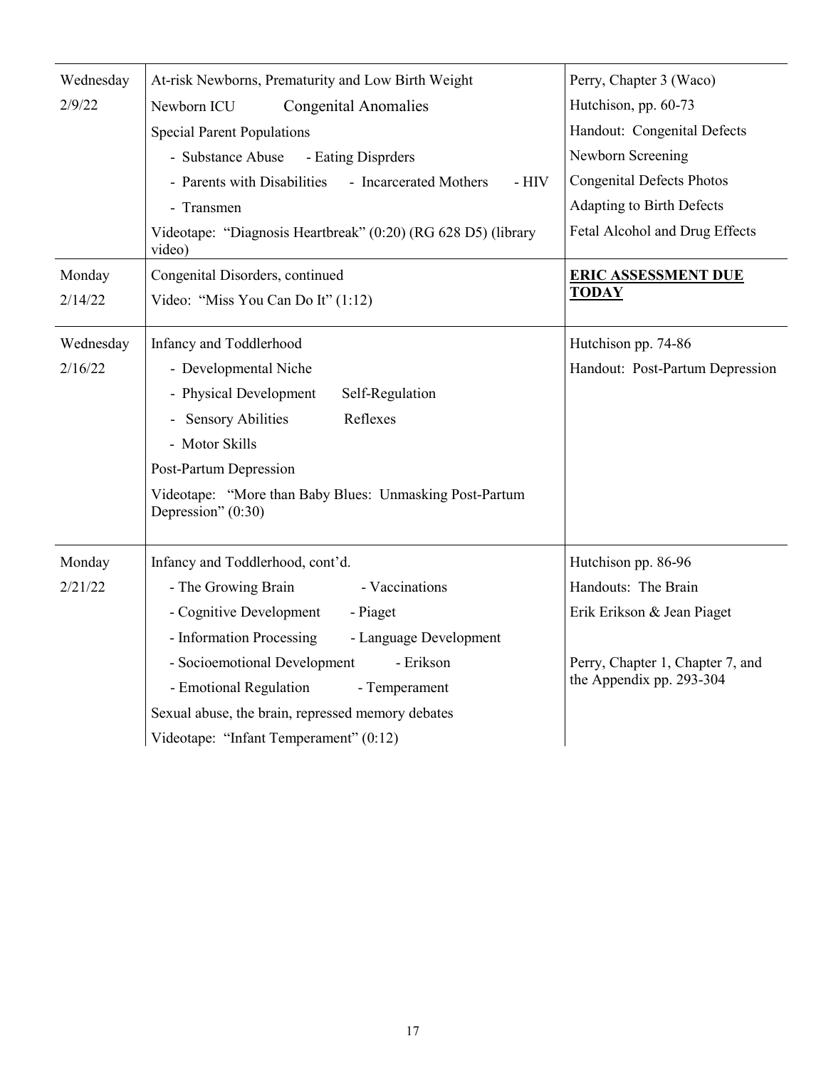| | | |
|---|---|---|
| Wednesday<br>2/9/22 | At-risk Newborns, Prematurity and Low Birth Weight<br>Newborn ICU Congenital Anomalies<br>Special Parent Populations<br>- Substance Abuse - Eating Disprders<br>- Parents with Disabilities - Incarcerated Mothers - HIV<br>- Transmen<br>Videotape: "Diagnosis Heartbreak" (0:20) (RG 628 D5) (library video) | Perry, Chapter 3 (Waco)<br>Hutchison, pp. 60-73<br>Handout: Congenital Defects<br>Newborn Screening<br>Congenital Defects Photos<br>Adapting to Birth Defects<br>Fetal Alcohol and Drug Effects |
| Monday<br>2/14/22 | Congenital Disorders, continued<br>Video: "Miss You Can Do It" (1:12) | **ERIC ASSESSMENT DUE TODAY** |
| Wednesday<br>2/16/22 | Infancy and Toddlerhood<br>- Developmental Niche<br>- Physical Development Self-Regulation<br>- Sensory Abilities Reflexes<br>- Motor Skills<br>Post-Partum Depression<br>Videotape: "More than Baby Blues: Unmasking Post-Partum Depression" (0:30) | Hutchison pp. 74-86<br>Handout: Post-Partum Depression |
| Monday<br>2/21/22 | Infancy and Toddlerhood, cont'd.<br>- The Growing Brain - Vaccinations<br>- Cognitive Development - Piaget<br>- Information Processing - Language Development<br>- Socioemotional Development - Erikson<br>- Emotional Regulation - Temperament<br>Sexual abuse, the brain, repressed memory debates<br>Videotape: "Infant Temperament" (0:12) | Hutchison pp. 86-96<br>Handouts: The Brain<br>Erik Erikson & Jean Piaget<br><br>Perry, Chapter 1, Chapter 7, and the Appendix pp. 293-304 |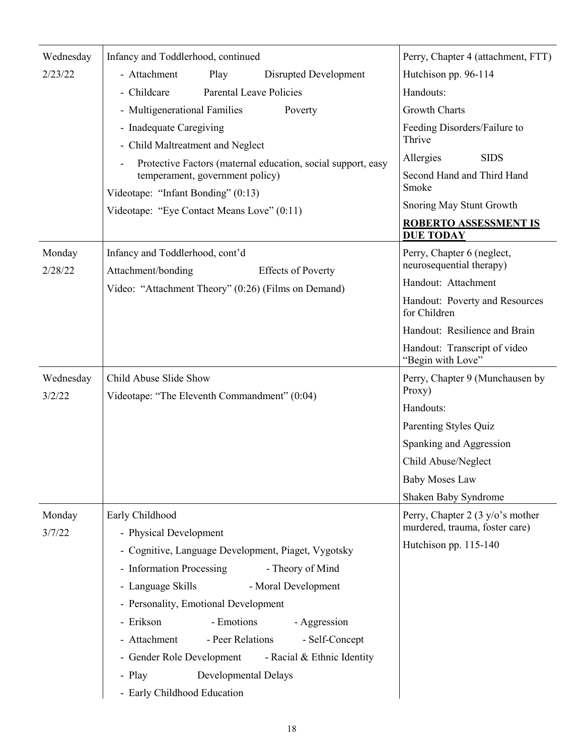| | | |
|---|---|---|
| Wednesday<br>2/23/22 | Infancy and Toddlerhood, continued<br>- Attachment Play Disrupted Development<br>- Childcare Parental Leave Policies<br>- Multigenerational Families Poverty<br>- Inadequate Caregiving<br>- Child Maltreatment and Neglect<br>- Protective Factors (maternal education, social support, easy temperament, government policy)<br>Videotape: "Infant Bonding" (0:13)<br>Videotape: "Eye Contact Means Love" (0:11) | Perry, Chapter 4 (attachment, FTT)<br>Hutchison pp. 96-114<br>Handouts:<br>Growth Charts<br>Feeding Disorders/Failure to Thrive<br>Allergies SIDS<br>Second Hand and Third Hand Smoke<br>Snoring May Stunt Growth<br>**ROBERTO ASSESSMENT IS DUE TODAY** |
| Monday<br>2/28/22 | Infancy and Toddlerhood, cont'd<br>Attachment/bonding Effects of Poverty<br>Video: "Attachment Theory" (0:26) (Films on Demand) | Perry, Chapter 6 (neglect, neurosequential therapy)<br>Handout: Attachment<br>Handout: Poverty and Resources for Children<br>Handout: Resilience and Brain<br>Handout: Transcript of video "Begin with Love" |
| Wednesday<br>3/2/22 | Child Abuse Slide Show<br>Videotape: "The Eleventh Commandment" (0:04) | Perry, Chapter 9 (Munchausen by Proxy)<br>Handouts:<br>Parenting Styles Quiz<br>Spanking and Aggression<br>Child Abuse/Neglect<br>Baby Moses Law<br>Shaken Baby Syndrome |
| Monday<br>3/7/22 | Early Childhood<br>- Physical Development<br>- Cognitive, Language Development, Piaget, Vygotsky<br>- Information Processing - Theory of Mind<br>- Language Skills - Moral Development<br>- Personality, Emotional Development<br>- Erikson - Emotions - Aggression<br>- Attachment - Peer Relations - Self-Concept<br>- Gender Role Development - Racial & Ethnic Identity<br>- Play Developmental Delays<br>- Early Childhood Education | Perry, Chapter 2 (3 y/o's mother murdered, trauma, foster care)<br>Hutchison pp. 115-140 |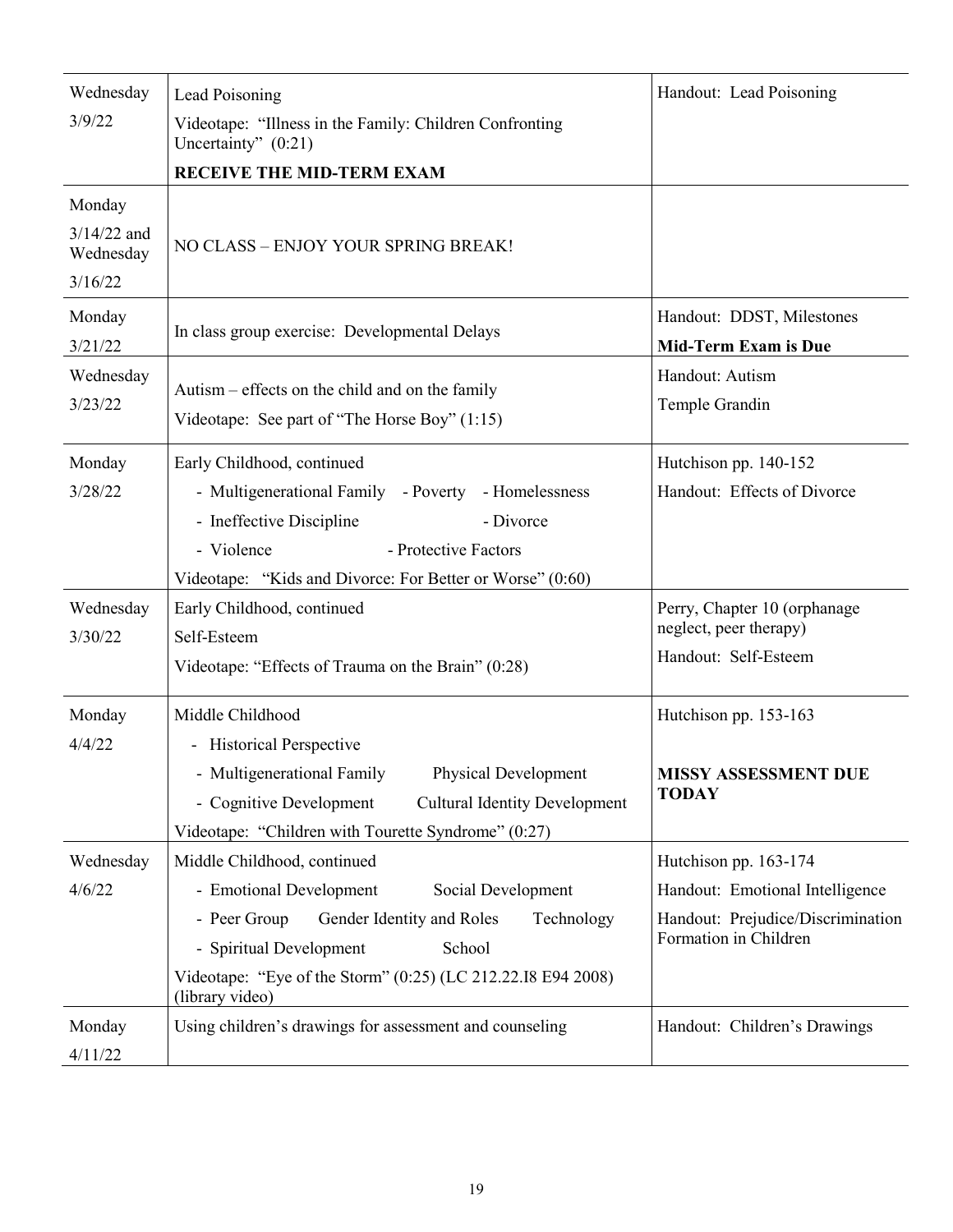| | | |
|---|---|---|
| Wednesday 3/9/22 | Lead Poisoning<br>Videotape: "Illness in the Family: Children Confronting Uncertainty" (0:21)<br>**RECEIVE THE MID-TERM EXAM** | Handout: Lead Poisoning |
| Monday 3/14/22 and Wednesday 3/16/22 | NO CLASS – ENJOY YOUR SPRING BREAK! | |
| Monday 3/21/22 | In class group exercise: Developmental Delays | Handout: DDST, Milestones<br>**Mid-Term Exam is Due** |
| Wednesday 3/23/22 | Autism – effects on the child and on the family<br>Videotape: See part of "The Horse Boy" (1:15) | Handout: Autism<br>Temple Grandin |
| Monday 3/28/22 | Early Childhood, continued<br>- Multigenerational Family - Poverty - Homelessness<br>- Ineffective Discipline - Divorce<br>- Violence - Protective Factors<br>Videotape: "Kids and Divorce: For Better or Worse" (0:60) | Hutchison pp. 140-152<br>Handout: Effects of Divorce |
| Wednesday 3/30/22 | Early Childhood, continued<br>Self-Esteem<br>Videotape: "Effects of Trauma on the Brain" (0:28) | Perry, Chapter 10 (orphanage neglect, peer therapy)<br>Handout: Self-Esteem |
| Monday 4/4/22 | Middle Childhood<br>- Historical Perspective<br>- Multigenerational Family Physical Development<br>- Cognitive Development Cultural Identity Development<br>Videotape: "Children with Tourette Syndrome" (0:27) | Hutchison pp. 153-163<br>**MISSY ASSESSMENT DUE TODAY** |
| Wednesday 4/6/22 | Middle Childhood, continued<br>- Emotional Development Social Development<br>- Peer Group Gender Identity and Roles Technology<br>- Spiritual Development School<br>Videotape: "Eye of the Storm" (0:25) (LC 212.22.I8 E94 2008) (library video) | Hutchison pp. 163-174<br>Handout: Emotional Intelligence<br>Handout: Prejudice/Discrimination Formation in Children |
| Monday 4/11/22 | Using children's drawings for assessment and counseling | Handout: Children's Drawings |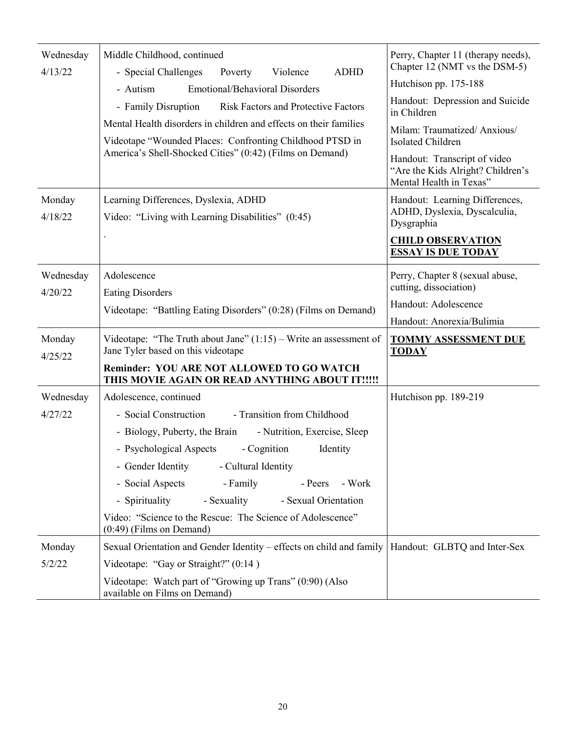| | | |
|---|---|---|
| Wednesday<br>4/13/22 | Middle Childhood, continued<br>- Special Challenges Poverty Violence ADHD<br>- Autism Emotional/Behavioral Disorders<br>- Family Disruption Risk Factors and Protective Factors<br>Mental Health disorders in children and effects on their families<br>Videotape "Wounded Places: Confronting Childhood PTSD in America's Shell-Shocked Cities" (0:42) (Films on Demand) | Perry, Chapter 11 (therapy needs), Chapter 12 (NMT vs the DSM-5)<br>Hutchison pp. 175-188<br>Handout: Depression and Suicide in Children<br>Milam: Traumatized/ Anxious/ Isolated Children<br>Handout: Transcript of video "Are the Kids Alright? Children's Mental Health in Texas" |
| Monday<br>4/18/22 | Learning Differences, Dyslexia, ADHD<br>Video: "Living with Learning Disabilities" (0:45)<br>. | Handout: Learning Differences, ADHD, Dyslexia, Dyscalculia, Dysgraphia<br>**CHILD OBSERVATION ESSAY IS DUE TODAY** |
| Wednesday<br>4/20/22 | Adolescence<br>Eating Disorders<br>Videotape: "Battling Eating Disorders" (0:28) (Films on Demand) | Perry, Chapter 8 (sexual abuse, cutting, dissociation)<br>Handout: Adolescence<br>Handout: Anorexia/Bulimia |
| Monday<br>4/25/22 | Videotape: "The Truth about Jane" (1:15) – Write an assessment of Jane Tyler based on this videotape<br>**Reminder: YOU ARE NOT ALLOWED TO GO WATCH THIS MOVIE AGAIN OR READ ANYTHING ABOUT IT!!!!!** | **TOMMY ASSESSMENT DUE TODAY** |
| Wednesday<br>4/27/22 | Adolescence, continued<br>- Social Construction - Transition from Childhood<br>- Biology, Puberty, the Brain - Nutrition, Exercise, Sleep<br>- Psychological Aspects - Cognition Identity<br>- Gender Identity - Cultural Identity<br>- Social Aspects - Family - Peers - Work<br>- Spirituality - Sexuality - Sexual Orientation<br>Video: "Science to the Rescue: The Science of Adolescence" (0:49) (Films on Demand) | Hutchison pp. 189-219 |
| Monday<br>5/2/22 | Sexual Orientation and Gender Identity – effects on child and family<br>Videotape: "Gay or Straight?" (0:14 )<br>Videotape: Watch part of "Growing up Trans" (0:90) (Also available on Films on Demand) | Handout: GLBTQ and Inter-Sex |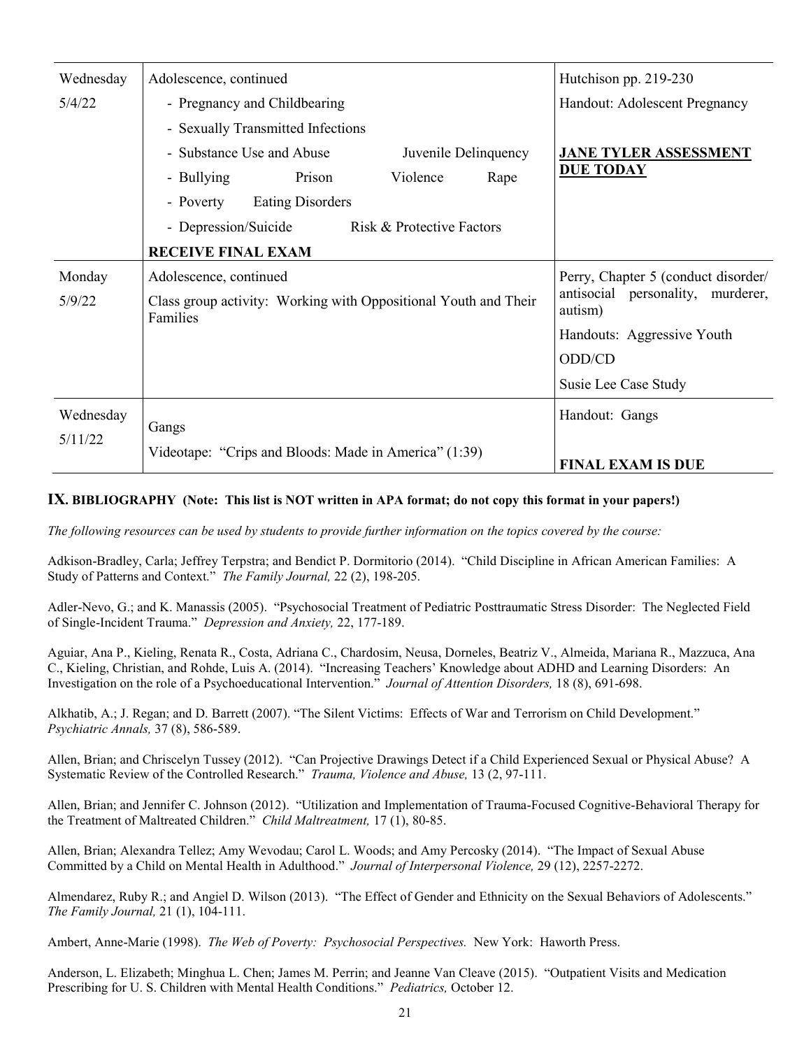| | | |
|---|---|---|
| Wednesday 5/4/22 | Adolescence, continued<br>- Pregnancy and Childbearing<br>- Sexually Transmitted Infections<br>- Substance Use and Abuse Juvenile Delinquency<br>- Bullying Prison Violence Rape<br>- Poverty Eating Disorders<br>- Depression/Suicide Risk & Protective Factors<br>**RECEIVE FINAL EXAM** | Hutchison pp. 219-230<br>Handout: Adolescent Pregnancy<br><br>**<u>JANE TYLER ASSESSMENT DUE TODAY</u>** |
| Monday 5/9/22 | Adolescence, continued<br>Class group activity: Working with Oppositional Youth and Their Families | Perry, Chapter 5 (conduct disorder/ antisocial personality, murderer, autism)<br>Handouts: Aggressive Youth<br>ODD/CD<br>Susie Lee Case Study |
| Wednesday 5/11/22 | Gangs<br>Videotape: "Crips and Bloods: Made in America" (1:39) | Handout: Gangs<br><br>**FINAL EXAM IS DUE** |

## IX. BIBLIOGRAPHY (Note: This list is NOT written in APA format; do not copy this format in your papers!)

*The following resources can be used by students to provide further information on the topics covered by the course:*

Adkison-Bradley, Carla; Jeffrey Terpstra; and Bendict P. Dormitorio (2014). "Child Discipline in African American Families: A Study of Patterns and Context." *The Family Journal,* 22 (2), 198-205.

Adler-Nevo, G.; and K. Manassis (2005). "Psychosocial Treatment of Pediatric Posttraumatic Stress Disorder: The Neglected Field of Single-Incident Trauma." *Depression and Anxiety,* 22, 177-189.

Aguiar, Ana P., Kieling, Renata R., Costa, Adriana C., Chardosim, Neusa, Dorneles, Beatriz V., Almeida, Mariana R., Mazzuca, Ana C., Kieling, Christian, and Rohde, Luis A. (2014). "Increasing Teachers' Knowledge about ADHD and Learning Disorders: An Investigation on the role of a Psychoeducational Intervention." *Journal of Attention Disorders,* 18 (8), 691-698.

Alkhatib, A.; J. Regan; and D. Barrett (2007). "The Silent Victims: Effects of War and Terrorism on Child Development." *Psychiatric Annals,* 37 (8), 586-589.

Allen, Brian; and Chriscelyn Tussey (2012). "Can Projective Drawings Detect if a Child Experienced Sexual or Physical Abuse? A Systematic Review of the Controlled Research." *Trauma, Violence and Abuse,* 13 (2, 97-111.

Allen, Brian; and Jennifer C. Johnson (2012). "Utilization and Implementation of Trauma-Focused Cognitive-Behavioral Therapy for the Treatment of Maltreated Children." *Child Maltreatment,* 17 (1), 80-85.

Allen, Brian; Alexandra Tellez; Amy Wevodau; Carol L. Woods; and Amy Percosky (2014). "The Impact of Sexual Abuse Committed by a Child on Mental Health in Adulthood." *Journal of Interpersonal Violence,* 29 (12), 2257-2272.

Almendarez, Ruby R.; and Angiel D. Wilson (2013). "The Effect of Gender and Ethnicity on the Sexual Behaviors of Adolescents." *The Family Journal,* 21 (1), 104-111.

Ambert, Anne-Marie (1998). *The Web of Poverty: Psychosocial Perspectives.* New York: Haworth Press.

Anderson, L. Elizabeth; Minghua L. Chen; James M. Perrin; and Jeanne Van Cleave (2015). "Outpatient Visits and Medication Prescribing for U. S. Children with Mental Health Conditions." *Pediatrics,* October 12.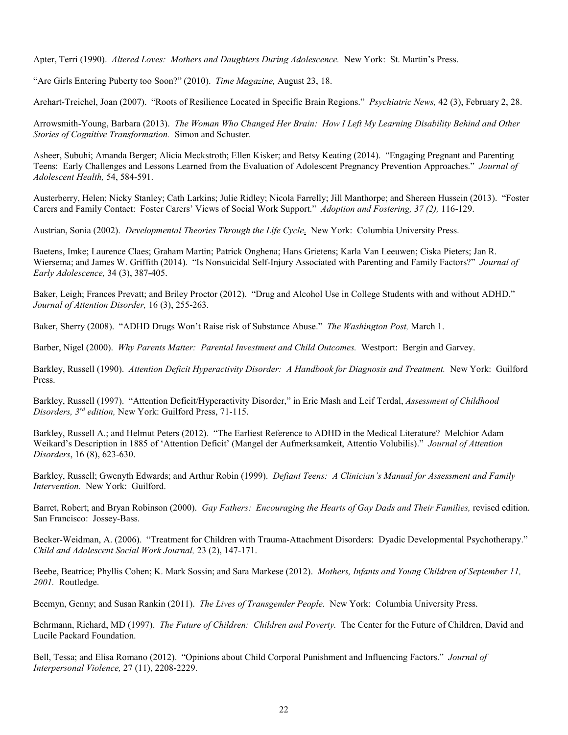Apter, Terri (1990). *Altered Loves: Mothers and Daughters During Adolescence.* New York: St. Martin's Press.

"Are Girls Entering Puberty too Soon?" (2010). *Time Magazine,* August 23, 18.

Arehart-Treichel, Joan (2007). "Roots of Resilience Located in Specific Brain Regions." *Psychiatric News,* 42 (3), February 2, 28.

Arrowsmith-Young, Barbara (2013). *The Woman Who Changed Her Brain: How I Left My Learning Disability Behind and Other Stories of Cognitive Transformation.* Simon and Schuster.

Asheer, Subuhi; Amanda Berger; Alicia Meckstroth; Ellen Kisker; and Betsy Keating (2014). "Engaging Pregnant and Parenting Teens: Early Challenges and Lessons Learned from the Evaluation of Adolescent Pregnancy Prevention Approaches." *Journal of Adolescent Health,* 54, 584-591.

Austerberry, Helen; Nicky Stanley; Cath Larkins; Julie Ridley; Nicola Farrelly; Jill Manthorpe; and Shereen Hussein (2013). "Foster Carers and Family Contact: Foster Carers' Views of Social Work Support." *Adoption and Fostering, 37 (2),* 116-129.

Austrian, Sonia (2002). *Developmental Theories Through the Life Cycle*. New York: Columbia University Press.

Baetens, Imke; Laurence Claes; Graham Martin; Patrick Onghena; Hans Grietens; Karla Van Leeuwen; Ciska Pieters; Jan R. Wiersema; and James W. Griffith (2014). "Is Nonsuicidal Self-Injury Associated with Parenting and Family Factors?" *Journal of Early Adolescence,* 34 (3), 387-405.

Baker, Leigh; Frances Prevatt; and Briley Proctor (2012). "Drug and Alcohol Use in College Students with and without ADHD." *Journal of Attention Disorder,* 16 (3), 255-263.

Baker, Sherry (2008). "ADHD Drugs Won't Raise risk of Substance Abuse." *The Washington Post,* March 1.

Barber, Nigel (2000). *Why Parents Matter: Parental Investment and Child Outcomes.* Westport: Bergin and Garvey.

Barkley, Russell (1990). *Attention Deficit Hyperactivity Disorder: A Handbook for Diagnosis and Treatment.* New York: Guilford Press.

Barkley, Russell (1997). "Attention Deficit/Hyperactivity Disorder," in Eric Mash and Leif Terdal, *Assessment of Childhood Disorders, 3rd edition,* New York: Guilford Press, 71-115.

Barkley, Russell A.; and Helmut Peters (2012). "The Earliest Reference to ADHD in the Medical Literature? Melchior Adam Weikard's Description in 1885 of 'Attention Deficit' (Mangel der Aufmerksamkeit, Attentio Volubilis)." *Journal of Attention Disorders*, 16 (8), 623-630.

Barkley, Russell; Gwenyth Edwards; and Arthur Robin (1999). *Defiant Teens: A Clinician's Manual for Assessment and Family Intervention.* New York: Guilford.

Barret, Robert; and Bryan Robinson (2000). *Gay Fathers: Encouraging the Hearts of Gay Dads and Their Families,* revised edition. San Francisco: Jossey-Bass.

Becker-Weidman, A. (2006). "Treatment for Children with Trauma-Attachment Disorders: Dyadic Developmental Psychotherapy." *Child and Adolescent Social Work Journal,* 23 (2), 147-171.

Beebe, Beatrice; Phyllis Cohen; K. Mark Sossin; and Sara Markese (2012). *Mothers, Infants and Young Children of September 11, 2001.* Routledge.

Beemyn, Genny; and Susan Rankin (2011). *The Lives of Transgender People.* New York: Columbia University Press.

Behrmann, Richard, MD (1997). *The Future of Children: Children and Poverty.* The Center for the Future of Children, David and Lucile Packard Foundation.

Bell, Tessa; and Elisa Romano (2012). "Opinions about Child Corporal Punishment and Influencing Factors." *Journal of Interpersonal Violence,* 27 (11), 2208-2229.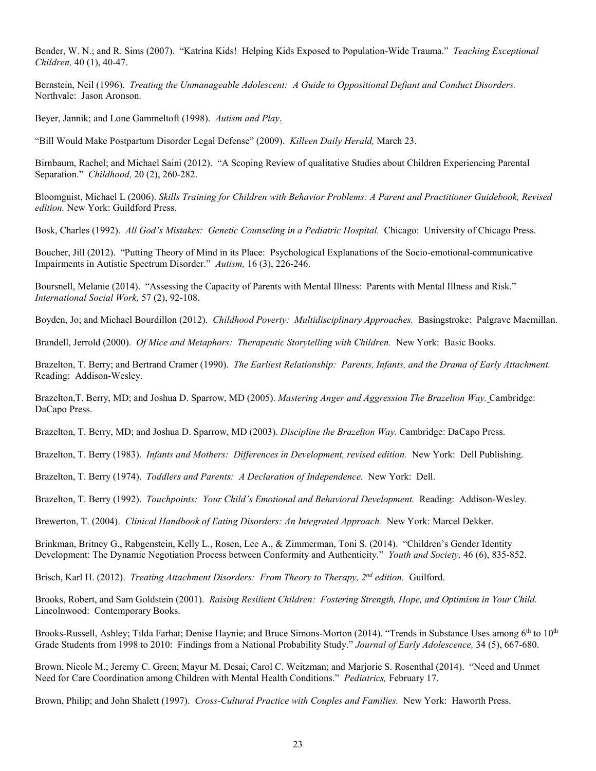Bender, W. N.; and R. Sims (2007). "Katrina Kids! Helping Kids Exposed to Population-Wide Trauma." *Teaching Exceptional Children,* 40 (1), 40-47.

Bernstein, Neil (1996). *Treating the Unmanageable Adolescent: A Guide to Oppositional Defiant and Conduct Disorders.* Northvale: Jason Aronson.

Beyer, Jannik; and Lone Gammeltoft (1998). *Autism and Play*.

"Bill Would Make Postpartum Disorder Legal Defense" (2009). *Killeen Daily Herald,* March 23.

Birnbaum, Rachel; and Michael Saini (2012). "A Scoping Review of qualitative Studies about Children Experiencing Parental Separation." *Childhood,* 20 (2), 260-282.

Bloomguist, Michael L (2006). *Skills Training for Children with Behavior Problems: A Parent and Practitioner Guidebook, Revised edition.* New York: Guildford Press.

Bosk, Charles (1992). *All God's Mistakes: Genetic Counseling in a Pediatric Hospital.* Chicago: University of Chicago Press.

Boucher, Jill (2012). "Putting Theory of Mind in its Place: Psychological Explanations of the Socio-emotional-communicative Impairments in Autistic Spectrum Disorder." *Autism,* 16 (3), 226-246.

Boursnell, Melanie (2014). "Assessing the Capacity of Parents with Mental Illness: Parents with Mental Illness and Risk." *International Social Work,* 57 (2), 92-108.

Boyden, Jo; and Michael Bourdillon (2012). *Childhood Poverty: Multidisciplinary Approaches.* Basingstroke: Palgrave Macmillan.

Brandell, Jerrold (2000). *Of Mice and Metaphors: Therapeutic Storytelling with Children.* New York: Basic Books.

Brazelton, T. Berry; and Bertrand Cramer (1990). *The Earliest Relationship: Parents, Infants, and the Drama of Early Attachment.* Reading: Addison-Wesley.

Brazelton,T. Berry, MD; and Joshua D. Sparrow, MD (2005). *Mastering Anger and Aggression The Brazelton Way.* Cambridge: DaCapo Press.

Brazelton, T. Berry, MD; and Joshua D. Sparrow, MD (2003). *Discipline the Brazelton Way.* Cambridge: DaCapo Press.

Brazelton, T. Berry (1983). *Infants and Mothers: Differences in Development, revised edition.* New York: Dell Publishing.

Brazelton, T. Berry (1974). *Toddlers and Parents: A Declaration of Independence.* New York: Dell.

Brazelton, T. Berry (1992). *Touchpoints: Your Child's Emotional and Behavioral Development.* Reading: Addison-Wesley.

Brewerton, T. (2004). *Clinical Handbook of Eating Disorders: An Integrated Approach.* New York: Marcel Dekker.

Brinkman, Britney G., Rabgenstein, Kelly L., Rosen, Lee A., & Zimmerman, Toni S. (2014). "Children's Gender Identity Development: The Dynamic Negotiation Process between Conformity and Authenticity." *Youth and Society,* 46 (6), 835-852.

Brisch, Karl H. (2012). *Treating Attachment Disorders: From Theory to Therapy, 2nd edition*. Guilford.

Brooks, Robert, and Sam Goldstein (2001). *Raising Resilient Children: Fostering Strength, Hope, and Optimism in Your Child.* Lincolnwood: Contemporary Books.

Brooks-Russell, Ashley; Tilda Farhat; Denise Haynie; and Bruce Simons-Morton (2014). "Trends in Substance Uses among 6th to 10th Grade Students from 1998 to 2010: Findings from a National Probability Study." *Journal of Early Adolescence,* 34 (5), 667-680.

Brown, Nicole M.; Jeremy C. Green; Mayur M. Desai; Carol C. Weitzman; and Marjorie S. Rosenthal (2014). "Need and Unmet Need for Care Coordination among Children with Mental Health Conditions." *Pediatrics,* February 17.

Brown, Philip; and John Shalett (1997). *Cross-Cultural Practice with Couples and Families.* New York: Haworth Press.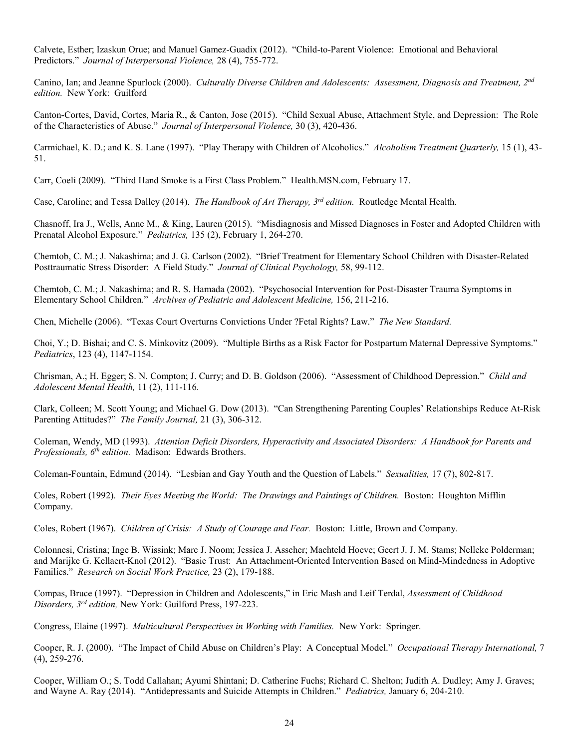Calvete, Esther; Izaskun Orue; and Manuel Gamez-Guadix (2012). "Child-to-Parent Violence: Emotional and Behavioral Predictors." *Journal of Interpersonal Violence,* 28 (4), 755-772.

Canino, Ian; and Jeanne Spurlock (2000). *Culturally Diverse Children and Adolescents: Assessment, Diagnosis and Treatment, 2nd edition.* New York: Guilford

Canton-Cortes, David, Cortes, Maria R., & Canton, Jose (2015). "Child Sexual Abuse, Attachment Style, and Depression: The Role of the Characteristics of Abuse." *Journal of Interpersonal Violence,* 30 (3), 420-436.

Carmichael, K. D.; and K. S. Lane (1997). "Play Therapy with Children of Alcoholics." *Alcoholism Treatment Quarterly,* 15 (1), 43-51.

Carr, Coeli (2009). "Third Hand Smoke is a First Class Problem." Health.MSN.com, February 17.

Case, Caroline; and Tessa Dalley (2014). *The Handbook of Art Therapy, 3rd edition.* Routledge Mental Health.

Chasnoff, Ira J., Wells, Anne M., & King, Lauren (2015). "Misdiagnosis and Missed Diagnoses in Foster and Adopted Children with Prenatal Alcohol Exposure." *Pediatrics,* 135 (2), February 1, 264-270.

Chemtob, C. M.; J. Nakashima; and J. G. Carlson (2002). "Brief Treatment for Elementary School Children with Disaster-Related Posttraumatic Stress Disorder: A Field Study." *Journal of Clinical Psychology,* 58, 99-112.

Chemtob, C. M.; J. Nakashima; and R. S. Hamada (2002). "Psychosocial Intervention for Post-Disaster Trauma Symptoms in Elementary School Children." *Archives of Pediatric and Adolescent Medicine,* 156, 211-216.

Chen, Michelle (2006). "Texas Court Overturns Convictions Under ?Fetal Rights? Law." *The New Standard.*

Choi, Y.; D. Bishai; and C. S. Minkovitz (2009). "Multiple Births as a Risk Factor for Postpartum Maternal Depressive Symptoms." *Pediatrics*, 123 (4), 1147-1154.

Chrisman, A.; H. Egger; S. N. Compton; J. Curry; and D. B. Goldson (2006). "Assessment of Childhood Depression." *Child and Adolescent Mental Health,* 11 (2), 111-116.

Clark, Colleen; M. Scott Young; and Michael G. Dow (2013). "Can Strengthening Parenting Couples' Relationships Reduce At-Risk Parenting Attitudes?" *The Family Journal,* 21 (3), 306-312.

Coleman, Wendy, MD (1993). *Attention Deficit Disorders, Hyperactivity and Associated Disorders: A Handbook for Parents and Professionals, 6th edition.* Madison: Edwards Brothers.

Coleman-Fountain, Edmund (2014). "Lesbian and Gay Youth and the Question of Labels." *Sexualities,* 17 (7), 802-817.

Coles, Robert (1992). *Their Eyes Meeting the World: The Drawings and Paintings of Children.* Boston: Houghton Mifflin Company.

Coles, Robert (1967). *Children of Crisis: A Study of Courage and Fear.* Boston: Little, Brown and Company.

Colonnesi, Cristina; Inge B. Wissink; Marc J. Noom; Jessica J. Asscher; Machteld Hoeve; Geert J. J. M. Stams; Nelleke Polderman; and Marijke G. Kellaert-Knol (2012). "Basic Trust: An Attachment-Oriented Intervention Based on Mind-Mindedness in Adoptive Families." *Research on Social Work Practice,* 23 (2), 179-188.

Compas, Bruce (1997). "Depression in Children and Adolescents," in Eric Mash and Leif Terdal, *Assessment of Childhood Disorders, 3rd edition,* New York: Guilford Press, 197-223.

Congress, Elaine (1997). *Multicultural Perspectives in Working with Families.* New York: Springer.

Cooper, R. J. (2000). "The Impact of Child Abuse on Children's Play: A Conceptual Model." *Occupational Therapy International,* 7 (4), 259-276.

Cooper, William O.; S. Todd Callahan; Ayumi Shintani; D. Catherine Fuchs; Richard C. Shelton; Judith A. Dudley; Amy J. Graves; and Wayne A. Ray (2014). "Antidepressants and Suicide Attempts in Children." *Pediatrics,* January 6, 204-210.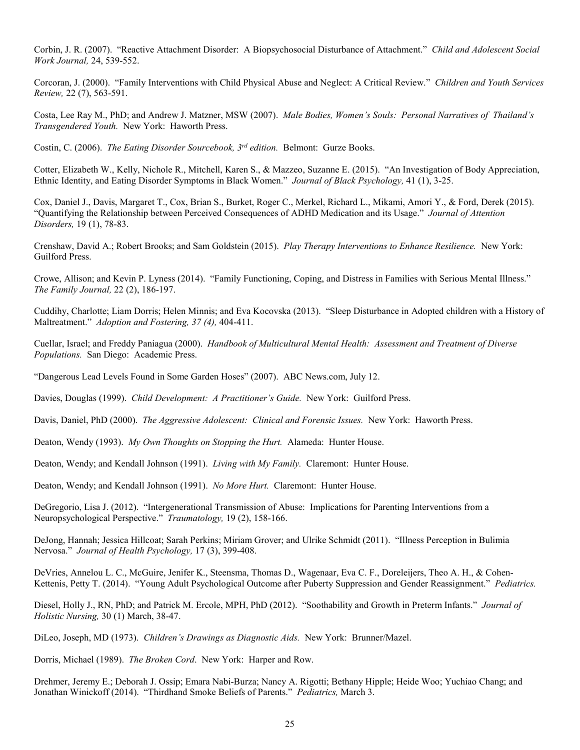Corbin, J. R. (2007). "Reactive Attachment Disorder: A Biopsychosocial Disturbance of Attachment." *Child and Adolescent Social Work Journal,* 24, 539-552.

Corcoran, J. (2000). "Family Interventions with Child Physical Abuse and Neglect: A Critical Review." *Children and Youth Services Review,* 22 (7), 563-591.

Costa, Lee Ray M., PhD; and Andrew J. Matzner, MSW (2007). *Male Bodies, Women's Souls: Personal Narratives of Thailand's Transgendered Youth.* New York: Haworth Press.

Costin, C. (2006). *The Eating Disorder Sourcebook, 3rd edition.* Belmont: Gurze Books.

Cotter, Elizabeth W., Kelly, Nichole R., Mitchell, Karen S., & Mazzeo, Suzanne E. (2015). "An Investigation of Body Appreciation, Ethnic Identity, and Eating Disorder Symptoms in Black Women." *Journal of Black Psychology,* 41 (1), 3-25.

Cox, Daniel J., Davis, Margaret T., Cox, Brian S., Burket, Roger C., Merkel, Richard L., Mikami, Amori Y., & Ford, Derek (2015). "Quantifying the Relationship between Perceived Consequences of ADHD Medication and its Usage." *Journal of Attention Disorders,* 19 (1), 78-83.

Crenshaw, David A.; Robert Brooks; and Sam Goldstein (2015). *Play Therapy Interventions to Enhance Resilience.* New York: Guilford Press.

Crowe, Allison; and Kevin P. Lyness (2014). "Family Functioning, Coping, and Distress in Families with Serious Mental Illness." *The Family Journal,* 22 (2), 186-197.

Cuddihy, Charlotte; Liam Dorris; Helen Minnis; and Eva Kocovska (2013). "Sleep Disturbance in Adopted children with a History of Maltreatment." *Adoption and Fostering, 37 (4),* 404-411.

Cuellar, Israel; and Freddy Paniagua (2000). *Handbook of Multicultural Mental Health: Assessment and Treatment of Diverse Populations.* San Diego: Academic Press.

"Dangerous Lead Levels Found in Some Garden Hoses" (2007). ABC News.com, July 12.

Davies, Douglas (1999). *Child Development: A Practitioner's Guide.* New York: Guilford Press.

Davis, Daniel, PhD (2000). *The Aggressive Adolescent: Clinical and Forensic Issues.* New York: Haworth Press.

Deaton, Wendy (1993). *My Own Thoughts on Stopping the Hurt.* Alameda: Hunter House.

Deaton, Wendy; and Kendall Johnson (1991). *Living with My Family.* Claremont: Hunter House.

Deaton, Wendy; and Kendall Johnson (1991). *No More Hurt.* Claremont: Hunter House.

DeGregorio, Lisa J. (2012). "Intergenerational Transmission of Abuse: Implications for Parenting Interventions from a Neuropsychological Perspective." *Traumatology,* 19 (2), 158-166.

DeJong, Hannah; Jessica Hillcoat; Sarah Perkins; Miriam Grover; and Ulrike Schmidt (2011). "Illness Perception in Bulimia Nervosa." *Journal of Health Psychology,* 17 (3), 399-408.

DeVries, Annelou L. C., McGuire, Jenifer K., Steensma, Thomas D., Wagenaar, Eva C. F., Doreleijers, Theo A. H., & Cohen-Kettenis, Petty T. (2014). "Young Adult Psychological Outcome after Puberty Suppression and Gender Reassignment." *Pediatrics.*

Diesel, Holly J., RN, PhD; and Patrick M. Ercole, MPH, PhD (2012). "Soothability and Growth in Preterm Infants." *Journal of Holistic Nursing,* 30 (1) March, 38-47.

DiLeo, Joseph, MD (1973). *Children's Drawings as Diagnostic Aids.* New York: Brunner/Mazel.

Dorris, Michael (1989). *The Broken Cord*. New York: Harper and Row.

Drehmer, Jeremy E.; Deborah J. Ossip; Emara Nabi-Burza; Nancy A. Rigotti; Bethany Hipple; Heide Woo; Yuchiao Chang; and Jonathan Winickoff (2014). "Thirdhand Smoke Beliefs of Parents." *Pediatrics,* March 3.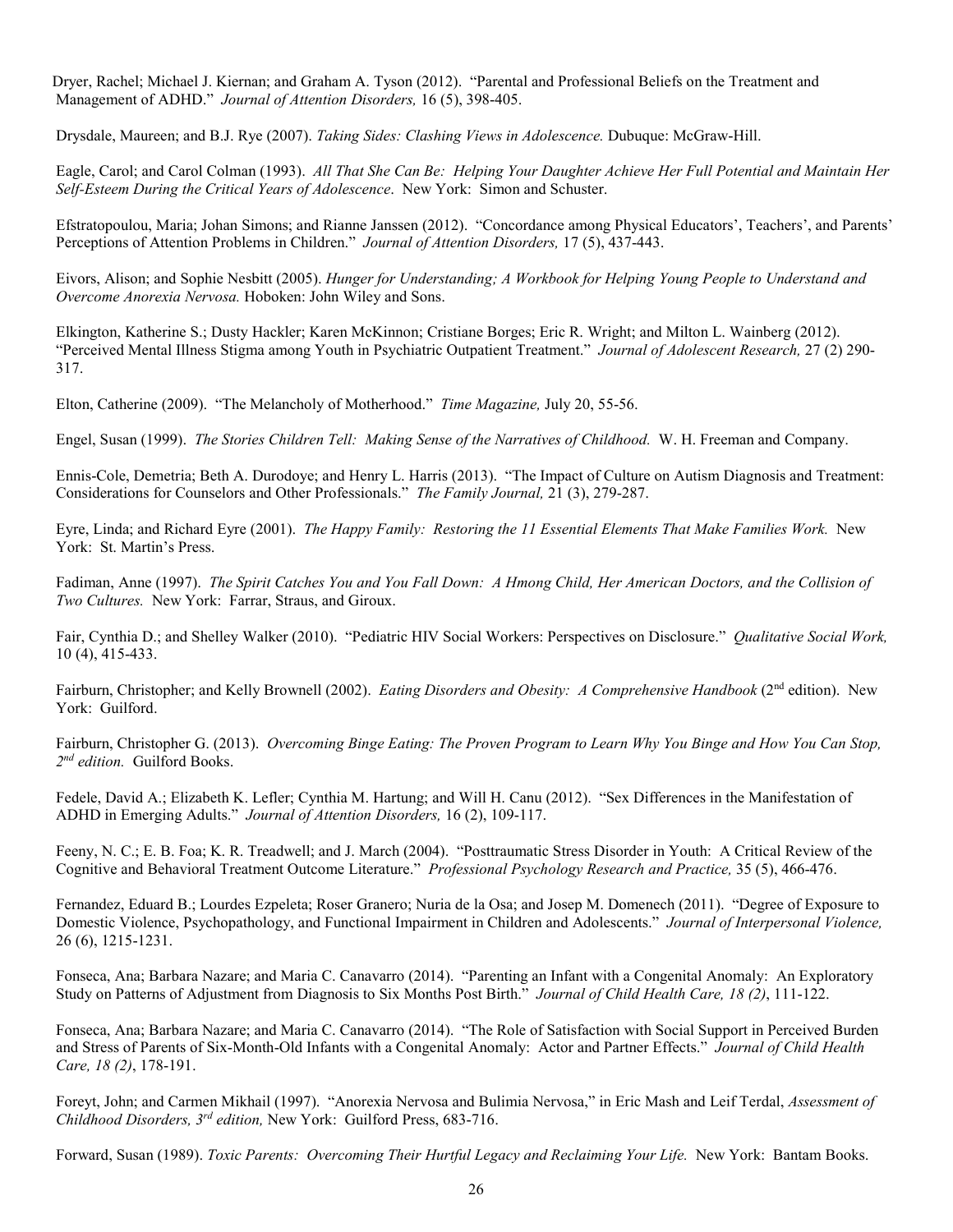Dryer, Rachel; Michael J. Kiernan; and Graham A. Tyson (2012). "Parental and Professional Beliefs on the Treatment and Management of ADHD." *Journal of Attention Disorders,* 16 (5), 398-405.

Drysdale, Maureen; and B.J. Rye (2007). *Taking Sides: Clashing Views in Adolescence.* Dubuque: McGraw-Hill.

Eagle, Carol; and Carol Colman (1993). *All That She Can Be: Helping Your Daughter Achieve Her Full Potential and Maintain Her Self-Esteem During the Critical Years of Adolescence*. New York: Simon and Schuster.

Efstratopoulou, Maria; Johan Simons; and Rianne Janssen (2012). "Concordance among Physical Educators', Teachers', and Parents' Perceptions of Attention Problems in Children." *Journal of Attention Disorders,* 17 (5), 437-443.

Eivors, Alison; and Sophie Nesbitt (2005). *Hunger for Understanding; A Workbook for Helping Young People to Understand and Overcome Anorexia Nervosa.* Hoboken: John Wiley and Sons.

Elkington, Katherine S.; Dusty Hackler; Karen McKinnon; Cristiane Borges; Eric R. Wright; and Milton L. Wainberg (2012). "Perceived Mental Illness Stigma among Youth in Psychiatric Outpatient Treatment." *Journal of Adolescent Research,* 27 (2) 290-317.

Elton, Catherine (2009). "The Melancholy of Motherhood." *Time Magazine,* July 20, 55-56.

Engel, Susan (1999). *The Stories Children Tell: Making Sense of the Narratives of Childhood.* W. H. Freeman and Company.

Ennis-Cole, Demetria; Beth A. Durodoye; and Henry L. Harris (2013). "The Impact of Culture on Autism Diagnosis and Treatment: Considerations for Counselors and Other Professionals." *The Family Journal,* 21 (3), 279-287.

Eyre, Linda; and Richard Eyre (2001). *The Happy Family: Restoring the 11 Essential Elements That Make Families Work.* New York: St. Martin's Press.

Fadiman, Anne (1997). *The Spirit Catches You and You Fall Down: A Hmong Child, Her American Doctors, and the Collision of Two Cultures.* New York: Farrar, Straus, and Giroux.

Fair, Cynthia D.; and Shelley Walker (2010). "Pediatric HIV Social Workers: Perspectives on Disclosure." *Qualitative Social Work,* 10 (4), 415-433.

Fairburn, Christopher; and Kelly Brownell (2002). *Eating Disorders and Obesity: A Comprehensive Handbook* (2nd edition). New York: Guilford.

Fairburn, Christopher G. (2013). *Overcoming Binge Eating: The Proven Program to Learn Why You Binge and How You Can Stop, 2nd edition.* Guilford Books.

Fedele, David A.; Elizabeth K. Lefler; Cynthia M. Hartung; and Will H. Canu (2012). "Sex Differences in the Manifestation of ADHD in Emerging Adults." *Journal of Attention Disorders,* 16 (2), 109-117.

Feeny, N. C.; E. B. Foa; K. R. Treadwell; and J. March (2004). "Posttraumatic Stress Disorder in Youth: A Critical Review of the Cognitive and Behavioral Treatment Outcome Literature." *Professional Psychology Research and Practice,* 35 (5), 466-476.

Fernandez, Eduard B.; Lourdes Ezpeleta; Roser Granero; Nuria de la Osa; and Josep M. Domenech (2011). "Degree of Exposure to Domestic Violence, Psychopathology, and Functional Impairment in Children and Adolescents." *Journal of Interpersonal Violence,* 26 (6), 1215-1231.

Fonseca, Ana; Barbara Nazare; and Maria C. Canavarro (2014). "Parenting an Infant with a Congenital Anomaly: An Exploratory Study on Patterns of Adjustment from Diagnosis to Six Months Post Birth." *Journal of Child Health Care, 18 (2)*, 111-122.

Fonseca, Ana; Barbara Nazare; and Maria C. Canavarro (2014). "The Role of Satisfaction with Social Support in Perceived Burden and Stress of Parents of Six-Month-Old Infants with a Congenital Anomaly: Actor and Partner Effects." *Journal of Child Health Care, 18 (2)*, 178-191.

Foreyt, John; and Carmen Mikhail (1997). "Anorexia Nervosa and Bulimia Nervosa," in Eric Mash and Leif Terdal, *Assessment of Childhood Disorders, 3rd edition,* New York: Guilford Press, 683-716.

Forward, Susan (1989). *Toxic Parents: Overcoming Their Hurtful Legacy and Reclaiming Your Life.* New York: Bantam Books.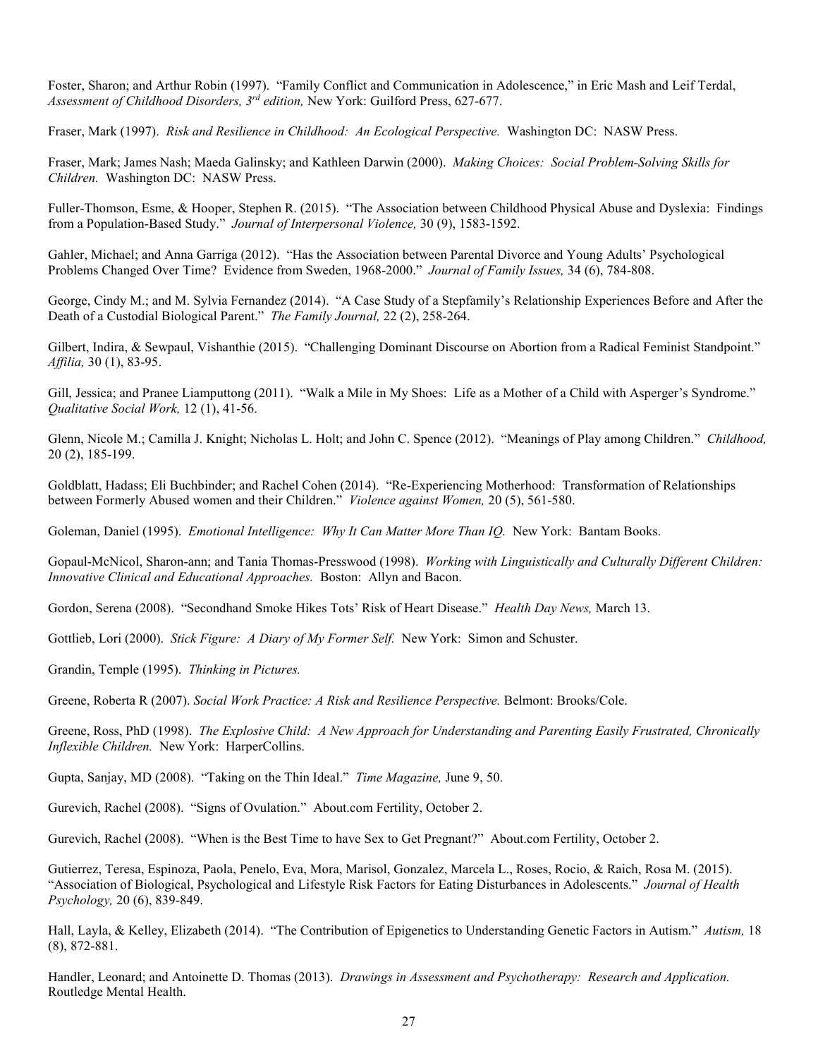Foster, Sharon; and Arthur Robin (1997). "Family Conflict and Communication in Adolescence," in Eric Mash and Leif Terdal, *Assessment of Childhood Disorders, 3rd edition,* New York: Guilford Press, 627-677.

Fraser, Mark (1997). *Risk and Resilience in Childhood: An Ecological Perspective.* Washington DC: NASW Press.

Fraser, Mark; James Nash; Maeda Galinsky; and Kathleen Darwin (2000). *Making Choices: Social Problem-Solving Skills for Children.* Washington DC: NASW Press.

Fuller-Thomson, Esme, & Hooper, Stephen R. (2015). "The Association between Childhood Physical Abuse and Dyslexia: Findings from a Population-Based Study." *Journal of Interpersonal Violence,* 30 (9), 1583-1592.

Gahler, Michael; and Anna Garriga (2012). "Has the Association between Parental Divorce and Young Adults' Psychological Problems Changed Over Time? Evidence from Sweden, 1968-2000." *Journal of Family Issues,* 34 (6), 784-808.

George, Cindy M.; and M. Sylvia Fernandez (2014). "A Case Study of a Stepfamily's Relationship Experiences Before and After the Death of a Custodial Biological Parent." *The Family Journal,* 22 (2), 258-264.

Gilbert, Indira, & Sewpaul, Vishanthie (2015). "Challenging Dominant Discourse on Abortion from a Radical Feminist Standpoint." *Affilia,* 30 (1), 83-95.

Gill, Jessica; and Pranee Liamputtong (2011). "Walk a Mile in My Shoes: Life as a Mother of a Child with Asperger's Syndrome." *Qualitative Social Work,* 12 (1), 41-56.

Glenn, Nicole M.; Camilla J. Knight; Nicholas L. Holt; and John C. Spence (2012). "Meanings of Play among Children." *Childhood,* 20 (2), 185-199.

Goldblatt, Hadass; Eli Buchbinder; and Rachel Cohen (2014). "Re-Experiencing Motherhood: Transformation of Relationships between Formerly Abused women and their Children." *Violence against Women,* 20 (5), 561-580.

Goleman, Daniel (1995). *Emotional Intelligence: Why It Can Matter More Than IQ.* New York: Bantam Books.

Gopaul-McNicol, Sharon-ann; and Tania Thomas-Presswood (1998). *Working with Linguistically and Culturally Different Children: Innovative Clinical and Educational Approaches.* Boston: Allyn and Bacon.

Gordon, Serena (2008). "Secondhand Smoke Hikes Tots' Risk of Heart Disease." *Health Day News,* March 13.

Gottlieb, Lori (2000). *Stick Figure: A Diary of My Former Self.* New York: Simon and Schuster.

Grandin, Temple (1995). *Thinking in Pictures.*

Greene, Roberta R (2007). *Social Work Practice: A Risk and Resilience Perspective.* Belmont: Brooks/Cole.

Greene, Ross, PhD (1998). *The Explosive Child: A New Approach for Understanding and Parenting Easily Frustrated, Chronically Inflexible Children.* New York: HarperCollins.

Gupta, Sanjay, MD (2008). "Taking on the Thin Ideal." *Time Magazine,* June 9, 50.

Gurevich, Rachel (2008). "Signs of Ovulation." About.com Fertility, October 2.

Gurevich, Rachel (2008). "When is the Best Time to have Sex to Get Pregnant?" About.com Fertility, October 2.

Gutierrez, Teresa, Espinoza, Paola, Penelo, Eva, Mora, Marisol, Gonzalez, Marcela L., Roses, Rocio, & Raich, Rosa M. (2015). "Association of Biological, Psychological and Lifestyle Risk Factors for Eating Disturbances in Adolescents." *Journal of Health Psychology,* 20 (6), 839-849.

Hall, Layla, & Kelley, Elizabeth (2014). "The Contribution of Epigenetics to Understanding Genetic Factors in Autism." *Autism,* 18 (8), 872-881.

Handler, Leonard; and Antoinette D. Thomas (2013). *Drawings in Assessment and Psychotherapy: Research and Application.* Routledge Mental Health.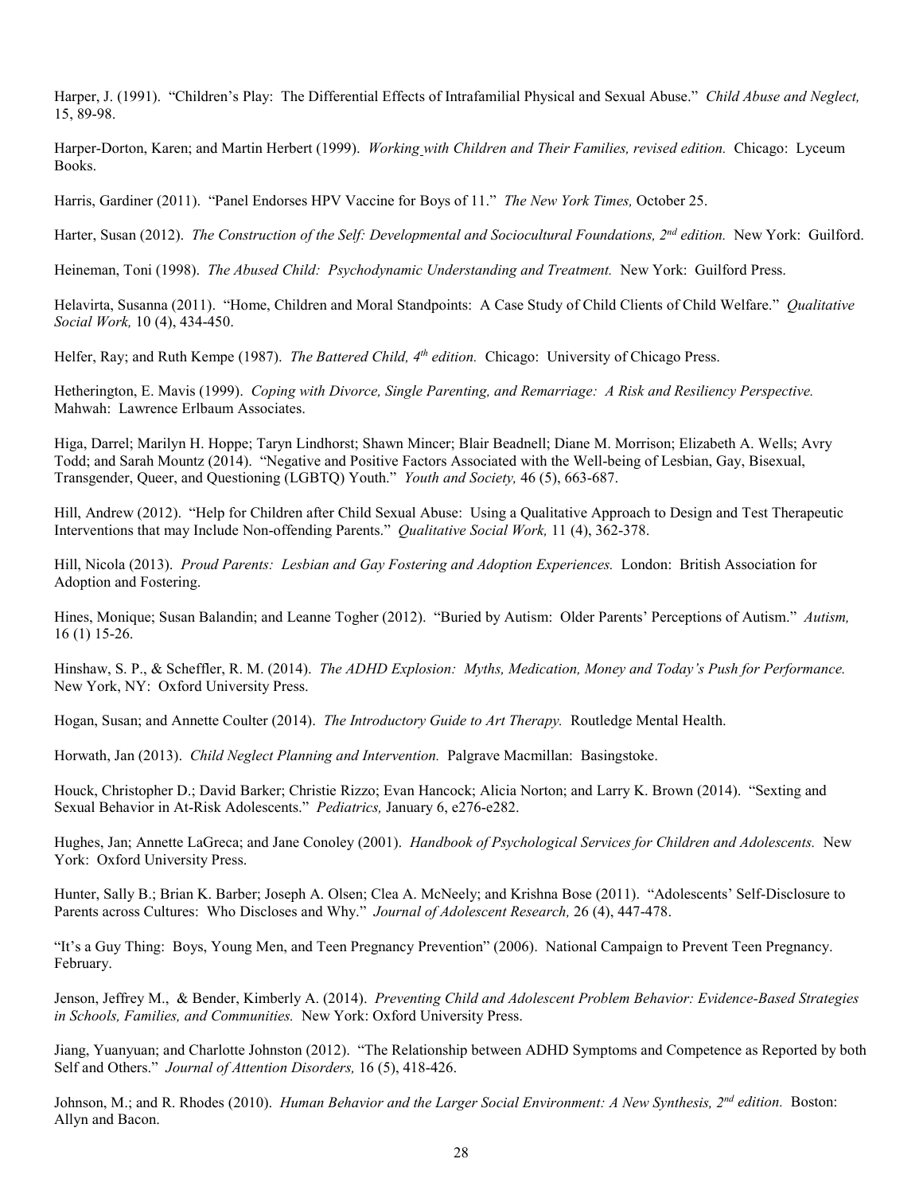Harper, J. (1991). "Children's Play: The Differential Effects of Intrafamilial Physical and Sexual Abuse." *Child Abuse and Neglect,* 15, 89-98.

Harper-Dorton, Karen; and Martin Herbert (1999). *Working with Children and Their Families, revised edition.* Chicago: Lyceum Books.

Harris, Gardiner (2011). "Panel Endorses HPV Vaccine for Boys of 11." *The New York Times,* October 25.

Harter, Susan (2012). *The Construction of the Self: Developmental and Sociocultural Foundations, 2nd edition.* New York: Guilford.

Heineman, Toni (1998). *The Abused Child: Psychodynamic Understanding and Treatment.* New York: Guilford Press.

Helavirta, Susanna (2011). "Home, Children and Moral Standpoints: A Case Study of Child Clients of Child Welfare." *Qualitative Social Work,* 10 (4), 434-450.

Helfer, Ray; and Ruth Kempe (1987). *The Battered Child, 4th edition.* Chicago: University of Chicago Press.

Hetherington, E. Mavis (1999). *Coping with Divorce, Single Parenting, and Remarriage: A Risk and Resiliency Perspective.* Mahwah: Lawrence Erlbaum Associates.

Higa, Darrel; Marilyn H. Hoppe; Taryn Lindhorst; Shawn Mincer; Blair Beadnell; Diane M. Morrison; Elizabeth A. Wells; Avry Todd; and Sarah Mountz (2014). "Negative and Positive Factors Associated with the Well-being of Lesbian, Gay, Bisexual, Transgender, Queer, and Questioning (LGBTQ) Youth." *Youth and Society,* 46 (5), 663-687.

Hill, Andrew (2012). "Help for Children after Child Sexual Abuse: Using a Qualitative Approach to Design and Test Therapeutic Interventions that may Include Non-offending Parents." *Qualitative Social Work,* 11 (4), 362-378.

Hill, Nicola (2013). *Proud Parents: Lesbian and Gay Fostering and Adoption Experiences.* London: British Association for Adoption and Fostering.

Hines, Monique; Susan Balandin; and Leanne Togher (2012). "Buried by Autism: Older Parents' Perceptions of Autism." *Autism,* 16 (1) 15-26.

Hinshaw, S. P., & Scheffler, R. M. (2014). *The ADHD Explosion: Myths, Medication, Money and Today's Push for Performance.* New York, NY: Oxford University Press.

Hogan, Susan; and Annette Coulter (2014). *The Introductory Guide to Art Therapy.* Routledge Mental Health.

Horwath, Jan (2013). *Child Neglect Planning and Intervention.* Palgrave Macmillan: Basingstoke.

Houck, Christopher D.; David Barker; Christie Rizzo; Evan Hancock; Alicia Norton; and Larry K. Brown (2014). "Sexting and Sexual Behavior in At-Risk Adolescents." *Pediatrics,* January 6, e276-e282.

Hughes, Jan; Annette LaGreca; and Jane Conoley (2001). *Handbook of Psychological Services for Children and Adolescents.* New York: Oxford University Press.

Hunter, Sally B.; Brian K. Barber; Joseph A. Olsen; Clea A. McNeely; and Krishna Bose (2011). "Adolescents' Self-Disclosure to Parents across Cultures: Who Discloses and Why." *Journal of Adolescent Research,* 26 (4), 447-478.

"It's a Guy Thing: Boys, Young Men, and Teen Pregnancy Prevention" (2006). National Campaign to Prevent Teen Pregnancy. February.

Jenson, Jeffrey M., & Bender, Kimberly A. (2014). *Preventing Child and Adolescent Problem Behavior: Evidence-Based Strategies in Schools, Families, and Communities.* New York: Oxford University Press.

Jiang, Yuanyuan; and Charlotte Johnston (2012). "The Relationship between ADHD Symptoms and Competence as Reported by both Self and Others." *Journal of Attention Disorders,* 16 (5), 418-426.

Johnson, M.; and R. Rhodes (2010). *Human Behavior and the Larger Social Environment: A New Synthesis, 2nd edition.* Boston: Allyn and Bacon.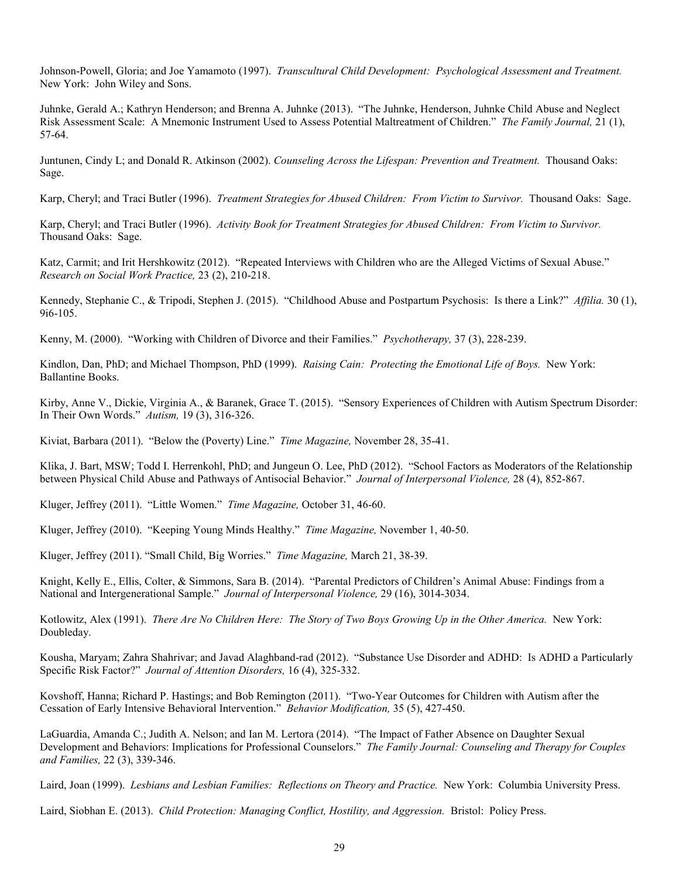Johnson-Powell, Gloria; and Joe Yamamoto (1997). *Transcultural Child Development: Psychological Assessment and Treatment.* New York: John Wiley and Sons.

Juhnke, Gerald A.; Kathryn Henderson; and Brenna A. Juhnke (2013). "The Juhnke, Henderson, Juhnke Child Abuse and Neglect Risk Assessment Scale: A Mnemonic Instrument Used to Assess Potential Maltreatment of Children." *The Family Journal,* 21 (1), 57-64.

Juntunen, Cindy L; and Donald R. Atkinson (2002). *Counseling Across the Lifespan: Prevention and Treatment.* Thousand Oaks: Sage.

Karp, Cheryl; and Traci Butler (1996). *Treatment Strategies for Abused Children: From Victim to Survivor.* Thousand Oaks: Sage.

Karp, Cheryl; and Traci Butler (1996). *Activity Book for Treatment Strategies for Abused Children: From Victim to Survivor.* Thousand Oaks: Sage.

Katz, Carmit; and Irit Hershkowitz (2012). "Repeated Interviews with Children who are the Alleged Victims of Sexual Abuse." *Research on Social Work Practice,* 23 (2), 210-218.

Kennedy, Stephanie C., & Tripodi, Stephen J. (2015). "Childhood Abuse and Postpartum Psychosis: Is there a Link?" *Affilia.* 30 (1), 9i6-105.

Kenny, M. (2000). "Working with Children of Divorce and their Families." *Psychotherapy,* 37 (3), 228-239.

Kindlon, Dan, PhD; and Michael Thompson, PhD (1999). *Raising Cain: Protecting the Emotional Life of Boys.* New York: Ballantine Books.

Kirby, Anne V., Dickie, Virginia A., & Baranek, Grace T. (2015). "Sensory Experiences of Children with Autism Spectrum Disorder: In Their Own Words." *Autism,* 19 (3), 316-326.

Kiviat, Barbara (2011). "Below the (Poverty) Line." *Time Magazine,* November 28, 35-41.

Klika, J. Bart, MSW; Todd I. Herrenkohl, PhD; and Jungeun O. Lee, PhD (2012). "School Factors as Moderators of the Relationship between Physical Child Abuse and Pathways of Antisocial Behavior." *Journal of Interpersonal Violence,* 28 (4), 852-867.

Kluger, Jeffrey (2011). "Little Women." *Time Magazine,* October 31, 46-60.

Kluger, Jeffrey (2010). "Keeping Young Minds Healthy." *Time Magazine,* November 1, 40-50.

Kluger, Jeffrey (2011). "Small Child, Big Worries." *Time Magazine,* March 21, 38-39.

Knight, Kelly E., Ellis, Colter, & Simmons, Sara B. (2014). "Parental Predictors of Children's Animal Abuse: Findings from a National and Intergenerational Sample." *Journal of Interpersonal Violence,* 29 (16), 3014-3034.

Kotlowitz, Alex (1991). *There Are No Children Here: The Story of Two Boys Growing Up in the Other America.* New York: Doubleday.

Kousha, Maryam; Zahra Shahrivar; and Javad Alaghband-rad (2012). "Substance Use Disorder and ADHD: Is ADHD a Particularly Specific Risk Factor?" *Journal of Attention Disorders,* 16 (4), 325-332.

Kovshoff, Hanna; Richard P. Hastings; and Bob Remington (2011). "Two-Year Outcomes for Children with Autism after the Cessation of Early Intensive Behavioral Intervention." *Behavior Modification,* 35 (5), 427-450.

LaGuardia, Amanda C.; Judith A. Nelson; and Ian M. Lertora (2014). "The Impact of Father Absence on Daughter Sexual Development and Behaviors: Implications for Professional Counselors." *The Family Journal: Counseling and Therapy for Couples and Families,* 22 (3), 339-346.

Laird, Joan (1999). *Lesbians and Lesbian Families: Reflections on Theory and Practice.* New York: Columbia University Press.

Laird, Siobhan E. (2013). *Child Protection: Managing Conflict, Hostility, and Aggression.* Bristol: Policy Press.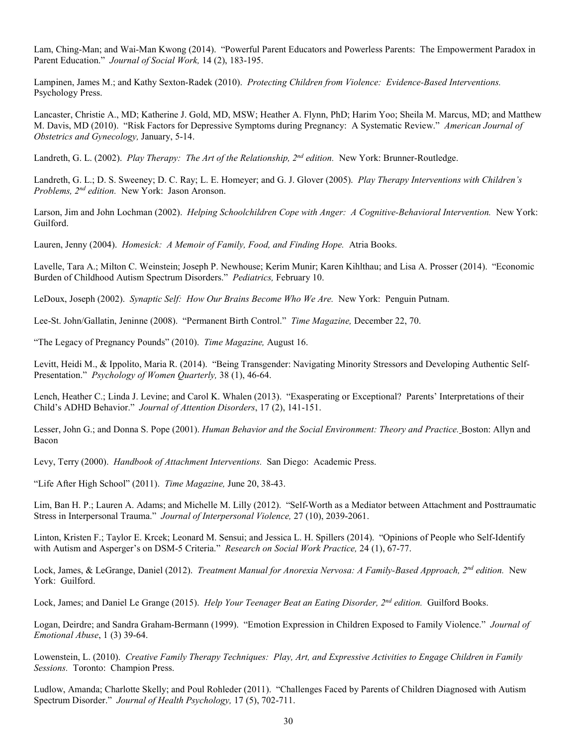Lam, Ching-Man; and Wai-Man Kwong (2014). "Powerful Parent Educators and Powerless Parents: The Empowerment Paradox in Parent Education." *Journal of Social Work,* 14 (2), 183-195.

Lampinen, James M.; and Kathy Sexton-Radek (2010). *Protecting Children from Violence: Evidence-Based Interventions.* Psychology Press.

Lancaster, Christie A., MD; Katherine J. Gold, MD, MSW; Heather A. Flynn, PhD; Harim Yoo; Sheila M. Marcus, MD; and Matthew M. Davis, MD (2010). "Risk Factors for Depressive Symptoms during Pregnancy: A Systematic Review." *American Journal of Obstetrics and Gynecology,* January, 5-14.

Landreth, G. L. (2002). *Play Therapy: The Art of the Relationship, 2nd edition.* New York: Brunner-Routledge.

Landreth, G. L.; D. S. Sweeney; D. C. Ray; L. E. Homeyer; and G. J. Glover (2005). *Play Therapy Interventions with Children's Problems, 2nd edition.* New York: Jason Aronson.

Larson, Jim and John Lochman (2002). *Helping Schoolchildren Cope with Anger: A Cognitive-Behavioral Intervention.* New York: Guilford.

Lauren, Jenny (2004). *Homesick: A Memoir of Family, Food, and Finding Hope.* Atria Books.

Lavelle, Tara A.; Milton C. Weinstein; Joseph P. Newhouse; Kerim Munir; Karen Kihlthau; and Lisa A. Prosser (2014). "Economic Burden of Childhood Autism Spectrum Disorders." *Pediatrics,* February 10.

LeDoux, Joseph (2002). *Synaptic Self: How Our Brains Become Who We Are.* New York: Penguin Putnam.

Lee-St. John/Gallatin, Jeninne (2008). "Permanent Birth Control." *Time Magazine,* December 22, 70.

"The Legacy of Pregnancy Pounds" (2010). *Time Magazine,* August 16.

Levitt, Heidi M., & Ippolito, Maria R. (2014). "Being Transgender: Navigating Minority Stressors and Developing Authentic Self-Presentation." *Psychology of Women Quarterly,* 38 (1), 46-64.

Lench, Heather C.; Linda J. Levine; and Carol K. Whalen (2013). "Exasperating or Exceptional? Parents' Interpretations of their Child's ADHD Behavior." *Journal of Attention Disorders*, 17 (2), 141-151.

Lesser, John G.; and Donna S. Pope (2001). *Human Behavior and the Social Environment: Theory and Practice.* Boston: Allyn and Bacon

Levy, Terry (2000). *Handbook of Attachment Interventions.* San Diego: Academic Press.

"Life After High School" (2011). *Time Magazine,* June 20, 38-43.

Lim, Ban H. P.; Lauren A. Adams; and Michelle M. Lilly (2012). "Self-Worth as a Mediator between Attachment and Posttraumatic Stress in Interpersonal Trauma." *Journal of Interpersonal Violence,* 27 (10), 2039-2061.

Linton, Kristen F.; Taylor E. Krcek; Leonard M. Sensui; and Jessica L. H. Spillers (2014). "Opinions of People who Self-Identify with Autism and Asperger's on DSM-5 Criteria." *Research on Social Work Practice,* 24 (1), 67-77.

Lock, James, & LeGrange, Daniel (2012). *Treatment Manual for Anorexia Nervosa: A Family-Based Approach, 2nd edition.* New York: Guilford.

Lock, James; and Daniel Le Grange (2015). *Help Your Teenager Beat an Eating Disorder, 2nd edition.* Guilford Books.

Logan, Deirdre; and Sandra Graham-Bermann (1999). "Emotion Expression in Children Exposed to Family Violence." *Journal of Emotional Abuse*, 1 (3) 39-64.

Lowenstein, L. (2010). *Creative Family Therapy Techniques: Play, Art, and Expressive Activities to Engage Children in Family Sessions.* Toronto: Champion Press.

Ludlow, Amanda; Charlotte Skelly; and Poul Rohleder (2011). "Challenges Faced by Parents of Children Diagnosed with Autism Spectrum Disorder." *Journal of Health Psychology,* 17 (5), 702-711.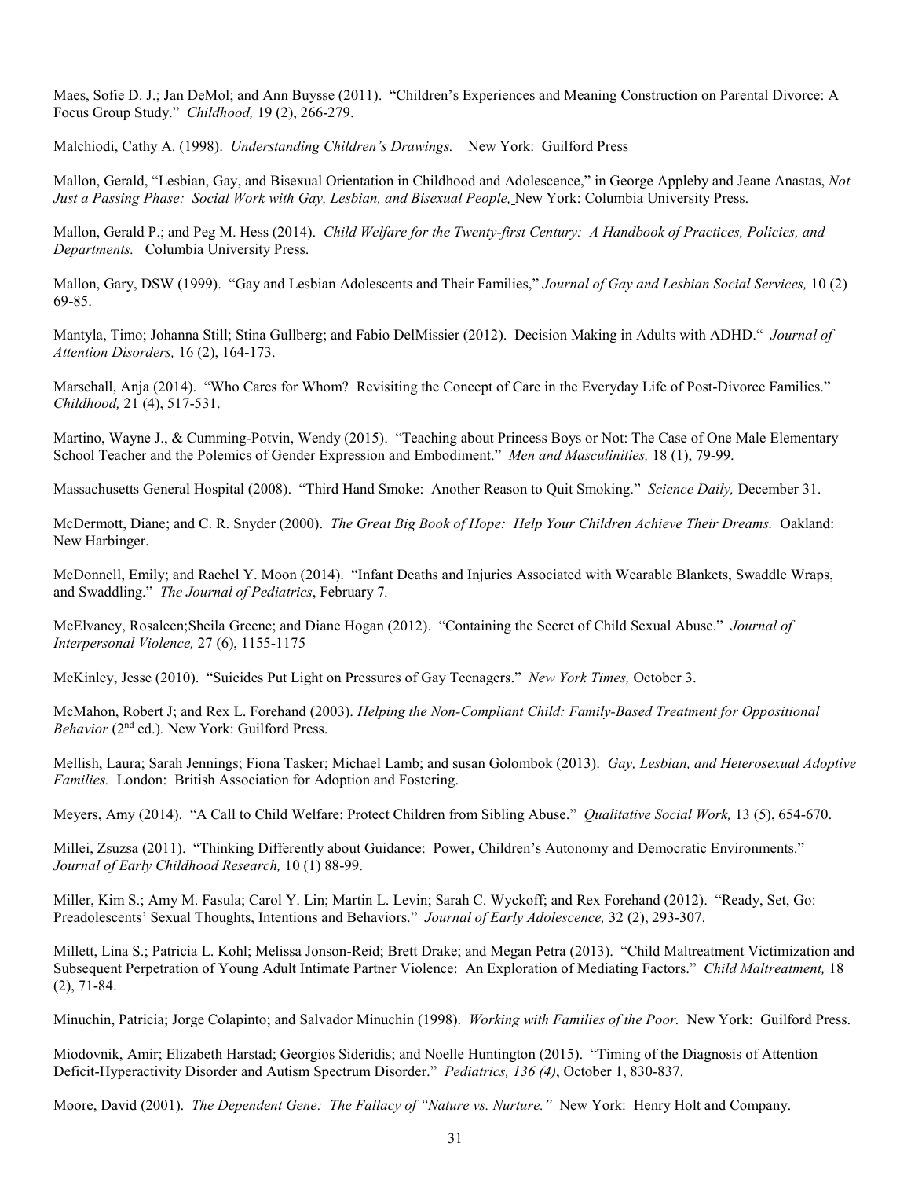Maes, Sofie D. J.; Jan DeMol; and Ann Buysse (2011). "Children's Experiences and Meaning Construction on Parental Divorce: A Focus Group Study." *Childhood,* 19 (2), 266-279.

Malchiodi, Cathy A. (1998). *Understanding Children's Drawings.* New York: Guilford Press

Mallon, Gerald, "Lesbian, Gay, and Bisexual Orientation in Childhood and Adolescence," in George Appleby and Jeane Anastas, *Not Just a Passing Phase: Social Work with Gay, Lesbian, and Bisexual People,* New York: Columbia University Press.

Mallon, Gerald P.; and Peg M. Hess (2014). *Child Welfare for the Twenty-first Century: A Handbook of Practices, Policies, and Departments.* Columbia University Press.

Mallon, Gary, DSW (1999). "Gay and Lesbian Adolescents and Their Families," *Journal of Gay and Lesbian Social Services,* 10 (2) 69-85.

Mantyla, Timo; Johanna Still; Stina Gullberg; and Fabio DelMissier (2012). Decision Making in Adults with ADHD." *Journal of Attention Disorders,* 16 (2), 164-173.

Marschall, Anja (2014). "Who Cares for Whom? Revisiting the Concept of Care in the Everyday Life of Post-Divorce Families." *Childhood,* 21 (4), 517-531.

Martino, Wayne J., & Cumming-Potvin, Wendy (2015). "Teaching about Princess Boys or Not: The Case of One Male Elementary School Teacher and the Polemics of Gender Expression and Embodiment." *Men and Masculinities,* 18 (1), 79-99.

Massachusetts General Hospital (2008). "Third Hand Smoke: Another Reason to Quit Smoking." *Science Daily,* December 31.

McDermott, Diane; and C. R. Snyder (2000). *The Great Big Book of Hope: Help Your Children Achieve Their Dreams.* Oakland: New Harbinger.

McDonnell, Emily; and Rachel Y. Moon (2014). "Infant Deaths and Injuries Associated with Wearable Blankets, Swaddle Wraps, and Swaddling." *The Journal of Pediatrics*, February 7.

McElvaney, Rosaleen;Sheila Greene; and Diane Hogan (2012). "Containing the Secret of Child Sexual Abuse." *Journal of Interpersonal Violence,* 27 (6), 1155-1175

McKinley, Jesse (2010). "Suicides Put Light on Pressures of Gay Teenagers." *New York Times,* October 3.

McMahon, Robert J; and Rex L. Forehand (2003). *Helping the Non-Compliant Child: Family-Based Treatment for Oppositional Behavior* (2nd ed.). New York: Guilford Press.

Mellish, Laura; Sarah Jennings; Fiona Tasker; Michael Lamb; and susan Golombok (2013). *Gay, Lesbian, and Heterosexual Adoptive Families.* London: British Association for Adoption and Fostering.

Meyers, Amy (2014). "A Call to Child Welfare: Protect Children from Sibling Abuse." *Qualitative Social Work,* 13 (5), 654-670.

Millei, Zsuzsa (2011). "Thinking Differently about Guidance: Power, Children's Autonomy and Democratic Environments." *Journal of Early Childhood Research,* 10 (1) 88-99.

Miller, Kim S.; Amy M. Fasula; Carol Y. Lin; Martin L. Levin; Sarah C. Wyckoff; and Rex Forehand (2012). "Ready, Set, Go: Preadolescents' Sexual Thoughts, Intentions and Behaviors." *Journal of Early Adolescence,* 32 (2), 293-307.

Millett, Lina S.; Patricia L. Kohl; Melissa Jonson-Reid; Brett Drake; and Megan Petra (2013). "Child Maltreatment Victimization and Subsequent Perpetration of Young Adult Intimate Partner Violence: An Exploration of Mediating Factors." *Child Maltreatment,* 18 (2), 71-84.

Minuchin, Patricia; Jorge Colapinto; and Salvador Minuchin (1998). *Working with Families of the Poor.* New York: Guilford Press.

Miodovnik, Amir; Elizabeth Harstad; Georgios Sideridis; and Noelle Huntington (2015). "Timing of the Diagnosis of Attention Deficit-Hyperactivity Disorder and Autism Spectrum Disorder." *Pediatrics, 136 (4)*, October 1, 830-837.

Moore, David (2001). *The Dependent Gene: The Fallacy of "Nature vs. Nurture."* New York: Henry Holt and Company.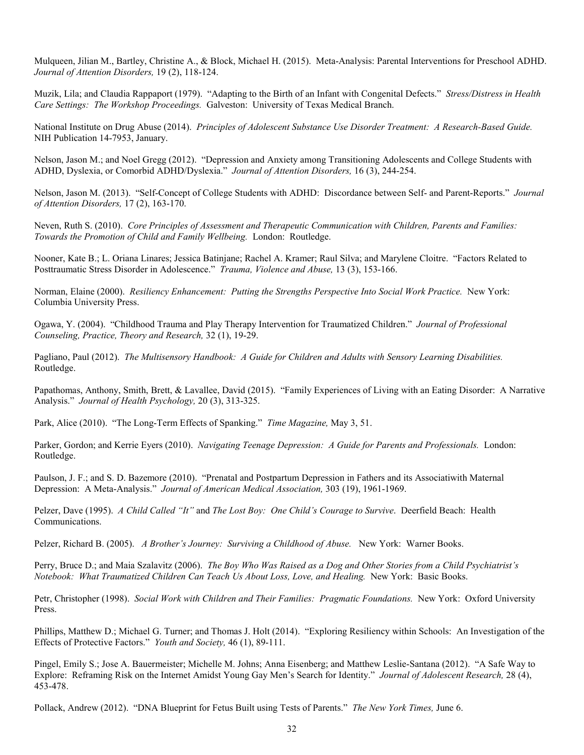Mulqueen, Jilian M., Bartley, Christine A., & Block, Michael H. (2015). Meta-Analysis: Parental Interventions for Preschool ADHD. *Journal of Attention Disorders,* 19 (2), 118-124.

Muzik, Lila; and Claudia Rappaport (1979). "Adapting to the Birth of an Infant with Congenital Defects." *Stress/Distress in Health Care Settings: The Workshop Proceedings.* Galveston: University of Texas Medical Branch.

National Institute on Drug Abuse (2014). *Principles of Adolescent Substance Use Disorder Treatment: A Research-Based Guide.* NIH Publication 14-7953, January.

Nelson, Jason M.; and Noel Gregg (2012). "Depression and Anxiety among Transitioning Adolescents and College Students with ADHD, Dyslexia, or Comorbid ADHD/Dyslexia." *Journal of Attention Disorders,* 16 (3), 244-254.

Nelson, Jason M. (2013). "Self-Concept of College Students with ADHD: Discordance between Self- and Parent-Reports." *Journal of Attention Disorders,* 17 (2), 163-170.

Neven, Ruth S. (2010). *Core Principles of Assessment and Therapeutic Communication with Children, Parents and Families: Towards the Promotion of Child and Family Wellbeing.* London: Routledge.

Nooner, Kate B.; L. Oriana Linares; Jessica Batinjane; Rachel A. Kramer; Raul Silva; and Marylene Cloitre. "Factors Related to Posttraumatic Stress Disorder in Adolescence." *Trauma, Violence and Abuse,* 13 (3), 153-166.

Norman, Elaine (2000). *Resiliency Enhancement: Putting the Strengths Perspective Into Social Work Practice.* New York: Columbia University Press.

Ogawa, Y. (2004). "Childhood Trauma and Play Therapy Intervention for Traumatized Children." *Journal of Professional Counseling, Practice, Theory and Research,* 32 (1), 19-29.

Pagliano, Paul (2012). *The Multisensory Handbook: A Guide for Children and Adults with Sensory Learning Disabilities.* Routledge.

Papathomas, Anthony, Smith, Brett, & Lavallee, David (2015). "Family Experiences of Living with an Eating Disorder: A Narrative Analysis." *Journal of Health Psychology,* 20 (3), 313-325.

Park, Alice (2010). "The Long-Term Effects of Spanking." *Time Magazine,* May 3, 51.

Parker, Gordon; and Kerrie Eyers (2010). *Navigating Teenage Depression: A Guide for Parents and Professionals.* London: Routledge.

Paulson, J. F.; and S. D. Bazemore (2010). "Prenatal and Postpartum Depression in Fathers and its Associatiwith Maternal Depression: A Meta-Analysis." *Journal of American Medical Association,* 303 (19), 1961-1969.

Pelzer, Dave (1995). *A Child Called "It"* and *The Lost Boy: One Child's Courage to Survive*. Deerfield Beach: Health Communications.

Pelzer, Richard B. (2005). *A Brother's Journey: Surviving a Childhood of Abuse.* New York: Warner Books.

Perry, Bruce D.; and Maia Szalavitz (2006). *The Boy Who Was Raised as a Dog and Other Stories from a Child Psychiatrist's Notebook: What Traumatized Children Can Teach Us About Loss, Love, and Healing.* New York: Basic Books.

Petr, Christopher (1998). *Social Work with Children and Their Families: Pragmatic Foundations.* New York: Oxford University Press.

Phillips, Matthew D.; Michael G. Turner; and Thomas J. Holt (2014). "Exploring Resiliency within Schools: An Investigation of the Effects of Protective Factors." *Youth and Society,* 46 (1), 89-111.

Pingel, Emily S.; Jose A. Bauermeister; Michelle M. Johns; Anna Eisenberg; and Matthew Leslie-Santana (2012). "A Safe Way to Explore: Reframing Risk on the Internet Amidst Young Gay Men's Search for Identity." *Journal of Adolescent Research,* 28 (4), 453-478.

Pollack, Andrew (2012). "DNA Blueprint for Fetus Built using Tests of Parents." *The New York Times,* June 6.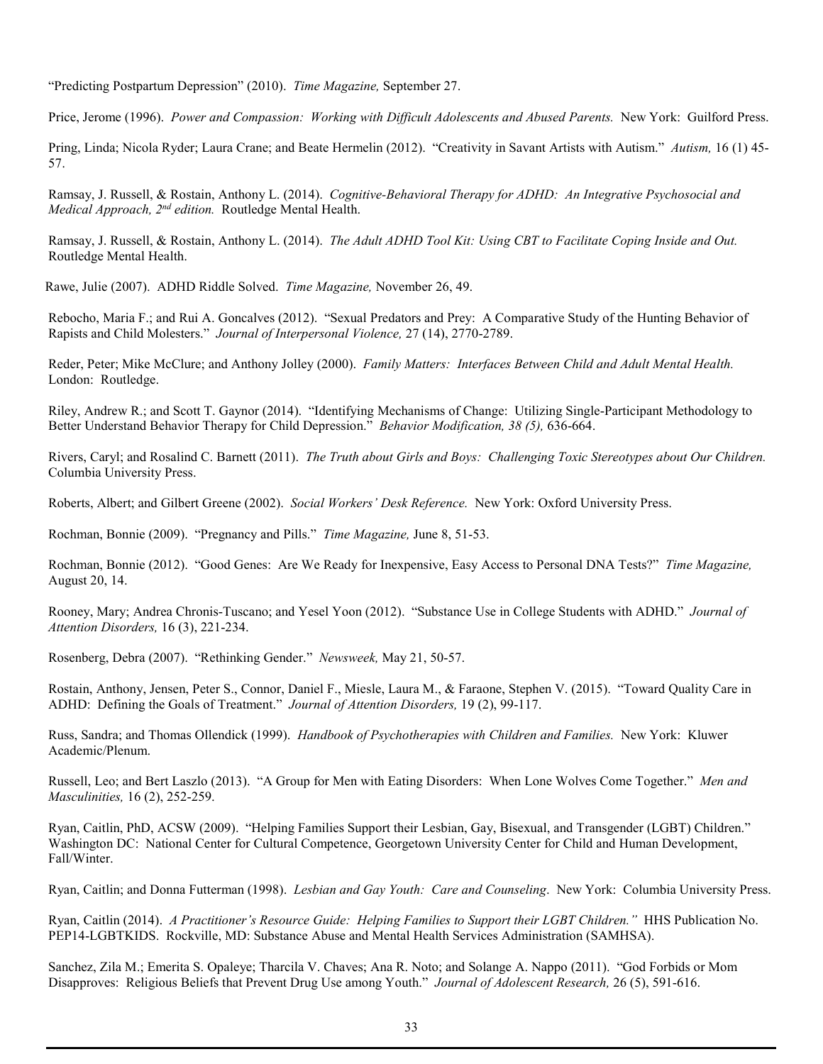"Predicting Postpartum Depression" (2010). *Time Magazine,* September 27.

Price, Jerome (1996). *Power and Compassion: Working with Difficult Adolescents and Abused Parents.* New York: Guilford Press.

Pring, Linda; Nicola Ryder; Laura Crane; and Beate Hermelin (2012). "Creativity in Savant Artists with Autism." *Autism,* 16 (1) 45-57.

Ramsay, J. Russell, & Rostain, Anthony L. (2014). *Cognitive-Behavioral Therapy for ADHD: An Integrative Psychosocial and Medical Approach, 2nd edition.* Routledge Mental Health.

Ramsay, J. Russell, & Rostain, Anthony L. (2014). *The Adult ADHD Tool Kit: Using CBT to Facilitate Coping Inside and Out.* Routledge Mental Health.

Rawe, Julie (2007). ADHD Riddle Solved. *Time Magazine,* November 26, 49.

Rebocho, Maria F.; and Rui A. Goncalves (2012). "Sexual Predators and Prey: A Comparative Study of the Hunting Behavior of Rapists and Child Molesters." *Journal of Interpersonal Violence,* 27 (14), 2770-2789.

Reder, Peter; Mike McClure; and Anthony Jolley (2000). *Family Matters: Interfaces Between Child and Adult Mental Health.* London: Routledge.

Riley, Andrew R.; and Scott T. Gaynor (2014). "Identifying Mechanisms of Change: Utilizing Single-Participant Methodology to Better Understand Behavior Therapy for Child Depression." *Behavior Modification, 38 (5),* 636-664.

Rivers, Caryl; and Rosalind C. Barnett (2011). *The Truth about Girls and Boys: Challenging Toxic Stereotypes about Our Children.* Columbia University Press.

Roberts, Albert; and Gilbert Greene (2002). *Social Workers' Desk Reference.* New York: Oxford University Press.

Rochman, Bonnie (2009). "Pregnancy and Pills." *Time Magazine,* June 8, 51-53.

Rochman, Bonnie (2012). "Good Genes: Are We Ready for Inexpensive, Easy Access to Personal DNA Tests?" *Time Magazine,* August 20, 14.

Rooney, Mary; Andrea Chronis-Tuscano; and Yesel Yoon (2012). "Substance Use in College Students with ADHD." *Journal of Attention Disorders,* 16 (3), 221-234.

Rosenberg, Debra (2007). "Rethinking Gender." *Newsweek,* May 21, 50-57.

Rostain, Anthony, Jensen, Peter S., Connor, Daniel F., Miesle, Laura M., & Faraone, Stephen V. (2015). "Toward Quality Care in ADHD: Defining the Goals of Treatment." *Journal of Attention Disorders,* 19 (2), 99-117.

Russ, Sandra; and Thomas Ollendick (1999). *Handbook of Psychotherapies with Children and Families.* New York: Kluwer Academic/Plenum.

Russell, Leo; and Bert Laszlo (2013). "A Group for Men with Eating Disorders: When Lone Wolves Come Together." *Men and Masculinities,* 16 (2), 252-259.

Ryan, Caitlin, PhD, ACSW (2009). "Helping Families Support their Lesbian, Gay, Bisexual, and Transgender (LGBT) Children." Washington DC: National Center for Cultural Competence, Georgetown University Center for Child and Human Development, Fall/Winter.

Ryan, Caitlin; and Donna Futterman (1998). *Lesbian and Gay Youth: Care and Counseling*. New York: Columbia University Press.

Ryan, Caitlin (2014). *A Practitioner's Resource Guide: Helping Families to Support their LGBT Children."* HHS Publication No. PEP14-LGBTKIDS. Rockville, MD: Substance Abuse and Mental Health Services Administration (SAMHSA).

Sanchez, Zila M.; Emerita S. Opaleye; Tharcila V. Chaves; Ana R. Noto; and Solange A. Nappo (2011). "God Forbids or Mom Disapproves: Religious Beliefs that Prevent Drug Use among Youth." *Journal of Adolescent Research,* 26 (5), 591-616.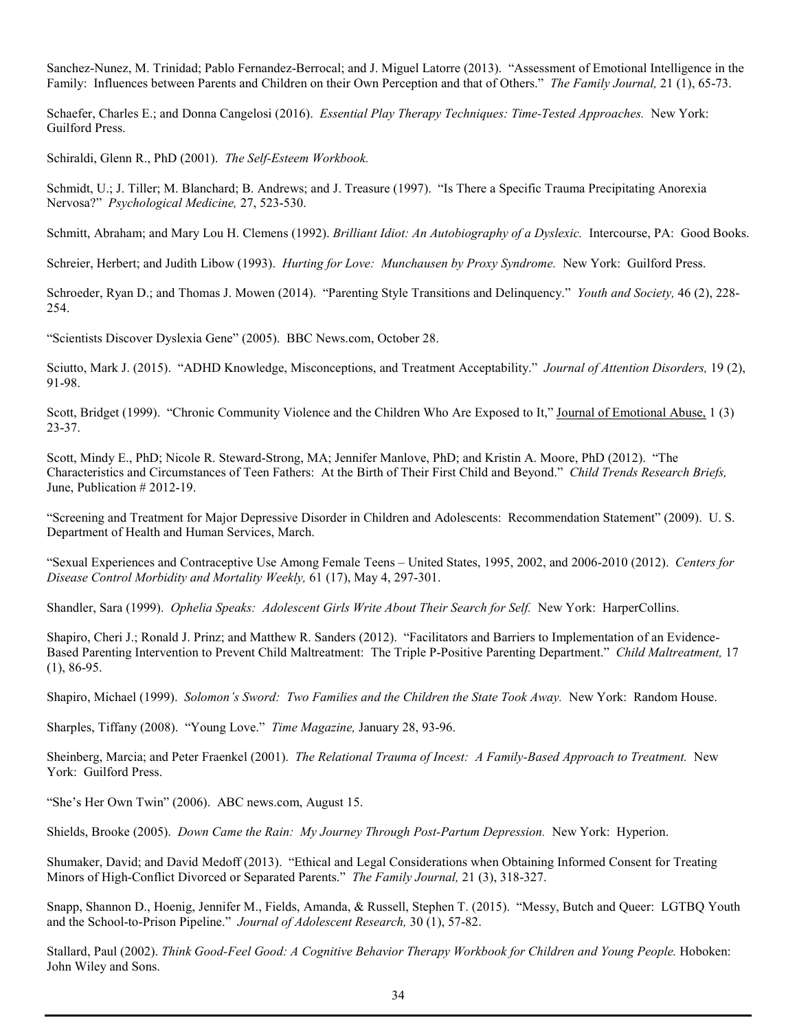Sanchez-Nunez, M. Trinidad; Pablo Fernandez-Berrocal; and J. Miguel Latorre (2013). "Assessment of Emotional Intelligence in the Family: Influences between Parents and Children on their Own Perception and that of Others." *The Family Journal,* 21 (1), 65-73.

Schaefer, Charles E.; and Donna Cangelosi (2016). *Essential Play Therapy Techniques: Time-Tested Approaches.* New York: Guilford Press.

Schiraldi, Glenn R., PhD (2001). *The Self-Esteem Workbook.*

Schmidt, U.; J. Tiller; M. Blanchard; B. Andrews; and J. Treasure (1997). "Is There a Specific Trauma Precipitating Anorexia Nervosa?" *Psychological Medicine,* 27, 523-530.

Schmitt, Abraham; and Mary Lou H. Clemens (1992). *Brilliant Idiot: An Autobiography of a Dyslexic.* Intercourse, PA: Good Books.

Schreier, Herbert; and Judith Libow (1993). *Hurting for Love: Munchausen by Proxy Syndrome.* New York: Guilford Press.

Schroeder, Ryan D.; and Thomas J. Mowen (2014). "Parenting Style Transitions and Delinquency." *Youth and Society,* 46 (2), 228-254.

"Scientists Discover Dyslexia Gene" (2005). BBC News.com, October 28.

Sciutto, Mark J. (2015). "ADHD Knowledge, Misconceptions, and Treatment Acceptability." *Journal of Attention Disorders,* 19 (2), 91-98.

Scott, Bridget (1999). "Chronic Community Violence and the Children Who Are Exposed to It," Journal of Emotional Abuse, 1 (3) 23-37.

Scott, Mindy E., PhD; Nicole R. Steward-Strong, MA; Jennifer Manlove, PhD; and Kristin A. Moore, PhD (2012). "The Characteristics and Circumstances of Teen Fathers: At the Birth of Their First Child and Beyond." *Child Trends Research Briefs,* June, Publication # 2012-19.

"Screening and Treatment for Major Depressive Disorder in Children and Adolescents: Recommendation Statement" (2009). U. S. Department of Health and Human Services, March.

"Sexual Experiences and Contraceptive Use Among Female Teens – United States, 1995, 2002, and 2006-2010 (2012). *Centers for Disease Control Morbidity and Mortality Weekly,* 61 (17), May 4, 297-301.

Shandler, Sara (1999). *Ophelia Speaks: Adolescent Girls Write About Their Search for Self.* New York: HarperCollins.

Shapiro, Cheri J.; Ronald J. Prinz; and Matthew R. Sanders (2012). "Facilitators and Barriers to Implementation of an Evidence-Based Parenting Intervention to Prevent Child Maltreatment: The Triple P-Positive Parenting Department." *Child Maltreatment,* 17 (1), 86-95.

Shapiro, Michael (1999). *Solomon's Sword: Two Families and the Children the State Took Away.* New York: Random House.

Sharples, Tiffany (2008). "Young Love." *Time Magazine,* January 28, 93-96.

Sheinberg, Marcia; and Peter Fraenkel (2001). *The Relational Trauma of Incest: A Family-Based Approach to Treatment.* New York: Guilford Press.

"She's Her Own Twin" (2006). ABC news.com, August 15.

Shields, Brooke (2005). *Down Came the Rain: My Journey Through Post-Partum Depression.* New York: Hyperion.

Shumaker, David; and David Medoff (2013). "Ethical and Legal Considerations when Obtaining Informed Consent for Treating Minors of High-Conflict Divorced or Separated Parents." *The Family Journal,* 21 (3), 318-327.

Snapp, Shannon D., Hoenig, Jennifer M., Fields, Amanda, & Russell, Stephen T. (2015). "Messy, Butch and Queer: LGTBQ Youth and the School-to-Prison Pipeline." *Journal of Adolescent Research,* 30 (1), 57-82.

Stallard, Paul (2002). *Think Good-Feel Good: A Cognitive Behavior Therapy Workbook for Children and Young People.* Hoboken: John Wiley and Sons.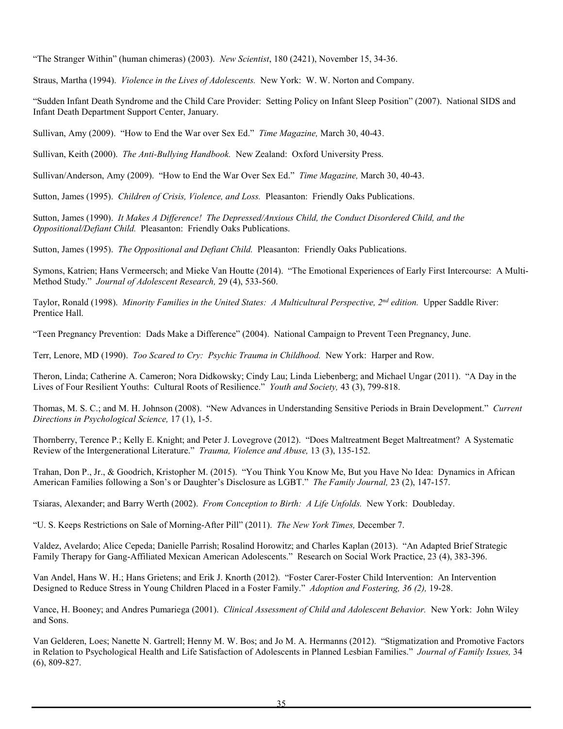"The Stranger Within" (human chimeras) (2003). *New Scientist*, 180 (2421), November 15, 34-36.

Straus, Martha (1994). *Violence in the Lives of Adolescents.* New York: W. W. Norton and Company.

"Sudden Infant Death Syndrome and the Child Care Provider: Setting Policy on Infant Sleep Position" (2007). National SIDS and Infant Death Department Support Center, January.

Sullivan, Amy (2009). "How to End the War over Sex Ed." *Time Magazine,* March 30, 40-43.

Sullivan, Keith (2000). *The Anti-Bullying Handbook.* New Zealand: Oxford University Press.

Sullivan/Anderson, Amy (2009). "How to End the War Over Sex Ed." *Time Magazine,* March 30, 40-43.

Sutton, James (1995). *Children of Crisis, Violence, and Loss.* Pleasanton: Friendly Oaks Publications.

Sutton, James (1990). *It Makes A Difference! The Depressed/Anxious Child, the Conduct Disordered Child, and the Oppositional/Defiant Child.* Pleasanton: Friendly Oaks Publications.

Sutton, James (1995). *The Oppositional and Defiant Child.* Pleasanton: Friendly Oaks Publications.

Symons, Katrien; Hans Vermeersch; and Mieke Van Houtte (2014). "The Emotional Experiences of Early First Intercourse: A Multi-Method Study." *Journal of Adolescent Research,* 29 (4), 533-560.

Taylor, Ronald (1998). *Minority Families in the United States: A Multicultural Perspective, 2nd edition.* Upper Saddle River: Prentice Hall.

"Teen Pregnancy Prevention: Dads Make a Difference" (2004). National Campaign to Prevent Teen Pregnancy, June.

Terr, Lenore, MD (1990). *Too Scared to Cry: Psychic Trauma in Childhood.* New York: Harper and Row.

Theron, Linda; Catherine A. Cameron; Nora Didkowsky; Cindy Lau; Linda Liebenberg; and Michael Ungar (2011). "A Day in the Lives of Four Resilient Youths: Cultural Roots of Resilience." *Youth and Society,* 43 (3), 799-818.

Thomas, M. S. C.; and M. H. Johnson (2008). "New Advances in Understanding Sensitive Periods in Brain Development." *Current Directions in Psychological Science,* 17 (1), 1-5.

Thornberry, Terence P.; Kelly E. Knight; and Peter J. Lovegrove (2012). "Does Maltreatment Beget Maltreatment? A Systematic Review of the Intergenerational Literature." *Trauma, Violence and Abuse,* 13 (3), 135-152.

Trahan, Don P., Jr., & Goodrich, Kristopher M. (2015). "You Think You Know Me, But you Have No Idea: Dynamics in African American Families following a Son's or Daughter's Disclosure as LGBT." *The Family Journal,* 23 (2), 147-157.

Tsiaras, Alexander; and Barry Werth (2002). *From Conception to Birth: A Life Unfolds.* New York: Doubleday.

"U. S. Keeps Restrictions on Sale of Morning-After Pill" (2011). *The New York Times,* December 7.

Valdez, Avelardo; Alice Cepeda; Danielle Parrish; Rosalind Horowitz; and Charles Kaplan (2013). "An Adapted Brief Strategic Family Therapy for Gang-Affiliated Mexican American Adolescents." Research on Social Work Practice, 23 (4), 383-396.

Van Andel, Hans W. H.; Hans Grietens; and Erik J. Knorth (2012). "Foster Carer-Foster Child Intervention: An Intervention Designed to Reduce Stress in Young Children Placed in a Foster Family." *Adoption and Fostering, 36 (2),* 19-28.

Vance, H. Booney; and Andres Pumariega (2001). *Clinical Assessment of Child and Adolescent Behavior.* New York: John Wiley and Sons.

Van Gelderen, Loes; Nanette N. Gartrell; Henny M. W. Bos; and Jo M. A. Hermanns (2012). "Stigmatization and Promotive Factors in Relation to Psychological Health and Life Satisfaction of Adolescents in Planned Lesbian Families." *Journal of Family Issues,* 34 (6), 809-827.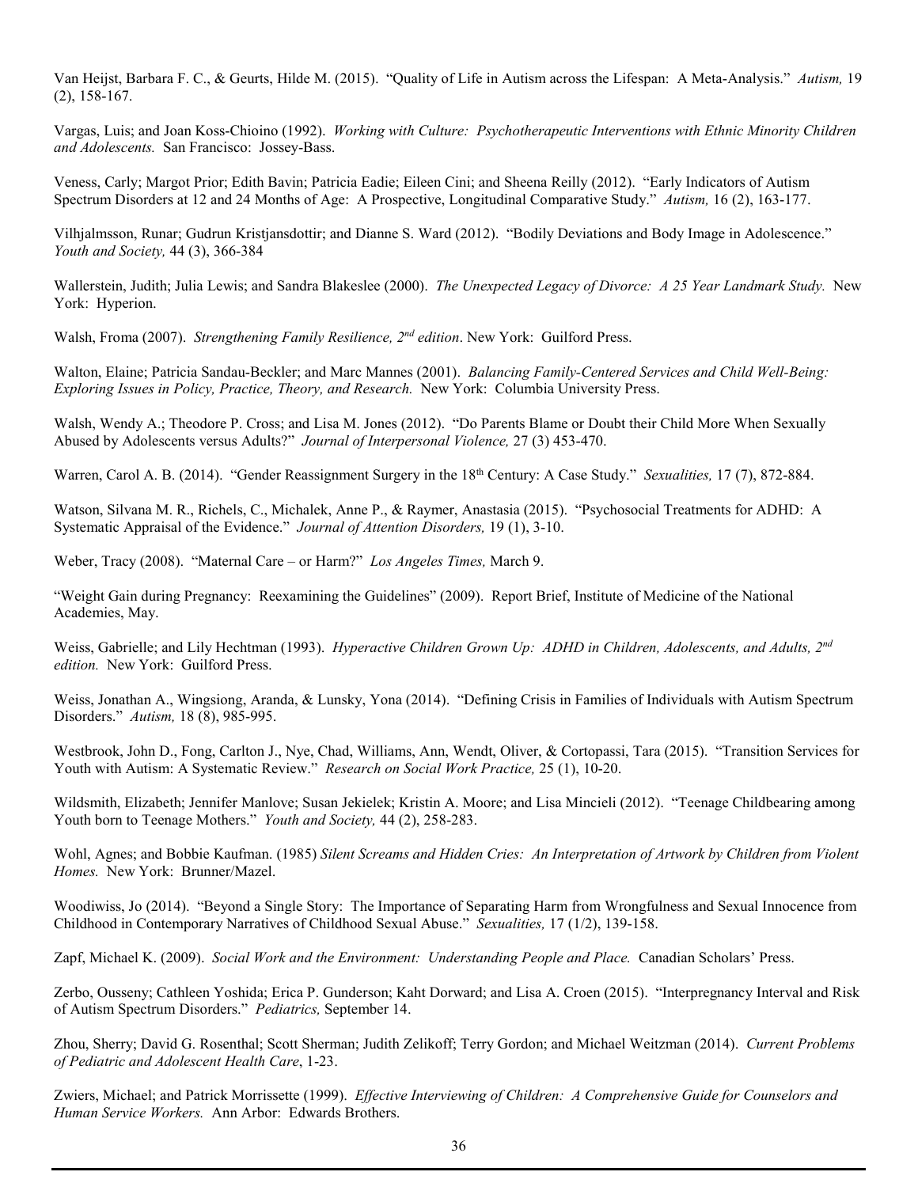Van Heijst, Barbara F. C., & Geurts, Hilde M. (2015). "Quality of Life in Autism across the Lifespan: A Meta-Analysis." *Autism,* 19 (2), 158-167.

Vargas, Luis; and Joan Koss-Chioino (1992). *Working with Culture: Psychotherapeutic Interventions with Ethnic Minority Children and Adolescents.* San Francisco: Jossey-Bass.

Veness, Carly; Margot Prior; Edith Bavin; Patricia Eadie; Eileen Cini; and Sheena Reilly (2012). "Early Indicators of Autism Spectrum Disorders at 12 and 24 Months of Age: A Prospective, Longitudinal Comparative Study." *Autism,* 16 (2), 163-177.

Vilhjalmsson, Runar; Gudrun Kristjansdottir; and Dianne S. Ward (2012). "Bodily Deviations and Body Image in Adolescence." *Youth and Society,* 44 (3), 366-384

Wallerstein, Judith; Julia Lewis; and Sandra Blakeslee (2000). *The Unexpected Legacy of Divorce: A 25 Year Landmark Study.* New York: Hyperion.

Walsh, Froma (2007). *Strengthening Family Resilience, 2nd edition*. New York: Guilford Press.

Walton, Elaine; Patricia Sandau-Beckler; and Marc Mannes (2001). *Balancing Family-Centered Services and Child Well-Being: Exploring Issues in Policy, Practice, Theory, and Research.* New York: Columbia University Press.

Walsh, Wendy A.; Theodore P. Cross; and Lisa M. Jones (2012). "Do Parents Blame or Doubt their Child More When Sexually Abused by Adolescents versus Adults?" *Journal of Interpersonal Violence,* 27 (3) 453-470.

Warren, Carol A. B. (2014). "Gender Reassignment Surgery in the 18th Century: A Case Study." *Sexualities,* 17 (7), 872-884.

Watson, Silvana M. R., Richels, C., Michalek, Anne P., & Raymer, Anastasia (2015). "Psychosocial Treatments for ADHD: A Systematic Appraisal of the Evidence." *Journal of Attention Disorders,* 19 (1), 3-10.

Weber, Tracy (2008). "Maternal Care – or Harm?" *Los Angeles Times,* March 9.

"Weight Gain during Pregnancy: Reexamining the Guidelines" (2009). Report Brief, Institute of Medicine of the National Academies, May.

Weiss, Gabrielle; and Lily Hechtman (1993). *Hyperactive Children Grown Up: ADHD in Children, Adolescents, and Adults, 2nd edition.* New York: Guilford Press.

Weiss, Jonathan A., Wingsiong, Aranda, & Lunsky, Yona (2014). "Defining Crisis in Families of Individuals with Autism Spectrum Disorders." *Autism,* 18 (8), 985-995.

Westbrook, John D., Fong, Carlton J., Nye, Chad, Williams, Ann, Wendt, Oliver, & Cortopassi, Tara (2015). "Transition Services for Youth with Autism: A Systematic Review." *Research on Social Work Practice,* 25 (1), 10-20.

Wildsmith, Elizabeth; Jennifer Manlove; Susan Jekielek; Kristin A. Moore; and Lisa Mincieli (2012). "Teenage Childbearing among Youth born to Teenage Mothers." *Youth and Society,* 44 (2), 258-283.

Wohl, Agnes; and Bobbie Kaufman. (1985) *Silent Screams and Hidden Cries: An Interpretation of Artwork by Children from Violent Homes.* New York: Brunner/Mazel.

Woodiwiss, Jo (2014). "Beyond a Single Story: The Importance of Separating Harm from Wrongfulness and Sexual Innocence from Childhood in Contemporary Narratives of Childhood Sexual Abuse." *Sexualities,* 17 (1/2), 139-158.

Zapf, Michael K. (2009). *Social Work and the Environment: Understanding People and Place.* Canadian Scholars' Press.

Zerbo, Ousseny; Cathleen Yoshida; Erica P. Gunderson; Kaht Dorward; and Lisa A. Croen (2015). "Interpregnancy Interval and Risk of Autism Spectrum Disorders." *Pediatrics,* September 14.

Zhou, Sherry; David G. Rosenthal; Scott Sherman; Judith Zelikoff; Terry Gordon; and Michael Weitzman (2014). *Current Problems of Pediatric and Adolescent Health Care*, 1-23.

Zwiers, Michael; and Patrick Morrissette (1999). *Effective Interviewing of Children: A Comprehensive Guide for Counselors and Human Service Workers.* Ann Arbor: Edwards Brothers.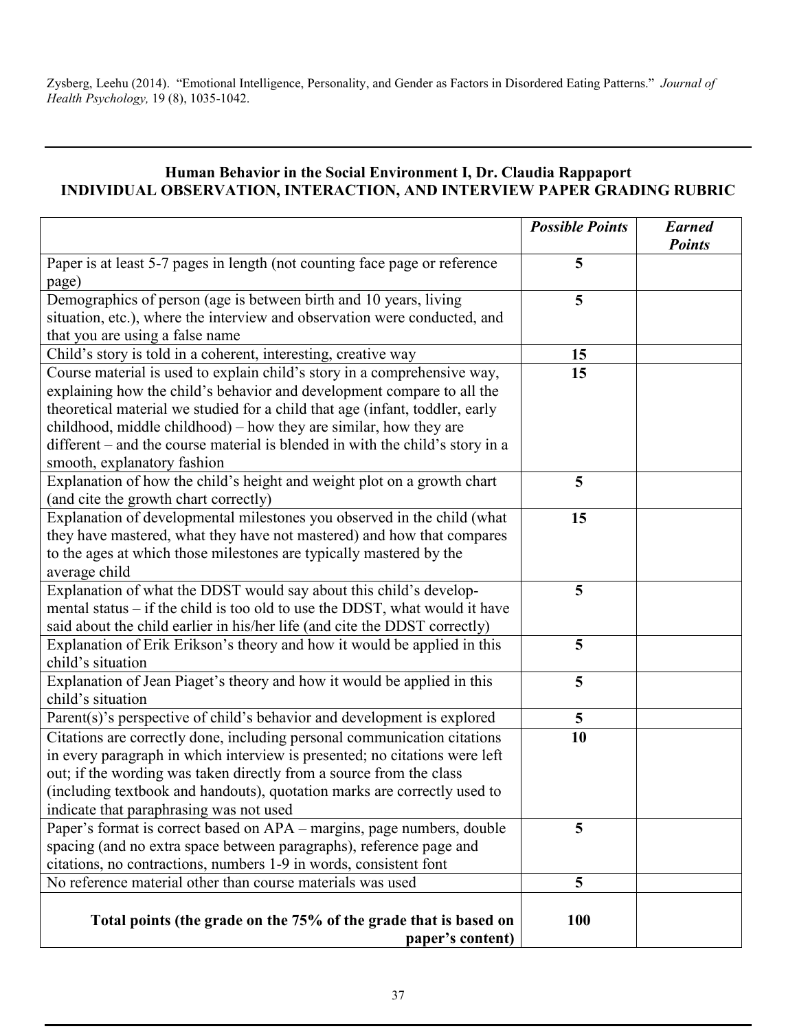Zysberg, Leehu (2014). "Emotional Intelligence, Personality, and Gender as Factors in Disordered Eating Patterns." *Journal of Health Psychology,* 19 (8), 1035-1042.

---

## Human Behavior in the Social Environment I, Dr. Claudia Rappaport
## INDIVIDUAL OBSERVATION, INTERACTION, AND INTERVIEW PAPER GRADING RUBRIC

| | ***Possible Points*** | ***Earned Points*** |
|---|---|---|
| Paper is at least 5-7 pages in length (not counting face page or reference page) | **5** | |
| Demographics of person (age is between birth and 10 years, living situation, etc.), where the interview and observation were conducted, and that you are using a false name | **5** | |
| Child's story is told in a coherent, interesting, creative way | **15** | |
| Course material is used to explain child's story in a comprehensive way, explaining how the child's behavior and development compare to all the theoretical material we studied for a child that age (infant, toddler, early childhood, middle childhood) – how they are similar, how they are different – and the course material is blended in with the child's story in a smooth, explanatory fashion | **15** | |
| Explanation of how the child's height and weight plot on a growth chart (and cite the growth chart correctly) | **5** | |
| Explanation of developmental milestones you observed in the child (what they have mastered, what they have not mastered) and how that compares to the ages at which those milestones are typically mastered by the average child | **15** | |
| Explanation of what the DDST would say about this child's developmental status – if the child is too old to use the DDST, what would it have said about the child earlier in his/her life (and cite the DDST correctly) | **5** | |
| Explanation of Erik Erikson's theory and how it would be applied in this child's situation | **5** | |
| Explanation of Jean Piaget's theory and how it would be applied in this child's situation | **5** | |
| Parent(s)'s perspective of child's behavior and development is explored | **5** | |
| Citations are correctly done, including personal communication citations in every paragraph in which interview is presented; no citations were left out; if the wording was taken directly from a source from the class (including textbook and handouts), quotation marks are correctly used to indicate that paraphrasing was not used | **10** | |
| Paper's format is correct based on APA – margins, page numbers, double spacing (and no extra space between paragraphs), reference page and citations, no contractions, numbers 1-9 in words, consistent font | **5** | |
| No reference material other than course materials was used | **5** | |
| **Total points (the grade on the 75% of the grade that is based on paper's content)** | **100** | |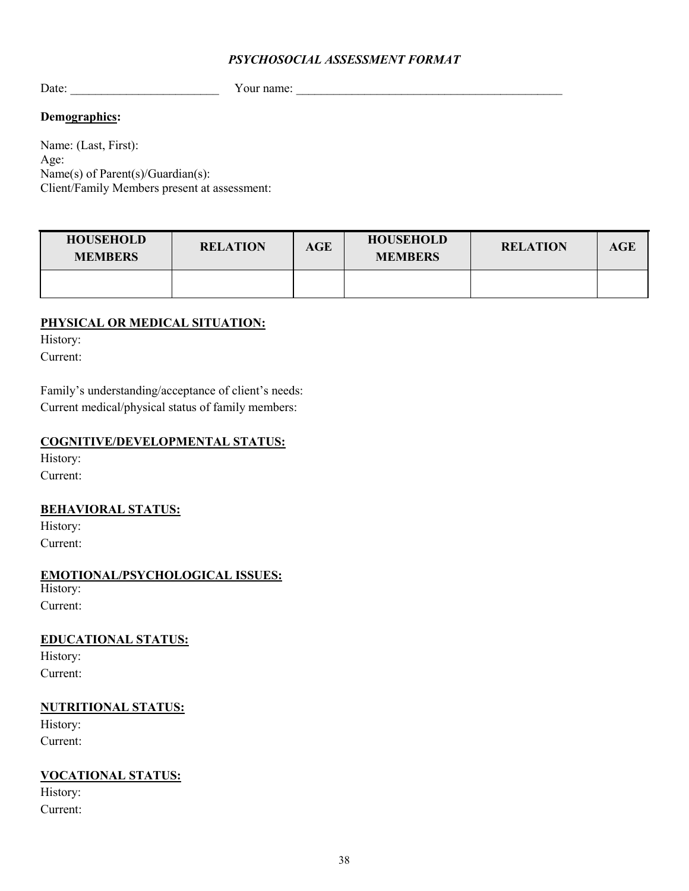***PSYCHOSOCIAL ASSESSMENT FORMAT***

Date: ________________________ Your name: ____________________________________________

**Demographics:**

Name: (Last, First):
Age:
Name(s) of Parent(s)/Guardian(s):
Client/Family Members present at assessment:

| HOUSEHOLD MEMBERS | RELATION | AGE | HOUSEHOLD MEMBERS | RELATION | AGE |
|---|---|---|---|---|---|
| | | | | | |

**PHYSICAL OR MEDICAL SITUATION:**

History:
Current:

Family's understanding/acceptance of client's needs:
Current medical/physical status of family members:

**COGNITIVE/DEVELOPMENTAL STATUS:**

History:
Current:

**BEHAVIORAL STATUS:**

History:
Current:

**EMOTIONAL/PSYCHOLOGICAL ISSUES:**

History:
Current:

**EDUCATIONAL STATUS:**

History:
Current:

**NUTRITIONAL STATUS:**

History:
Current:

**VOCATIONAL STATUS:**

History:
Current: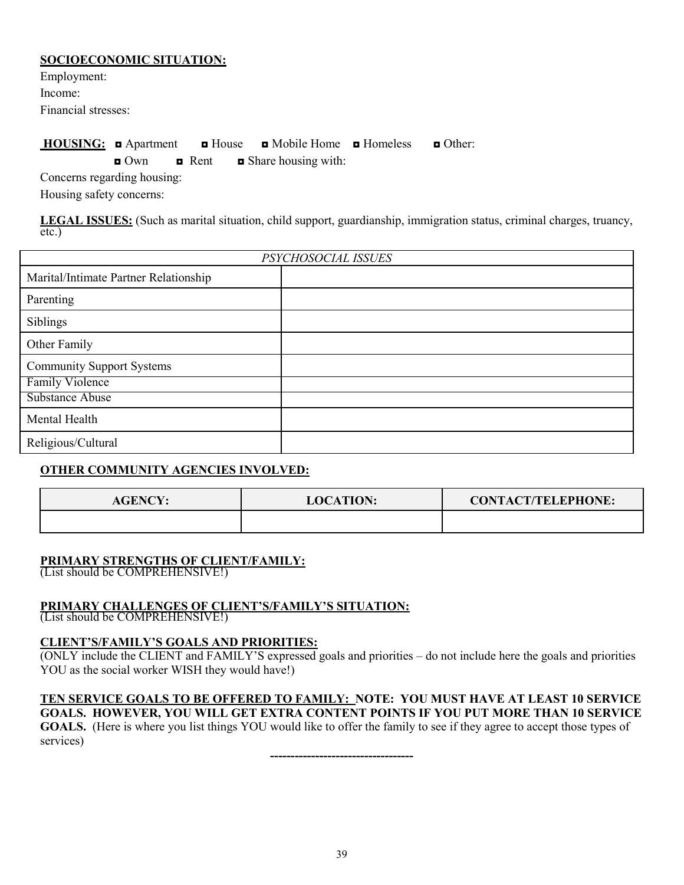**SOCIOECONOMIC SITUATION:**

Employment:

Income:

Financial stresses:

**HOUSING:** ◘ Apartment ◘ House ◘ Mobile Home ◘ Homeless ◘ Other:

◘ Own ◘ Rent ◘ Share housing with:

Concerns regarding housing:

Housing safety concerns:

**LEGAL ISSUES:** (Such as marital situation, child support, guardianship, immigration status, criminal charges, truancy, etc.)

| *PSYCHOSOCIAL ISSUES* | |
|---|---|
| Marital/Intimate Partner Relationship | |
| Parenting | |
| Siblings | |
| Other Family | |
| Community Support Systems | |
| Family Violence | |
| Substance Abuse | |
| Mental Health | |
| Religious/Cultural | |

**OTHER COMMUNITY AGENCIES INVOLVED:**

| AGENCY: | LOCATION: | CONTACT/TELEPHONE: |
|---|---|---|
| | | |

**PRIMARY STRENGTHS OF CLIENT/FAMILY:**
(List should be COMPREHENSIVE!)

**PRIMARY CHALLENGES OF CLIENT'S/FAMILY'S SITUATION:**
(List should be COMPREHENSIVE!)

**CLIENT'S/FAMILY'S GOALS AND PRIORITIES:**
(ONLY include the CLIENT and FAMILY'S expressed goals and priorities – do not include here the goals and priorities YOU as the social worker WISH they would have!)

**TEN SERVICE GOALS TO BE OFFERED TO FAMILY: NOTE: YOU MUST HAVE AT LEAST 10 SERVICE GOALS. HOWEVER, YOU WILL GET EXTRA CONTENT POINTS IF YOU PUT MORE THAN 10 SERVICE GOALS.** (Here is where you list things YOU would like to offer the family to see if they agree to accept those types of services)

**-----------------------------------**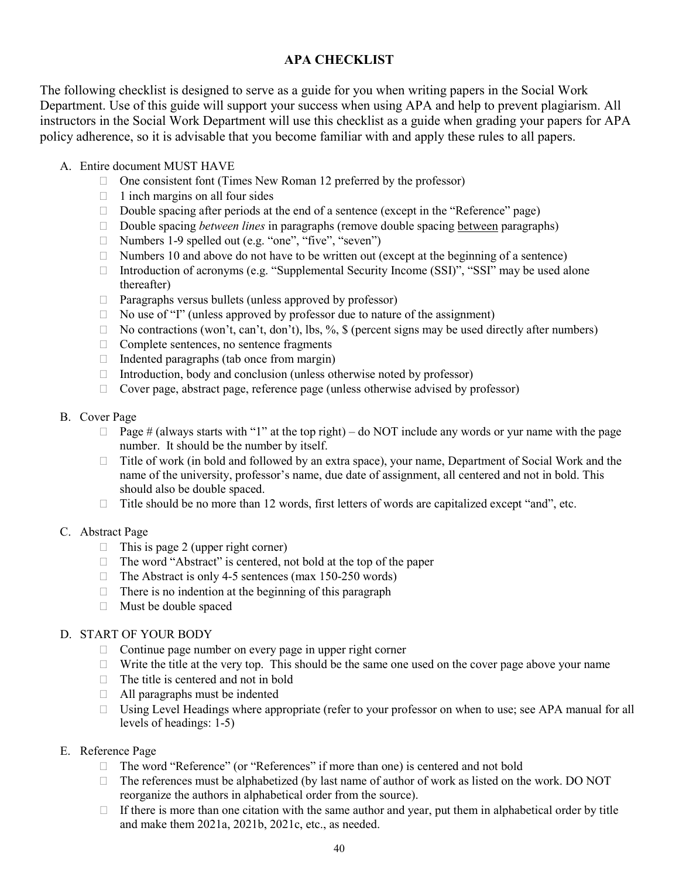# APA CHECKLIST

The following checklist is designed to serve as a guide for you when writing papers in the Social Work Department. Use of this guide will support your success when using APA and help to prevent plagiarism. All instructors in the Social Work Department will use this checklist as a guide when grading your papers for APA policy adherence, so it is advisable that you become familiar with and apply these rules to all papers.

A. Entire document MUST HAVE
   - One consistent font (Times New Roman 12 preferred by the professor)
   - 1 inch margins on all four sides
   - Double spacing after periods at the end of a sentence (except in the "Reference" page)
   - Double spacing *between lines* in paragraphs (remove double spacing <u>between</u> paragraphs)
   - Numbers 1-9 spelled out (e.g. "one", "five", "seven")
   - Numbers 10 and above do not have to be written out (except at the beginning of a sentence)
   - Introduction of acronyms (e.g. "Supplemental Security Income (SSI)", "SSI" may be used alone thereafter)
   - Paragraphs versus bullets (unless approved by professor)
   - No use of "I" (unless approved by professor due to nature of the assignment)
   - No contractions (won't, can't, don't), lbs, %, $ (percent signs may be used directly after numbers)
   - Complete sentences, no sentence fragments
   - Indented paragraphs (tab once from margin)
   - Introduction, body and conclusion (unless otherwise noted by professor)
   - Cover page, abstract page, reference page (unless otherwise advised by professor)

B. Cover Page
   - Page # (always starts with "1" at the top right) – do NOT include any words or yur name with the page number. It should be the number by itself.
   - Title of work (in bold and followed by an extra space), your name, Department of Social Work and the name of the university, professor's name, due date of assignment, all centered and not in bold. This should also be double spaced.
   - Title should be no more than 12 words, first letters of words are capitalized except "and", etc.

C. Abstract Page
   - This is page 2 (upper right corner)
   - The word "Abstract" is centered, not bold at the top of the paper
   - The Abstract is only 4-5 sentences (max 150-250 words)
   - There is no indention at the beginning of this paragraph
   - Must be double spaced

D. START OF YOUR BODY
   - Continue page number on every page in upper right corner
   - Write the title at the very top. This should be the same one used on the cover page above your name
   - The title is centered and not in bold
   - All paragraphs must be indented
   - Using Level Headings where appropriate (refer to your professor on when to use; see APA manual for all levels of headings: 1-5)

E. Reference Page
   - The word "Reference" (or "References" if more than one) is centered and not bold
   - The references must be alphabetized (by last name of author of work as listed on the work. DO NOT reorganize the authors in alphabetical order from the source).
   - If there is more than one citation with the same author and year, put them in alphabetical order by title and make them 2021a, 2021b, 2021c, etc., as needed.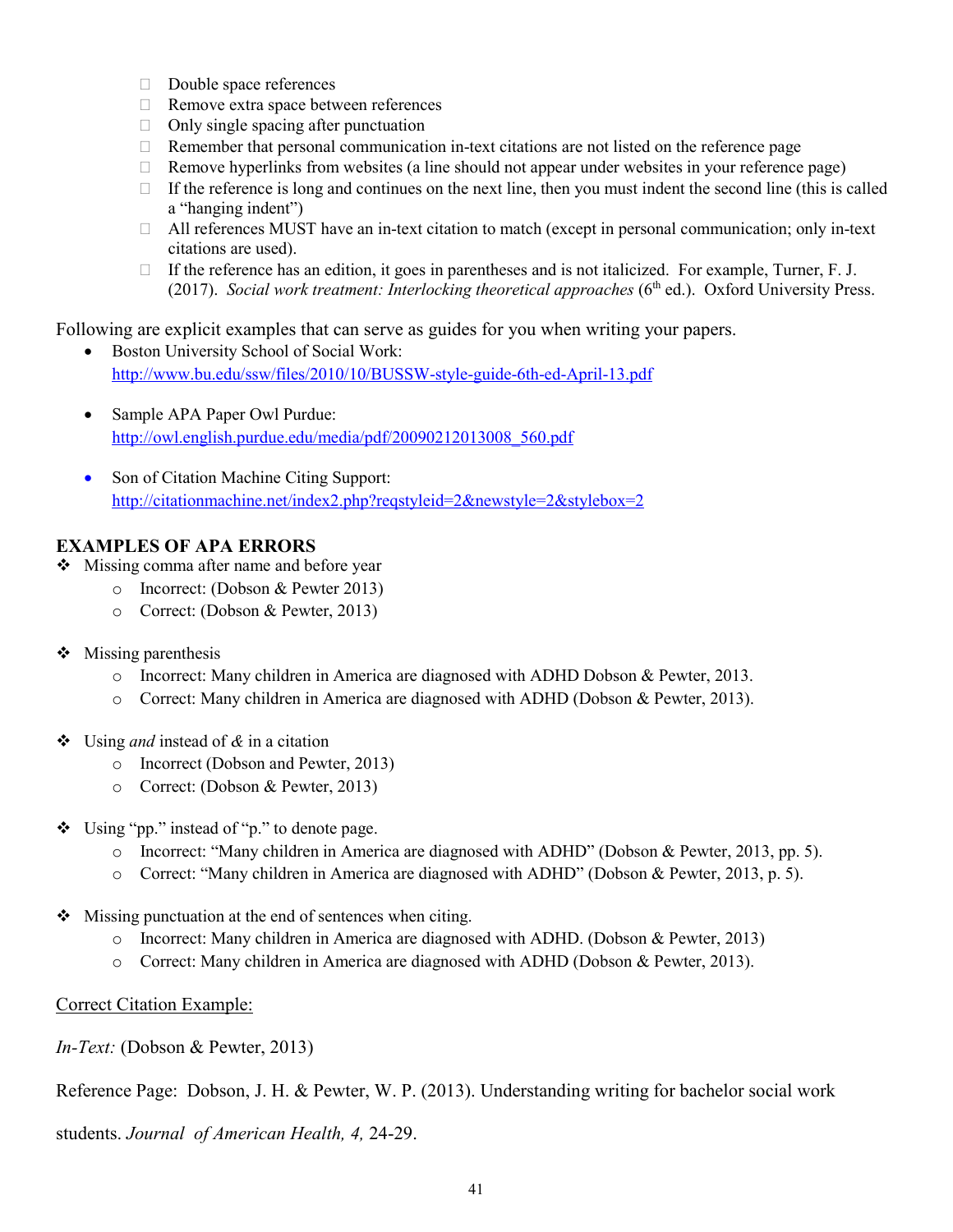- Double space references
- Remove extra space between references
- Only single spacing after punctuation
- Remember that personal communication in-text citations are not listed on the reference page
- Remove hyperlinks from websites (a line should not appear under websites in your reference page)
- If the reference is long and continues on the next line, then you must indent the second line (this is called a "hanging indent")
- All references MUST have an in-text citation to match (except in personal communication; only in-text citations are used).
- If the reference has an edition, it goes in parentheses and is not italicized. For example, Turner, F. J. (2017). *Social work treatment: Interlocking theoretical approaches* (6th ed.). Oxford University Press.

Following are explicit examples that can serve as guides for you when writing your papers.

- Boston University School of Social Work: http://www.bu.edu/ssw/files/2010/10/BUSSW-style-guide-6th-ed-April-13.pdf
- Sample APA Paper Owl Purdue: http://owl.english.purdue.edu/media/pdf/20090212013008_560.pdf
- Son of Citation Machine Citing Support: http://citationmachine.net/index2.php?reqstyleid=2&newstyle=2&stylebox=2

## EXAMPLES OF APA ERRORS

- Missing comma after name and before year
  - Incorrect: (Dobson & Pewter 2013)
  - Correct: (Dobson & Pewter, 2013)
- Missing parenthesis
  - Incorrect: Many children in America are diagnosed with ADHD Dobson & Pewter, 2013.
  - Correct: Many children in America are diagnosed with ADHD (Dobson & Pewter, 2013).
- Using *and* instead of *&* in a citation
  - Incorrect (Dobson and Pewter, 2013)
  - Correct: (Dobson & Pewter, 2013)
- Using "pp." instead of "p." to denote page.
  - Incorrect: "Many children in America are diagnosed with ADHD" (Dobson & Pewter, 2013, pp. 5).
  - Correct: "Many children in America are diagnosed with ADHD" (Dobson & Pewter, 2013, p. 5).
- Missing punctuation at the end of sentences when citing.
  - Incorrect: Many children in America are diagnosed with ADHD. (Dobson & Pewter, 2013)
  - Correct: Many children in America are diagnosed with ADHD (Dobson & Pewter, 2013).

<u>Correct Citation Example:</u>

*In-Text:* (Dobson & Pewter, 2013)

Reference Page: Dobson, J. H. & Pewter, W. P. (2013). Understanding writing for bachelor social work students. *Journal of American Health, 4,* 24-29.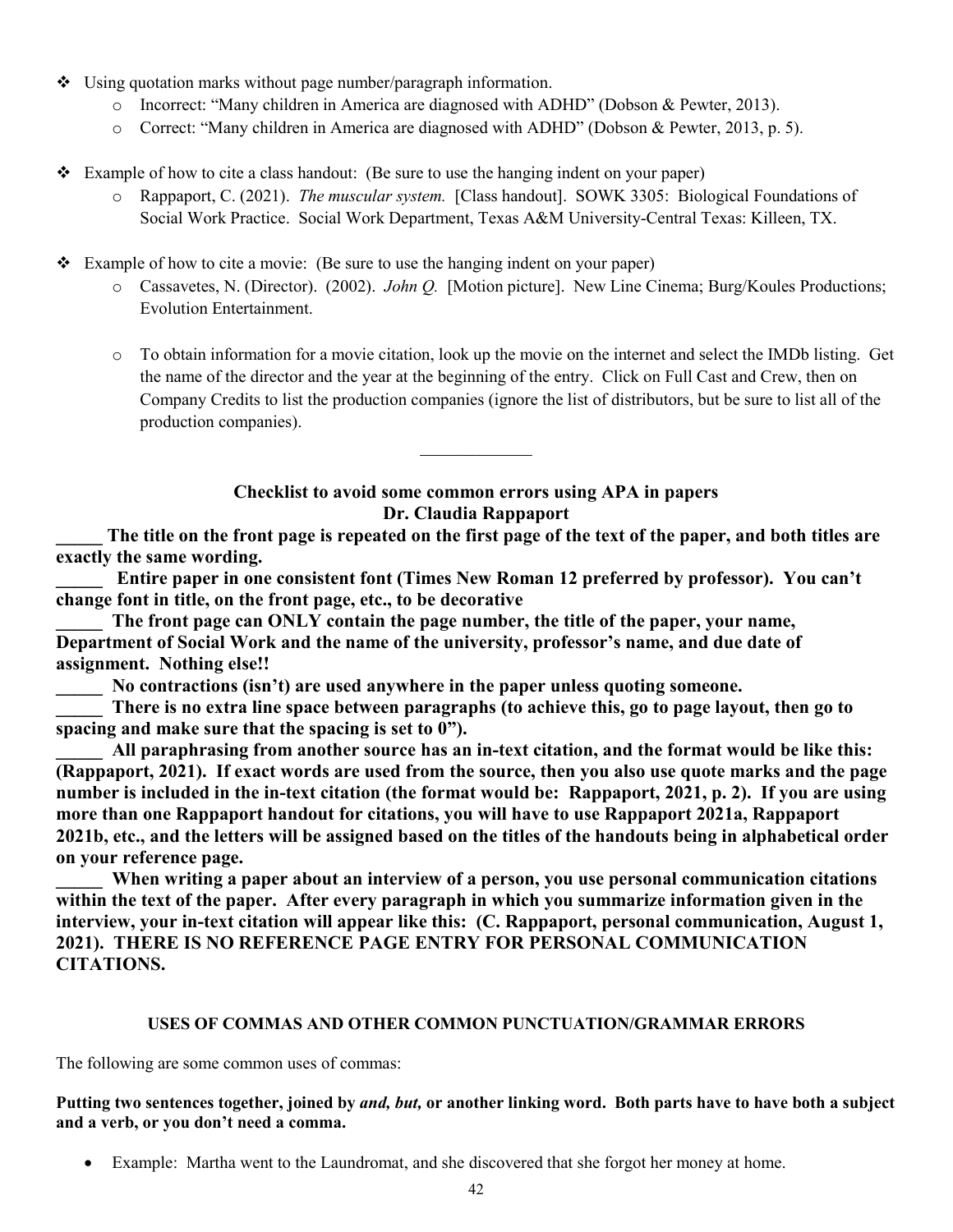- Using quotation marks without page number/paragraph information.
  - Incorrect: "Many children in America are diagnosed with ADHD" (Dobson & Pewter, 2013).
  - Correct: "Many children in America are diagnosed with ADHD" (Dobson & Pewter, 2013, p. 5).

- Example of how to cite a class handout: (Be sure to use the hanging indent on your paper)
  - Rappaport, C. (2021). *The muscular system.* [Class handout]. SOWK 3305: Biological Foundations of Social Work Practice. Social Work Department, Texas A&M University-Central Texas: Killeen, TX.

- Example of how to cite a movie: (Be sure to use the hanging indent on your paper)
  - Cassavetes, N. (Director). (2002). *John Q.* [Motion picture]. New Line Cinema; Burg/Koules Productions; Evolution Entertainment.

  - To obtain information for a movie citation, look up the movie on the internet and select the IMDb listing. Get the name of the director and the year at the beginning of the entry. Click on Full Cast and Crew, then on Company Credits to list the production companies (ignore the list of distributors, but be sure to list all of the production companies).

---

**Checklist to avoid some common errors using APA in papers**
**Dr. Claudia Rappaport**

**_____ The title on the front page is repeated on the first page of the text of the paper, and both titles are exactly the same wording.**

**_____ Entire paper in one consistent font (Times New Roman 12 preferred by professor). You can't change font in title, on the front page, etc., to be decorative**

**_____ The front page can ONLY contain the page number, the title of the paper, your name, Department of Social Work and the name of the university, professor's name, and due date of assignment. Nothing else!!**

**_____ No contractions (isn't) are used anywhere in the paper unless quoting someone.**

**_____ There is no extra line space between paragraphs (to achieve this, go to page layout, then go to spacing and make sure that the spacing is set to 0").**

**_____ All paraphrasing from another source has an in-text citation, and the format would be like this: (Rappaport, 2021). If exact words are used from the source, then you also use quote marks and the page number is included in the in-text citation (the format would be: Rappaport, 2021, p. 2). If you are using more than one Rappaport handout for citations, you will have to use Rappaport 2021a, Rappaport 2021b, etc., and the letters will be assigned based on the titles of the handouts being in alphabetical order on your reference page.**

**_____ When writing a paper about an interview of a person, you use personal communication citations within the text of the paper. After every paragraph in which you summarize information given in the interview, your in-text citation will appear like this: (C. Rappaport, personal communication, August 1, 2021). THERE IS NO REFERENCE PAGE ENTRY FOR PERSONAL COMMUNICATION CITATIONS.**

**USES OF COMMAS AND OTHER COMMON PUNCTUATION/GRAMMAR ERRORS**

The following are some common uses of commas:

**Putting two sentences together, joined by *and, but,* or another linking word. Both parts have to have both a subject and a verb, or you don't need a comma.**

- Example: Martha went to the Laundromat, and she discovered that she forgot her money at home.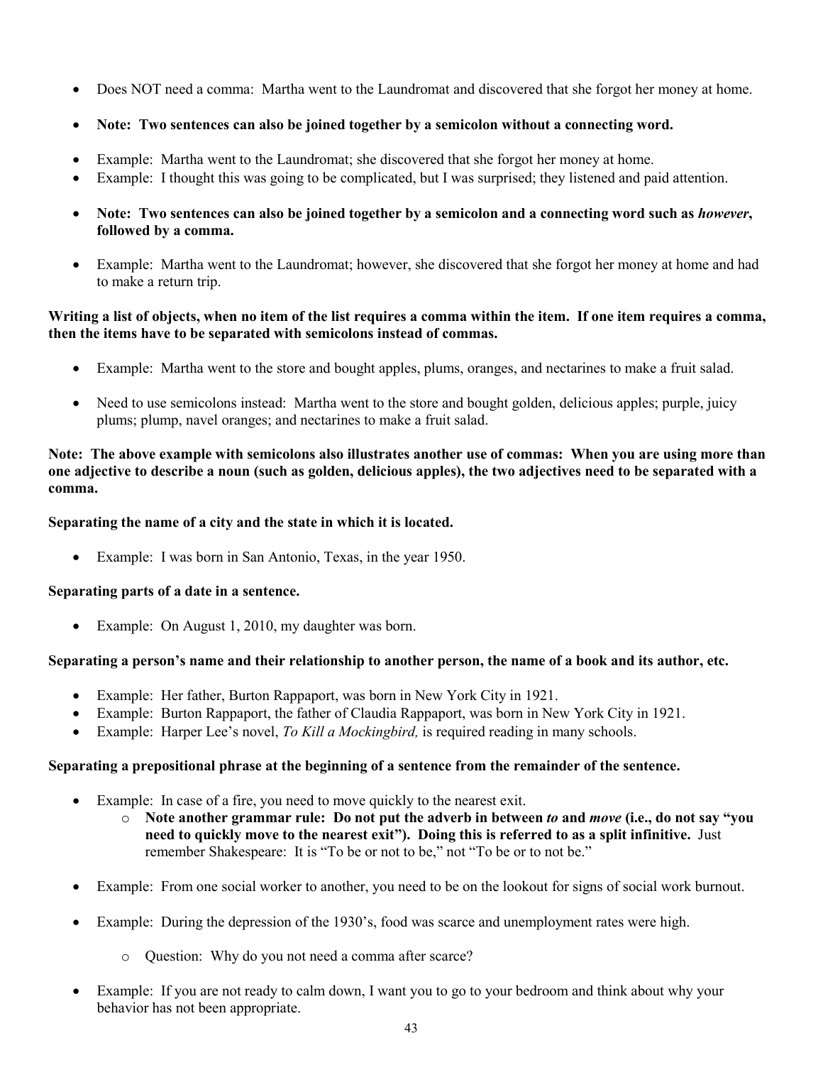- Does NOT need a comma: Martha went to the Laundromat and discovered that she forgot her money at home.
- **Note: Two sentences can also be joined together by a semicolon without a connecting word.**
- Example: Martha went to the Laundromat; she discovered that she forgot her money at home.
- Example: I thought this was going to be complicated, but I was surprised; they listened and paid attention.
- **Note: Two sentences can also be joined together by a semicolon and a connecting word such as *however*, followed by a comma.**
- Example: Martha went to the Laundromat; however, she discovered that she forgot her money at home and had to make a return trip.

**Writing a list of objects, when no item of the list requires a comma within the item. If one item requires a comma, then the items have to be separated with semicolons instead of commas.**

- Example: Martha went to the store and bought apples, plums, oranges, and nectarines to make a fruit salad.
- Need to use semicolons instead: Martha went to the store and bought golden, delicious apples; purple, juicy plums; plump, navel oranges; and nectarines to make a fruit salad.

**Note: The above example with semicolons also illustrates another use of commas: When you are using more than one adjective to describe a noun (such as golden, delicious apples), the two adjectives need to be separated with a comma.**

**Separating the name of a city and the state in which it is located.**

- Example: I was born in San Antonio, Texas, in the year 1950.

**Separating parts of a date in a sentence.**

- Example: On August 1, 2010, my daughter was born.

**Separating a person's name and their relationship to another person, the name of a book and its author, etc.**

- Example: Her father, Burton Rappaport, was born in New York City in 1921.
- Example: Burton Rappaport, the father of Claudia Rappaport, was born in New York City in 1921.
- Example: Harper Lee's novel, *To Kill a Mockingbird,* is required reading in many schools.

**Separating a prepositional phrase at the beginning of a sentence from the remainder of the sentence.**

- Example: In case of a fire, you need to move quickly to the nearest exit.
  - **Note another grammar rule: Do not put the adverb in between *to* and *move* (i.e., do not say "you need to quickly move to the nearest exit"). Doing this is referred to as a split infinitive.** Just remember Shakespeare: It is "To be or not to be," not "To be or to not be."
- Example: From one social worker to another, you need to be on the lookout for signs of social work burnout.
- Example: During the depression of the 1930's, food was scarce and unemployment rates were high.
  - Question: Why do you not need a comma after scarce?
- Example: If you are not ready to calm down, I want you to go to your bedroom and think about why your behavior has not been appropriate.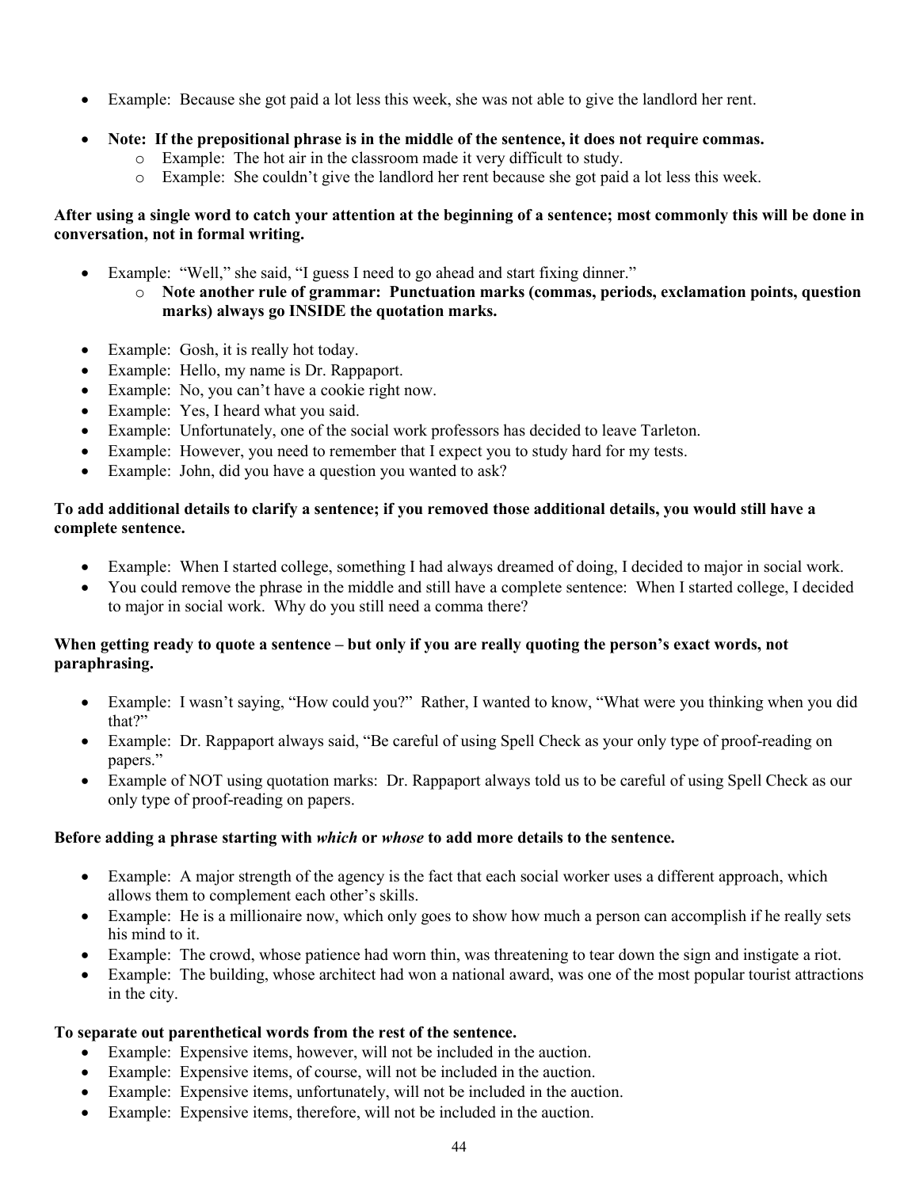- Example: Because she got paid a lot less this week, she was not able to give the landlord her rent.

- **Note: If the prepositional phrase is in the middle of the sentence, it does not require commas.**
  - Example: The hot air in the classroom made it very difficult to study.
  - Example: She couldn't give the landlord her rent because she got paid a lot less this week.

**After using a single word to catch your attention at the beginning of a sentence; most commonly this will be done in conversation, not in formal writing.**

- Example: "Well," she said, "I guess I need to go ahead and start fixing dinner."
  - **Note another rule of grammar: Punctuation marks (commas, periods, exclamation points, question marks) always go INSIDE the quotation marks.**

- Example: Gosh, it is really hot today.
- Example: Hello, my name is Dr. Rappaport.
- Example: No, you can't have a cookie right now.
- Example: Yes, I heard what you said.
- Example: Unfortunately, one of the social work professors has decided to leave Tarleton.
- Example: However, you need to remember that I expect you to study hard for my tests.
- Example: John, did you have a question you wanted to ask?

**To add additional details to clarify a sentence; if you removed those additional details, you would still have a complete sentence.**

- Example: When I started college, something I had always dreamed of doing, I decided to major in social work.
- You could remove the phrase in the middle and still have a complete sentence: When I started college, I decided to major in social work. Why do you still need a comma there?

**When getting ready to quote a sentence – but only if you are really quoting the person's exact words, not paraphrasing.**

- Example: I wasn't saying, "How could you?" Rather, I wanted to know, "What were you thinking when you did that?"
- Example: Dr. Rappaport always said, "Be careful of using Spell Check as your only type of proof-reading on papers."
- Example of NOT using quotation marks: Dr. Rappaport always told us to be careful of using Spell Check as our only type of proof-reading on papers.

**Before adding a phrase starting with *which* or *whose* to add more details to the sentence.**

- Example: A major strength of the agency is the fact that each social worker uses a different approach, which allows them to complement each other's skills.
- Example: He is a millionaire now, which only goes to show how much a person can accomplish if he really sets his mind to it.
- Example: The crowd, whose patience had worn thin, was threatening to tear down the sign and instigate a riot.
- Example: The building, whose architect had won a national award, was one of the most popular tourist attractions in the city.

**To separate out parenthetical words from the rest of the sentence.**

- Example: Expensive items, however, will not be included in the auction.
- Example: Expensive items, of course, will not be included in the auction.
- Example: Expensive items, unfortunately, will not be included in the auction.
- Example: Expensive items, therefore, will not be included in the auction.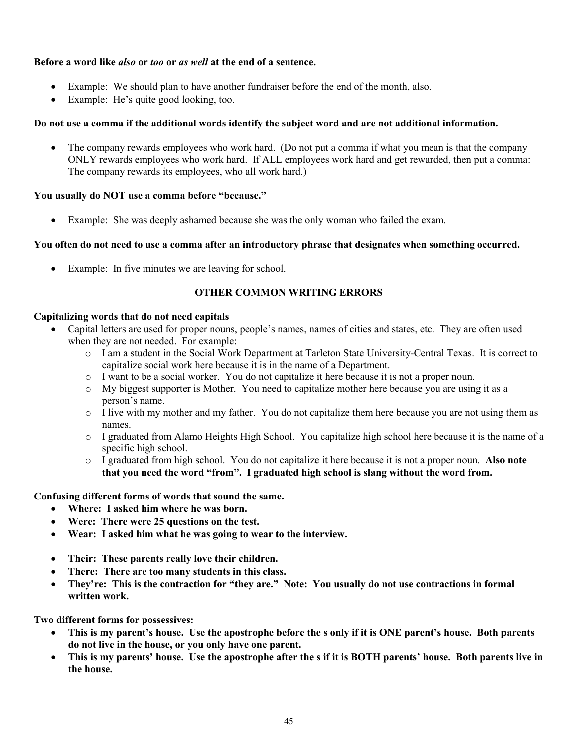**Before a word like *also* or *too* or *as well* at the end of a sentence.**

- Example: We should plan to have another fundraiser before the end of the month, also.
- Example: He's quite good looking, too.

**Do not use a comma if the additional words identify the subject word and are not additional information.**

- The company rewards employees who work hard. (Do not put a comma if what you mean is that the company ONLY rewards employees who work hard. If ALL employees work hard and get rewarded, then put a comma: The company rewards its employees, who all work hard.)

**You usually do NOT use a comma before "because."**

- Example: She was deeply ashamed because she was the only woman who failed the exam.

**You often do not need to use a comma after an introductory phrase that designates when something occurred.**

- Example: In five minutes we are leaving for school.

## OTHER COMMON WRITING ERRORS

**Capitalizing words that do not need capitals**

- Capital letters are used for proper nouns, people's names, names of cities and states, etc. They are often used when they are not needed. For example:
  - I am a student in the Social Work Department at Tarleton State University-Central Texas. It is correct to capitalize social work here because it is in the name of a Department.
  - I want to be a social worker. You do not capitalize it here because it is not a proper noun.
  - My biggest supporter is Mother. You need to capitalize mother here because you are using it as a person's name.
  - I live with my mother and my father. You do not capitalize them here because you are not using them as names.
  - I graduated from Alamo Heights High School. You capitalize high school here because it is the name of a specific high school.
  - I graduated from high school. You do not capitalize it here because it is not a proper noun. **Also note that you need the word "from". I graduated high school is slang without the word from.**

**Confusing different forms of words that sound the same.**

- **Where: I asked him where he was born.**
- **Were: There were 25 questions on the test.**
- **Wear: I asked him what he was going to wear to the interview.**

- **Their: These parents really love their children.**
- **There: There are too many students in this class.**
- **They're: This is the contraction for "they are." Note: You usually do not use contractions in formal written work.**

**Two different forms for possessives:**

- **This is my parent's house. Use the apostrophe before the s only if it is ONE parent's house. Both parents do not live in the house, or you only have one parent.**
- **This is my parents' house. Use the apostrophe after the s if it is BOTH parents' house. Both parents live in the house.**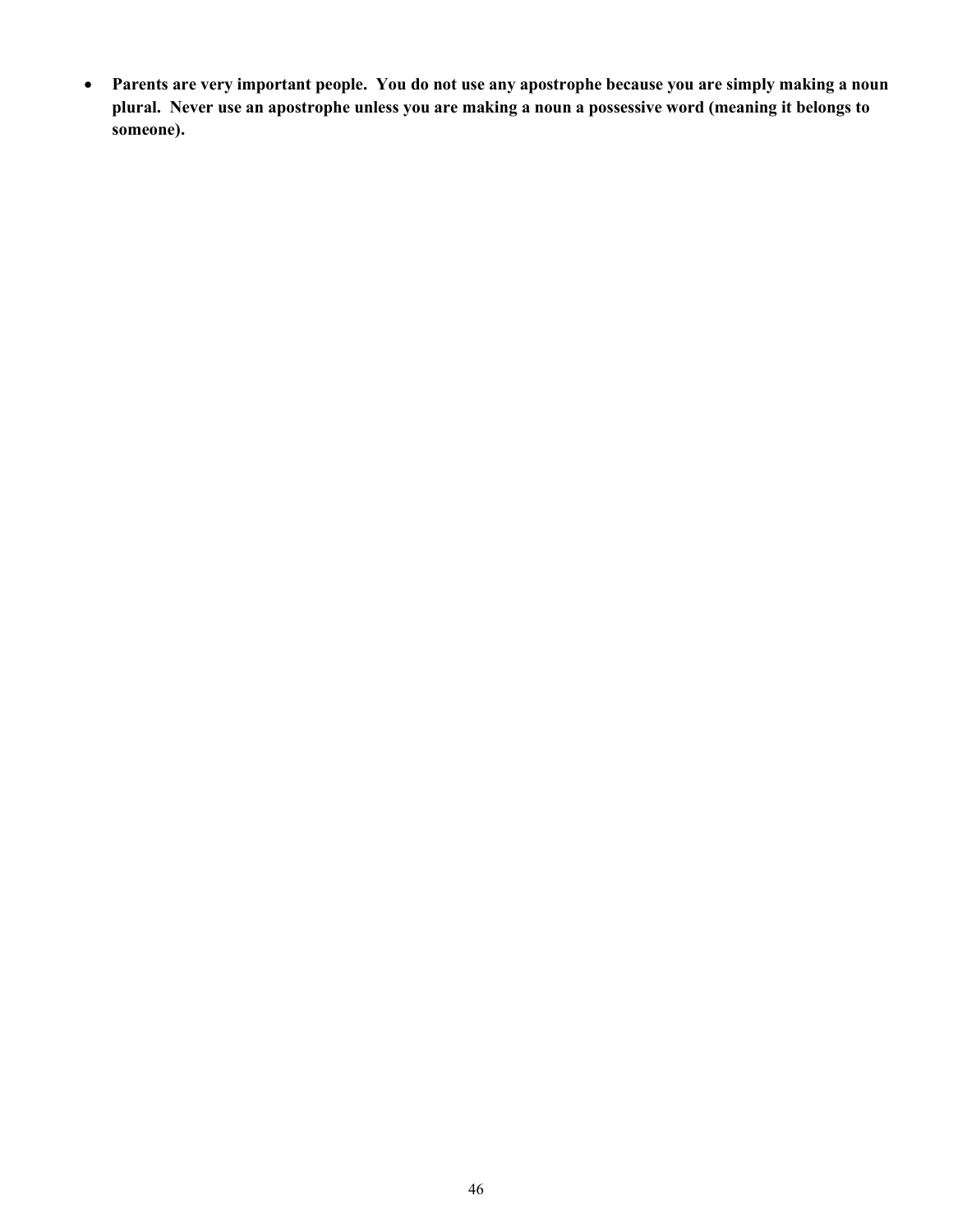- **Parents are very important people. You do not use any apostrophe because you are simply making a noun plural. Never use an apostrophe unless you are making a noun a possessive word (meaning it belongs to someone).**